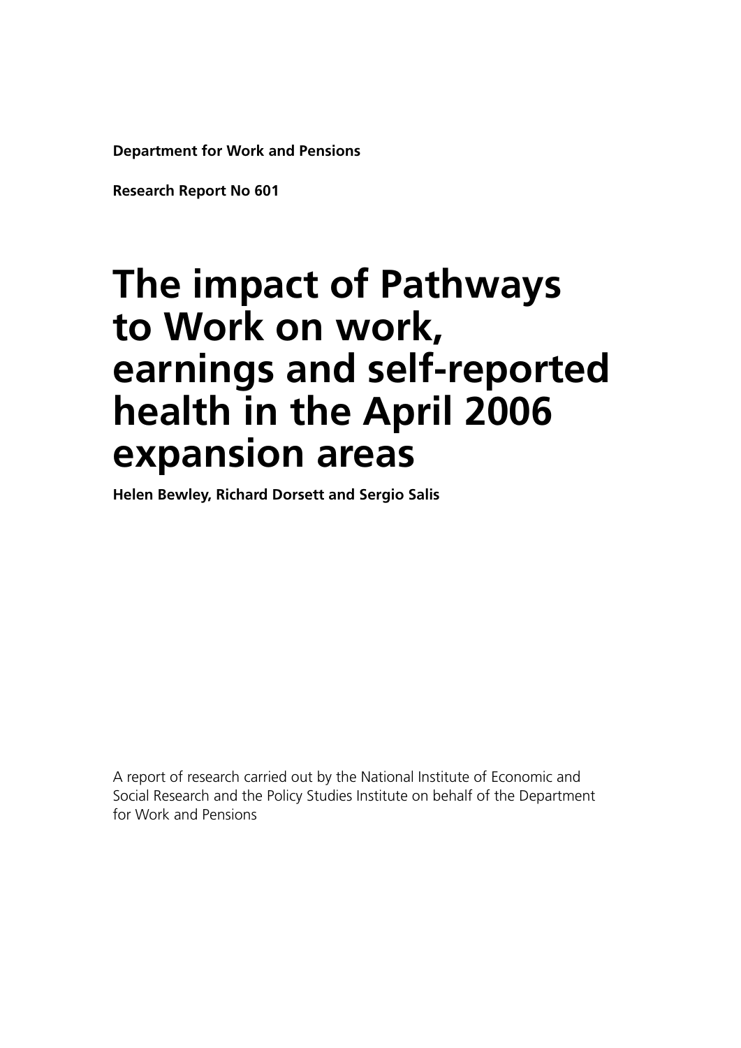**Department for Work and Pensions**

**Research Report No 601**

# The impact of Pathways to Work on work, earnings and self-reported health in the April 2006 expansion areas

**Helen Bewley, Richard Dorsett and Sergio Salis**

A report of research carried out by the National Institute of Economic and Social Research and the Policy Studies Institute on behalf of the Department for Work and Pensions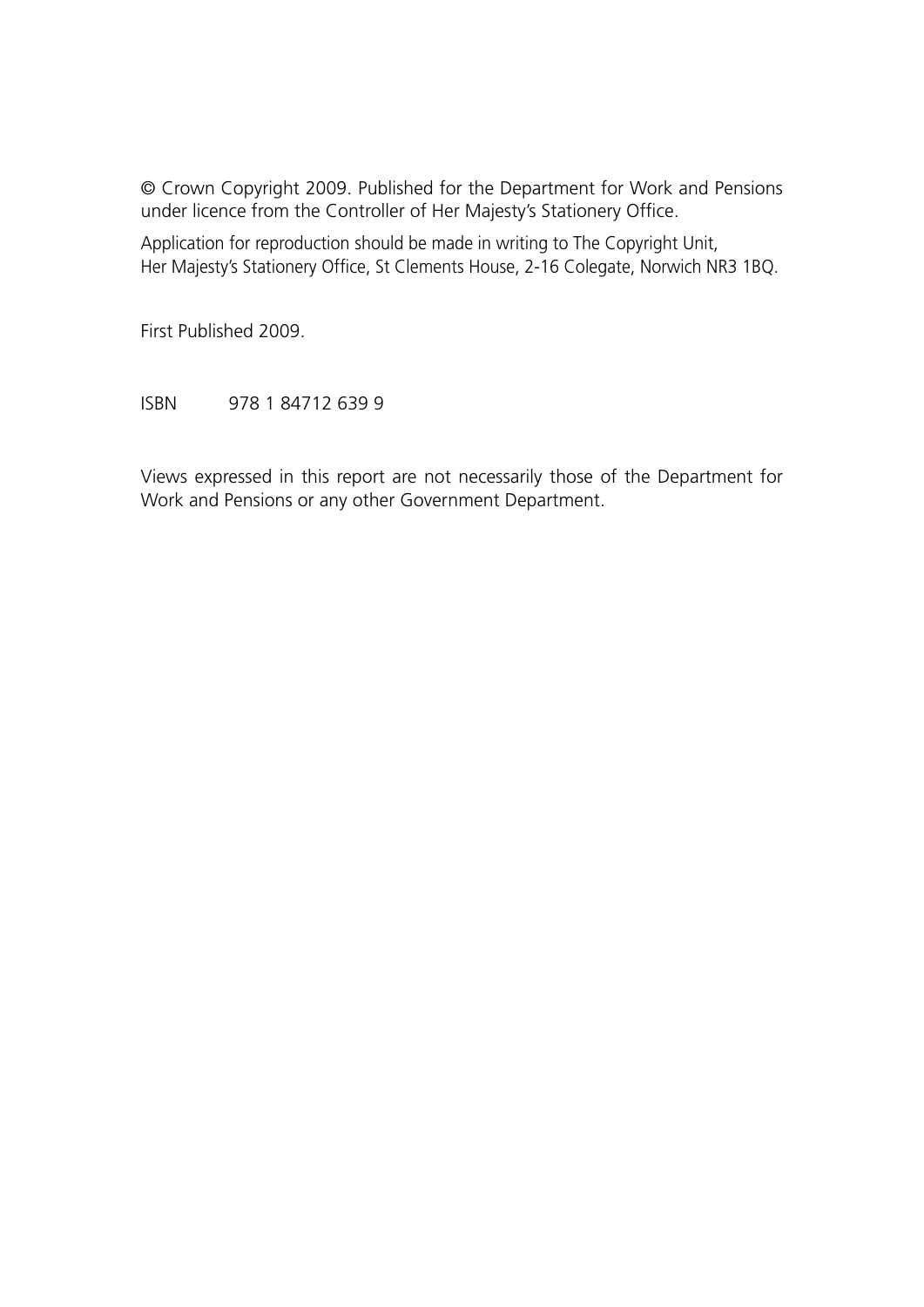© Crown Copyright 2009. Published for the Department for Work and Pensions under licence from the Controller of Her Majesty's Stationery Office.

Application for reproduction should be made in writing to The Copyright Unit, Her Majesty's Stationery Office, St Clements House, 2-16 Colegate, Norwich NR3 1BQ.

First Published 2009.

ISBN 978 1 84712 639 9

Views expressed in this report are not necessarily those of the Department for Work and Pensions or any other Government Department.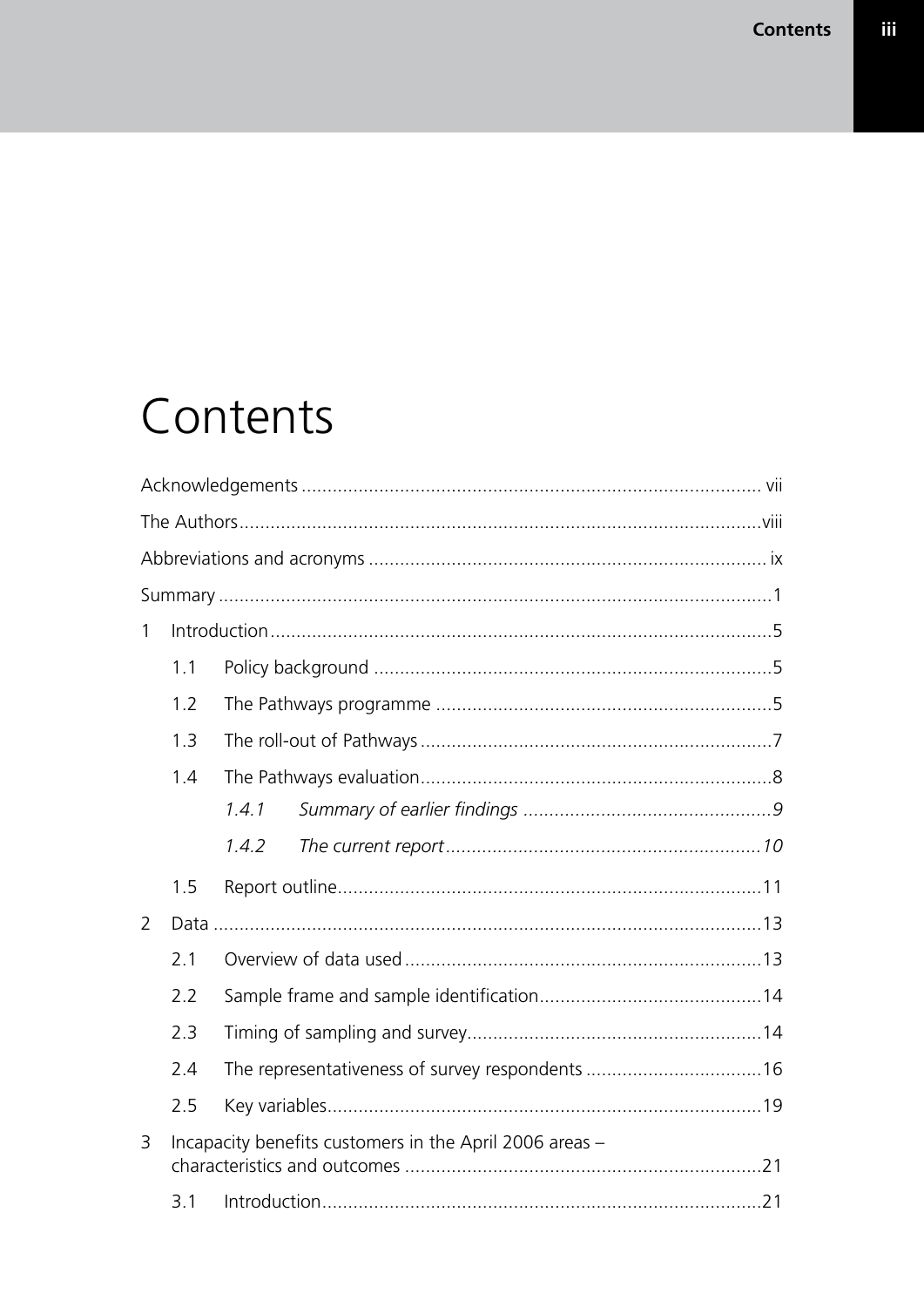# Contents

Acknowledgements ........................................................................................ vii

The Authors ....................................................................................................viii

Abbreviations and acronyms ............................................................................ ix

Summary ..........................................................................................................1

1 Introduction ................................................................................................5

- 1.1 Policy background ............................................................................5
- 1.2 The Pathways programme .................................................................5
- 1.3 The roll-out of Pathways ....................................................................7
- 1.4 The Pathways evaluation ....................................................................8
  - *1.4.1 Summary of earlier findings ................................................9*
  - *1.4.2 The current report .............................................................10*
- 1.5 Report outline ..................................................................................11

2 Data .........................................................................................................13

- 2.1 Overview of data used .....................................................................13
- 2.2 Sample frame and sample identification ...........................................14
- 2.3 Timing of sampling and survey .........................................................14
- 2.4 The representativeness of survey respondents ..................................16
- 2.5 Key variables ....................................................................................19

3 Incapacity benefits customers in the April 2006 areas – characteristics and outcomes .....................................................................21

- 3.1 Introduction .....................................................................................21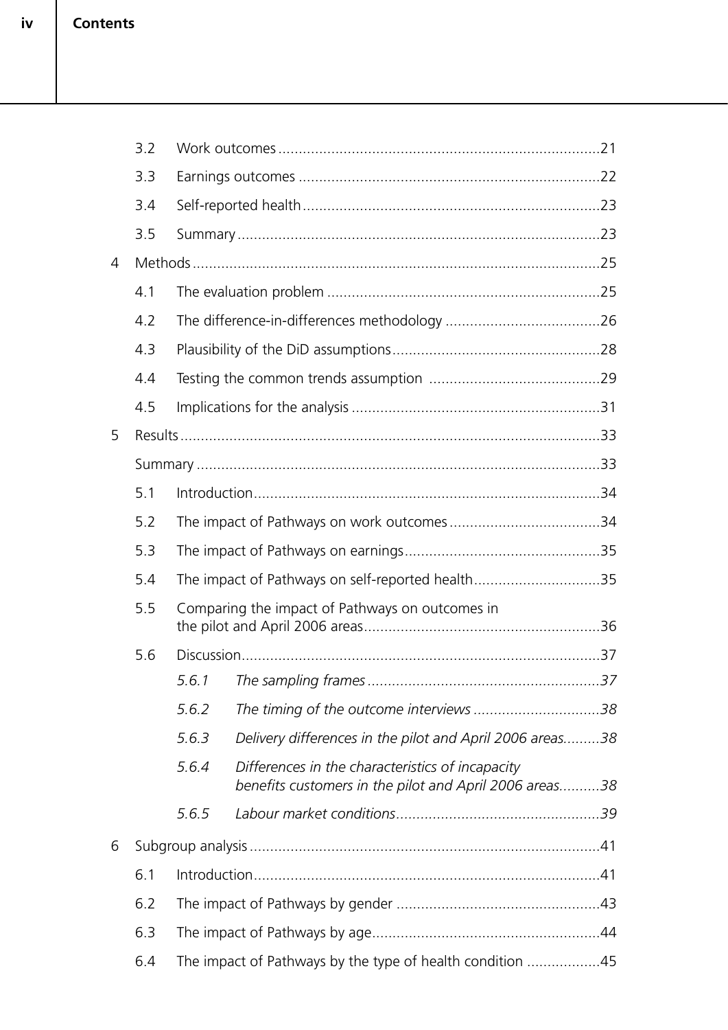3.2 Work outcomes ............................................................................21

3.3 Earnings outcomes ........................................................................22

3.4 Self-reported health.......................................................................23

3.5 Summary.......................................................................................23

4 Methods..................................................................................................25

4.1 The evaluation problem .................................................................25

4.2 The difference-in-differences methodology .....................................26

4.3 Plausibility of the DiD assumptions..................................................28

4.4 Testing the common trends assumption .........................................29

4.5 Implications for the analysis ...........................................................31

5 Results.....................................................................................................33

Summary ...................................................................................................33

5.1 Introduction...................................................................................34

5.2 The impact of Pathways on work outcomes ....................................34

5.3 The impact of Pathways on earnings...............................................35

5.4 The impact of Pathways on self-reported health..............................35

5.5 Comparing the impact of Pathways on outcomes in the pilot and April 2006 areas.........................................................36

5.6 Discussion......................................................................................37

*5.6.1 The sampling frames .......................................................37*

*5.6.2 The timing of the outcome interviews ..............................38*

*5.6.3 Delivery differences in the pilot and April 2006 areas.........38*

*5.6.4 Differences in the characteristics of incapacity benefits customers in the pilot and April 2006 areas..........38*

*5.6.5 Labour market conditions.................................................39*

6 Subgroup analysis .....................................................................................41

6.1 Introduction...................................................................................41

6.2 The impact of Pathways by gender .................................................43

6.3 The impact of Pathways by age.......................................................44

6.4 The impact of Pathways by the type of health condition .................45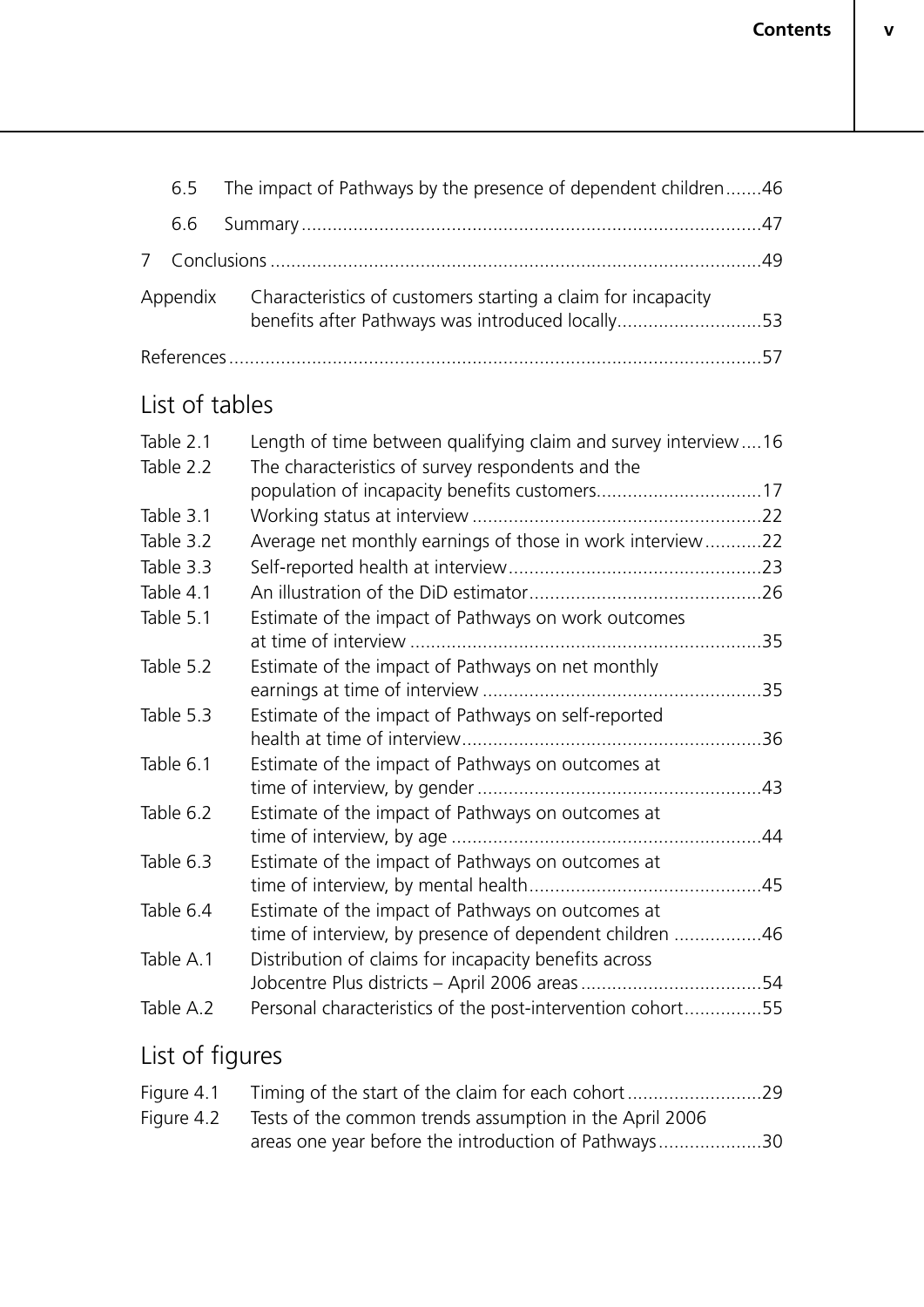6.5 The impact of Pathways by the presence of dependent children .......46

6.6 Summary .......47

7 Conclusions .......49

Appendix Characteristics of customers starting a claim for incapacity benefits after Pathways was introduced locally .......53

References .......57

## List of tables

Table 2.1 Length of time between qualifying claim and survey interview .......16
Table 2.2 The characteristics of survey respondents and the population of incapacity benefits customers .......17
Table 3.1 Working status at interview .......22
Table 3.2 Average net monthly earnings of those in work interview .......22
Table 3.3 Self-reported health at interview .......23
Table 4.1 An illustration of the DiD estimator .......26
Table 5.1 Estimate of the impact of Pathways on work outcomes at time of interview .......35
Table 5.2 Estimate of the impact of Pathways on net monthly earnings at time of interview .......35
Table 5.3 Estimate of the impact of Pathways on self-reported health at time of interview .......36
Table 6.1 Estimate of the impact of Pathways on outcomes at time of interview, by gender .......43
Table 6.2 Estimate of the impact of Pathways on outcomes at time of interview, by age .......44
Table 6.3 Estimate of the impact of Pathways on outcomes at time of interview, by mental health .......45
Table 6.4 Estimate of the impact of Pathways on outcomes at time of interview, by presence of dependent children .......46
Table A.1 Distribution of claims for incapacity benefits across Jobcentre Plus districts – April 2006 areas .......54
Table A.2 Personal characteristics of the post-intervention cohort .......55

## List of figures

Figure 4.1 Timing of the start of the claim for each cohort .......29
Figure 4.2 Tests of the common trends assumption in the April 2006 areas one year before the introduction of Pathways .......30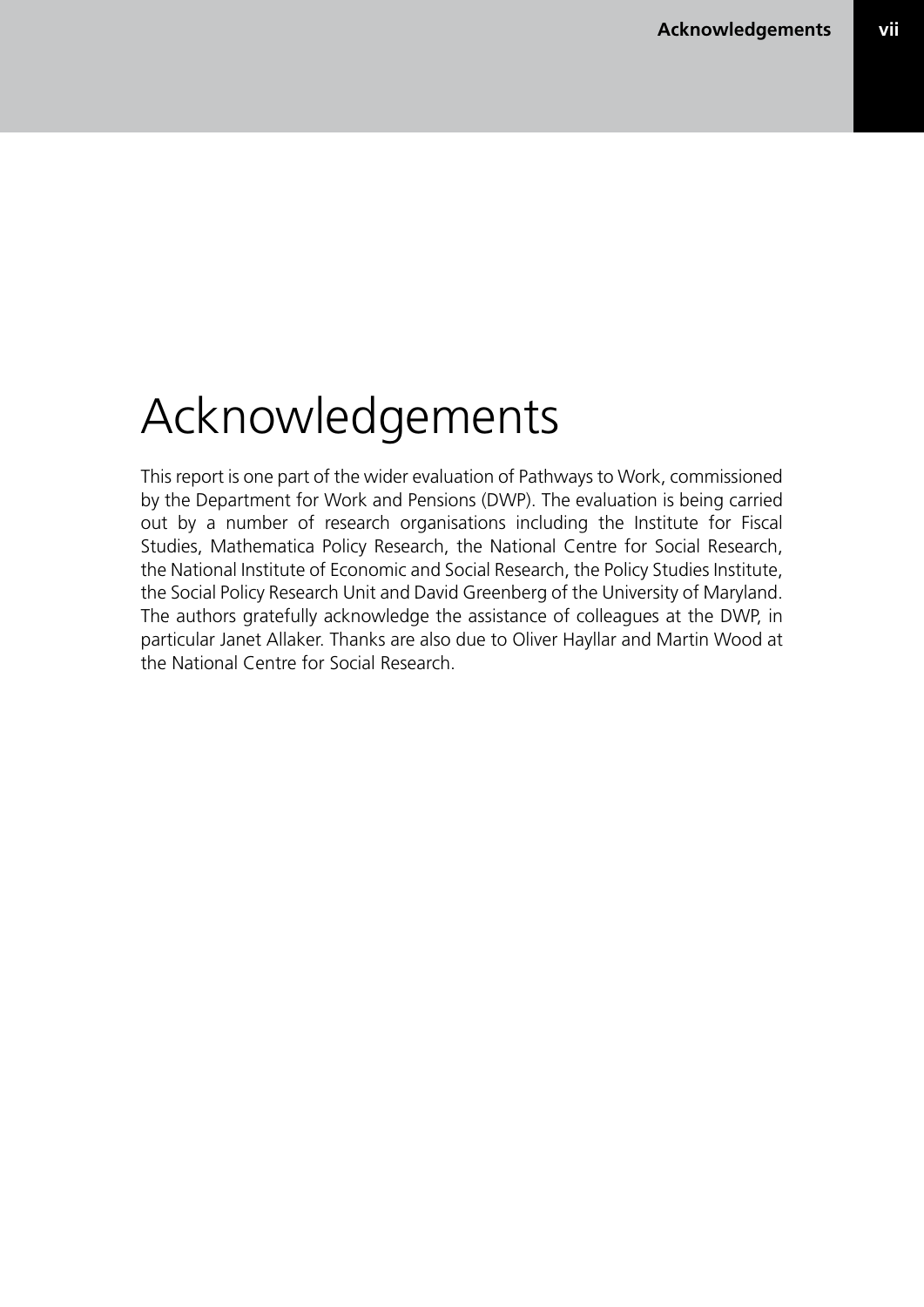# Acknowledgements

This report is one part of the wider evaluation of Pathways to Work, commissioned by the Department for Work and Pensions (DWP). The evaluation is being carried out by a number of research organisations including the Institute for Fiscal Studies, Mathematica Policy Research, the National Centre for Social Research, the National Institute of Economic and Social Research, the Policy Studies Institute, the Social Policy Research Unit and David Greenberg of the University of Maryland. The authors gratefully acknowledge the assistance of colleagues at the DWP, in particular Janet Allaker. Thanks are also due to Oliver Hayllar and Martin Wood at the National Centre for Social Research.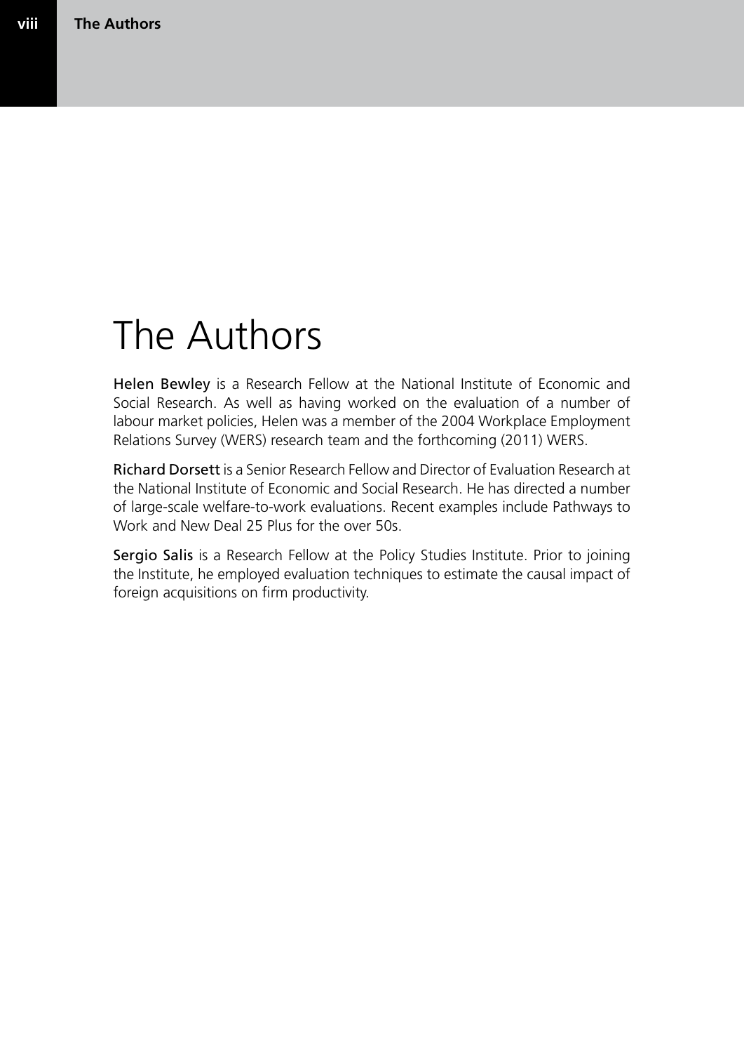# The Authors

**Helen Bewley** is a Research Fellow at the National Institute of Economic and Social Research. As well as having worked on the evaluation of a number of labour market policies, Helen was a member of the 2004 Workplace Employment Relations Survey (WERS) research team and the forthcoming (2011) WERS.

**Richard Dorsett** is a Senior Research Fellow and Director of Evaluation Research at the National Institute of Economic and Social Research. He has directed a number of large-scale welfare-to-work evaluations. Recent examples include Pathways to Work and New Deal 25 Plus for the over 50s.

**Sergio Salis** is a Research Fellow at the Policy Studies Institute. Prior to joining the Institute, he employed evaluation techniques to estimate the causal impact of foreign acquisitions on firm productivity.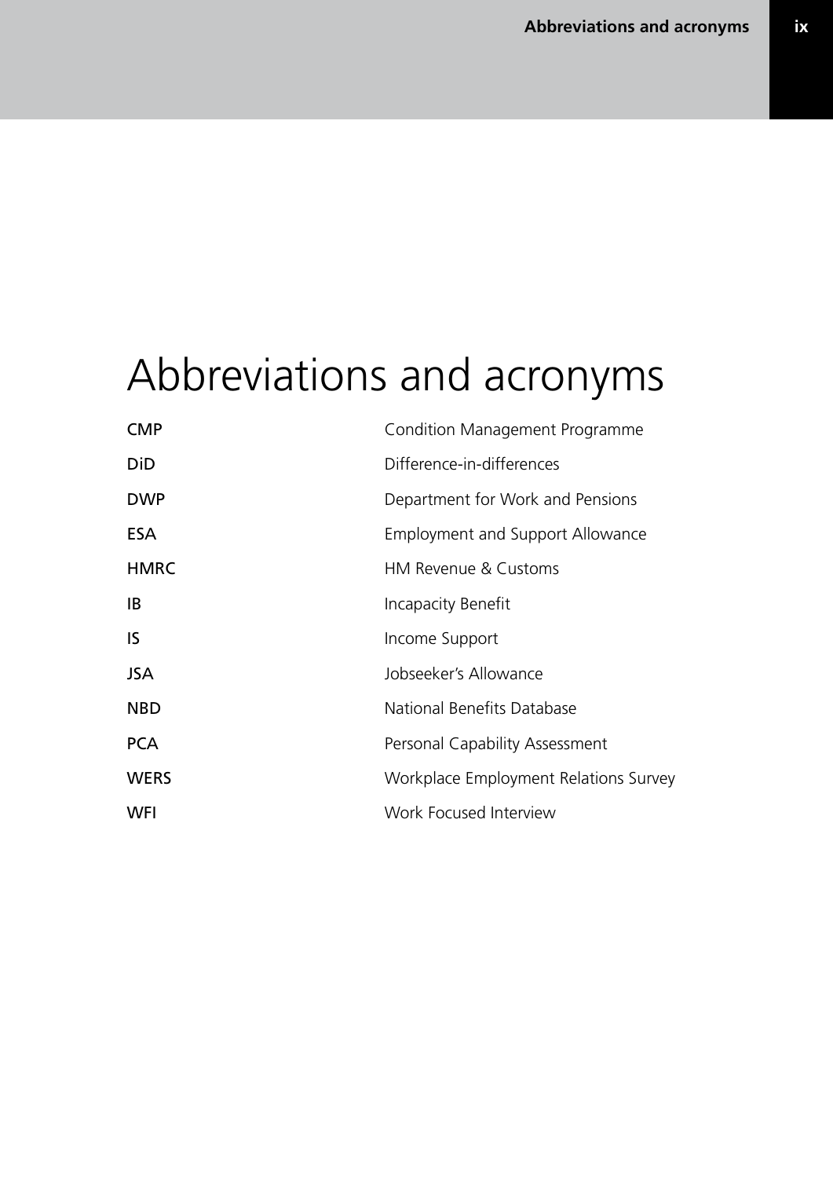# Abbreviations and acronyms

| | |
|---|---|
| CMP | Condition Management Programme |
| DiD | Difference-in-differences |
| DWP | Department for Work and Pensions |
| ESA | Employment and Support Allowance |
| HMRC | HM Revenue & Customs |
| IB | Incapacity Benefit |
| IS | Income Support |
| JSA | Jobseeker's Allowance |
| NBD | National Benefits Database |
| PCA | Personal Capability Assessment |
| WERS | Workplace Employment Relations Survey |
| WFI | Work Focused Interview |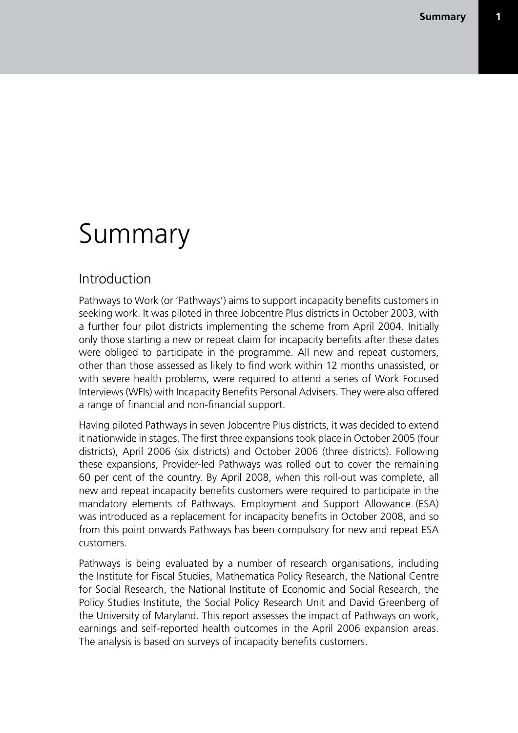# Summary

## Introduction

Pathways to Work (or 'Pathways') aims to support incapacity benefits customers in seeking work. It was piloted in three Jobcentre Plus districts in October 2003, with a further four pilot districts implementing the scheme from April 2004. Initially only those starting a new or repeat claim for incapacity benefits after these dates were obliged to participate in the programme. All new and repeat customers, other than those assessed as likely to find work within 12 months unassisted, or with severe health problems, were required to attend a series of Work Focused Interviews (WFIs) with Incapacity Benefits Personal Advisers. They were also offered a range of financial and non-financial support.

Having piloted Pathways in seven Jobcentre Plus districts, it was decided to extend it nationwide in stages. The first three expansions took place in October 2005 (four districts), April 2006 (six districts) and October 2006 (three districts). Following these expansions, Provider-led Pathways was rolled out to cover the remaining 60 per cent of the country. By April 2008, when this roll-out was complete, all new and repeat incapacity benefits customers were required to participate in the mandatory elements of Pathways. Employment and Support Allowance (ESA) was introduced as a replacement for incapacity benefits in October 2008, and so from this point onwards Pathways has been compulsory for new and repeat ESA customers.

Pathways is being evaluated by a number of research organisations, including the Institute for Fiscal Studies, Mathematica Policy Research, the National Centre for Social Research, the National Institute of Economic and Social Research, the Policy Studies Institute, the Social Policy Research Unit and David Greenberg of the University of Maryland. This report assesses the impact of Pathways on work, earnings and self-reported health outcomes in the April 2006 expansion areas. The analysis is based on surveys of incapacity benefits customers.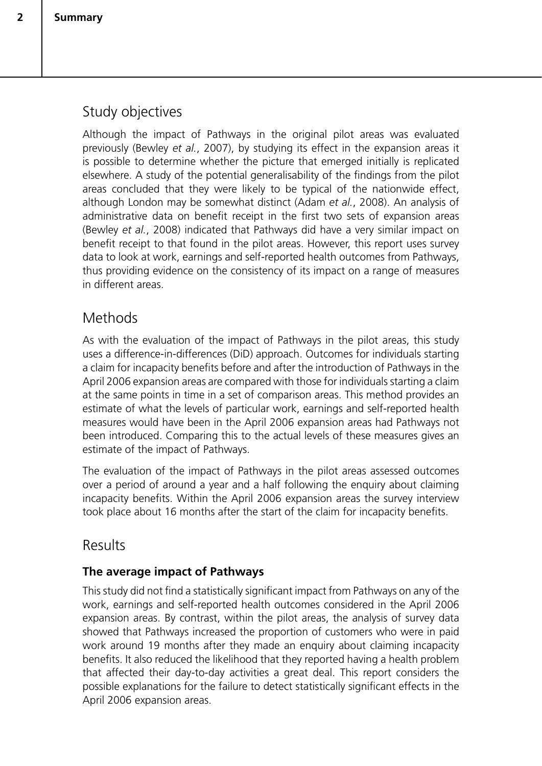## Study objectives

Although the impact of Pathways in the original pilot areas was evaluated previously (Bewley *et al.*, 2007), by studying its effect in the expansion areas it is possible to determine whether the picture that emerged initially is replicated elsewhere. A study of the potential generalisability of the findings from the pilot areas concluded that they were likely to be typical of the nationwide effect, although London may be somewhat distinct (Adam *et al.*, 2008). An analysis of administrative data on benefit receipt in the first two sets of expansion areas (Bewley *et al.*, 2008) indicated that Pathways did have a very similar impact on benefit receipt to that found in the pilot areas. However, this report uses survey data to look at work, earnings and self-reported health outcomes from Pathways, thus providing evidence on the consistency of its impact on a range of measures in different areas.

## Methods

As with the evaluation of the impact of Pathways in the pilot areas, this study uses a difference-in-differences (DiD) approach. Outcomes for individuals starting a claim for incapacity benefits before and after the introduction of Pathways in the April 2006 expansion areas are compared with those for individuals starting a claim at the same points in time in a set of comparison areas. This method provides an estimate of what the levels of particular work, earnings and self-reported health measures would have been in the April 2006 expansion areas had Pathways not been introduced. Comparing this to the actual levels of these measures gives an estimate of the impact of Pathways.

The evaluation of the impact of Pathways in the pilot areas assessed outcomes over a period of around a year and a half following the enquiry about claiming incapacity benefits. Within the April 2006 expansion areas the survey interview took place about 16 months after the start of the claim for incapacity benefits.

## Results

### The average impact of Pathways

This study did not find a statistically significant impact from Pathways on any of the work, earnings and self-reported health outcomes considered in the April 2006 expansion areas. By contrast, within the pilot areas, the analysis of survey data showed that Pathways increased the proportion of customers who were in paid work around 19 months after they made an enquiry about claiming incapacity benefits. It also reduced the likelihood that they reported having a health problem that affected their day-to-day activities a great deal. This report considers the possible explanations for the failure to detect statistically significant effects in the April 2006 expansion areas.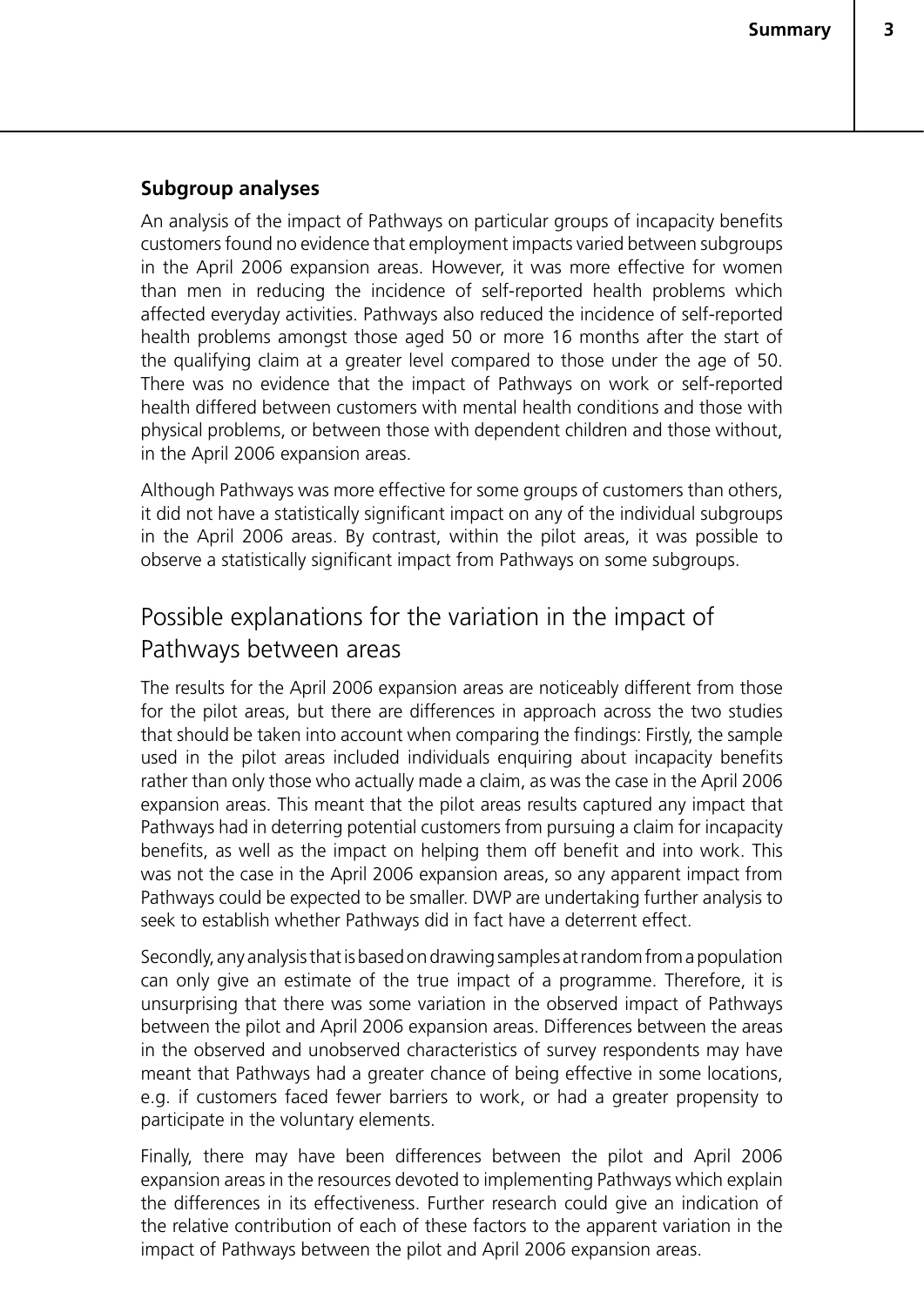### Subgroup analyses

An analysis of the impact of Pathways on particular groups of incapacity benefits customers found no evidence that employment impacts varied between subgroups in the April 2006 expansion areas. However, it was more effective for women than men in reducing the incidence of self-reported health problems which affected everyday activities. Pathways also reduced the incidence of self-reported health problems amongst those aged 50 or more 16 months after the start of the qualifying claim at a greater level compared to those under the age of 50. There was no evidence that the impact of Pathways on work or self-reported health differed between customers with mental health conditions and those with physical problems, or between those with dependent children and those without, in the April 2006 expansion areas.

Although Pathways was more effective for some groups of customers than others, it did not have a statistically significant impact on any of the individual subgroups in the April 2006 areas. By contrast, within the pilot areas, it was possible to observe a statistically significant impact from Pathways on some subgroups.

## Possible explanations for the variation in the impact of Pathways between areas

The results for the April 2006 expansion areas are noticeably different from those for the pilot areas, but there are differences in approach across the two studies that should be taken into account when comparing the findings: Firstly, the sample used in the pilot areas included individuals enquiring about incapacity benefits rather than only those who actually made a claim, as was the case in the April 2006 expansion areas. This meant that the pilot areas results captured any impact that Pathways had in deterring potential customers from pursuing a claim for incapacity benefits, as well as the impact on helping them off benefit and into work. This was not the case in the April 2006 expansion areas, so any apparent impact from Pathways could be expected to be smaller. DWP are undertaking further analysis to seek to establish whether Pathways did in fact have a deterrent effect.

Secondly, any analysis that is based on drawing samples at random from a population can only give an estimate of the true impact of a programme. Therefore, it is unsurprising that there was some variation in the observed impact of Pathways between the pilot and April 2006 expansion areas. Differences between the areas in the observed and unobserved characteristics of survey respondents may have meant that Pathways had a greater chance of being effective in some locations, e.g. if customers faced fewer barriers to work, or had a greater propensity to participate in the voluntary elements.

Finally, there may have been differences between the pilot and April 2006 expansion areas in the resources devoted to implementing Pathways which explain the differences in its effectiveness. Further research could give an indication of the relative contribution of each of these factors to the apparent variation in the impact of Pathways between the pilot and April 2006 expansion areas.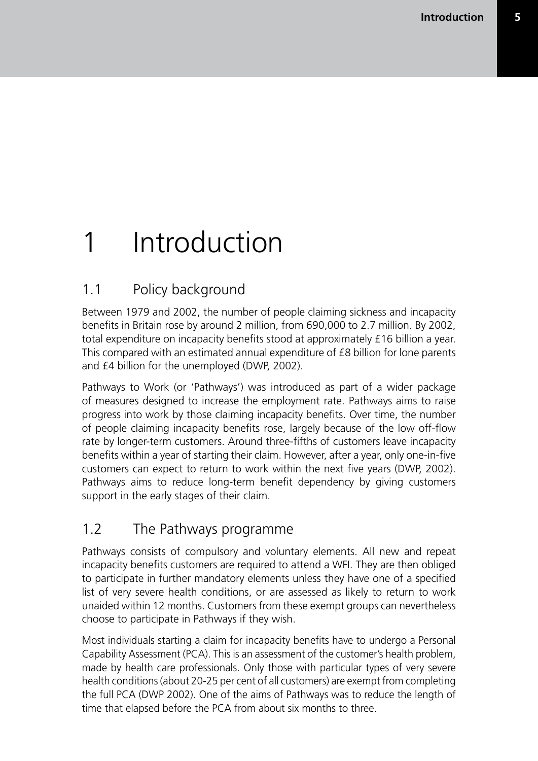# 1 Introduction

## 1.1 Policy background

Between 1979 and 2002, the number of people claiming sickness and incapacity benefits in Britain rose by around 2 million, from 690,000 to 2.7 million. By 2002, total expenditure on incapacity benefits stood at approximately £16 billion a year. This compared with an estimated annual expenditure of £8 billion for lone parents and £4 billion for the unemployed (DWP, 2002).

Pathways to Work (or 'Pathways') was introduced as part of a wider package of measures designed to increase the employment rate. Pathways aims to raise progress into work by those claiming incapacity benefits. Over time, the number of people claiming incapacity benefits rose, largely because of the low off-flow rate by longer-term customers. Around three-fifths of customers leave incapacity benefits within a year of starting their claim. However, after a year, only one-in-five customers can expect to return to work within the next five years (DWP, 2002). Pathways aims to reduce long-term benefit dependency by giving customers support in the early stages of their claim.

## 1.2 The Pathways programme

Pathways consists of compulsory and voluntary elements. All new and repeat incapacity benefits customers are required to attend a WFI. They are then obliged to participate in further mandatory elements unless they have one of a specified list of very severe health conditions, or are assessed as likely to return to work unaided within 12 months. Customers from these exempt groups can nevertheless choose to participate in Pathways if they wish.

Most individuals starting a claim for incapacity benefits have to undergo a Personal Capability Assessment (PCA). This is an assessment of the customer's health problem, made by health care professionals. Only those with particular types of very severe health conditions (about 20-25 per cent of all customers) are exempt from completing the full PCA (DWP 2002). One of the aims of Pathways was to reduce the length of time that elapsed before the PCA from about six months to three.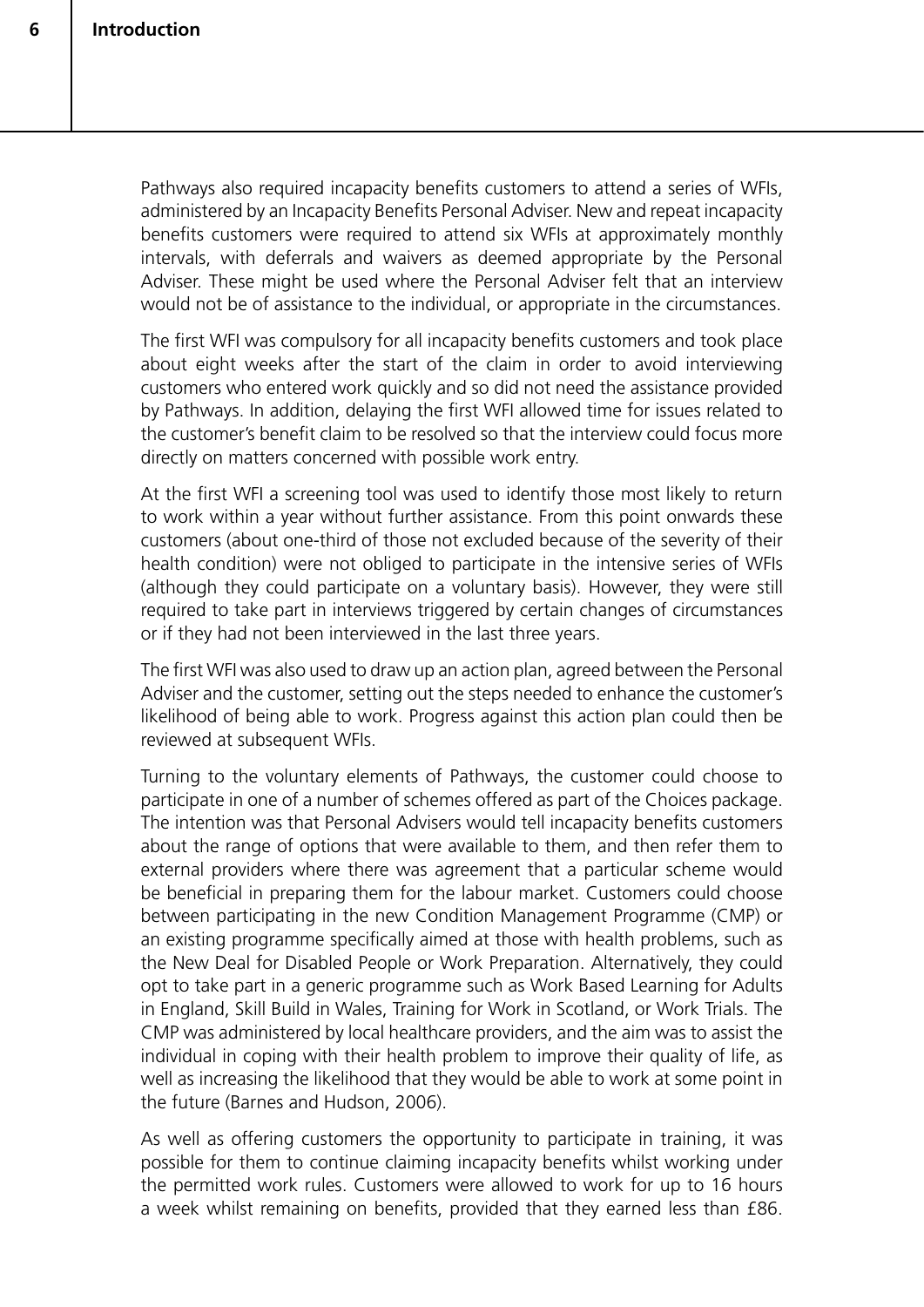Pathways also required incapacity benefits customers to attend a series of WFIs, administered by an Incapacity Benefits Personal Adviser. New and repeat incapacity benefits customers were required to attend six WFIs at approximately monthly intervals, with deferrals and waivers as deemed appropriate by the Personal Adviser. These might be used where the Personal Adviser felt that an interview would not be of assistance to the individual, or appropriate in the circumstances.

The first WFI was compulsory for all incapacity benefits customers and took place about eight weeks after the start of the claim in order to avoid interviewing customers who entered work quickly and so did not need the assistance provided by Pathways. In addition, delaying the first WFI allowed time for issues related to the customer's benefit claim to be resolved so that the interview could focus more directly on matters concerned with possible work entry.

At the first WFI a screening tool was used to identify those most likely to return to work within a year without further assistance. From this point onwards these customers (about one-third of those not excluded because of the severity of their health condition) were not obliged to participate in the intensive series of WFIs (although they could participate on a voluntary basis). However, they were still required to take part in interviews triggered by certain changes of circumstances or if they had not been interviewed in the last three years.

The first WFI was also used to draw up an action plan, agreed between the Personal Adviser and the customer, setting out the steps needed to enhance the customer's likelihood of being able to work. Progress against this action plan could then be reviewed at subsequent WFIs.

Turning to the voluntary elements of Pathways, the customer could choose to participate in one of a number of schemes offered as part of the Choices package. The intention was that Personal Advisers would tell incapacity benefits customers about the range of options that were available to them, and then refer them to external providers where there was agreement that a particular scheme would be beneficial in preparing them for the labour market. Customers could choose between participating in the new Condition Management Programme (CMP) or an existing programme specifically aimed at those with health problems, such as the New Deal for Disabled People or Work Preparation. Alternatively, they could opt to take part in a generic programme such as Work Based Learning for Adults in England, Skill Build in Wales, Training for Work in Scotland, or Work Trials. The CMP was administered by local healthcare providers, and the aim was to assist the individual in coping with their health problem to improve their quality of life, as well as increasing the likelihood that they would be able to work at some point in the future (Barnes and Hudson, 2006).

As well as offering customers the opportunity to participate in training, it was possible for them to continue claiming incapacity benefits whilst working under the permitted work rules. Customers were allowed to work for up to 16 hours a week whilst remaining on benefits, provided that they earned less than £86.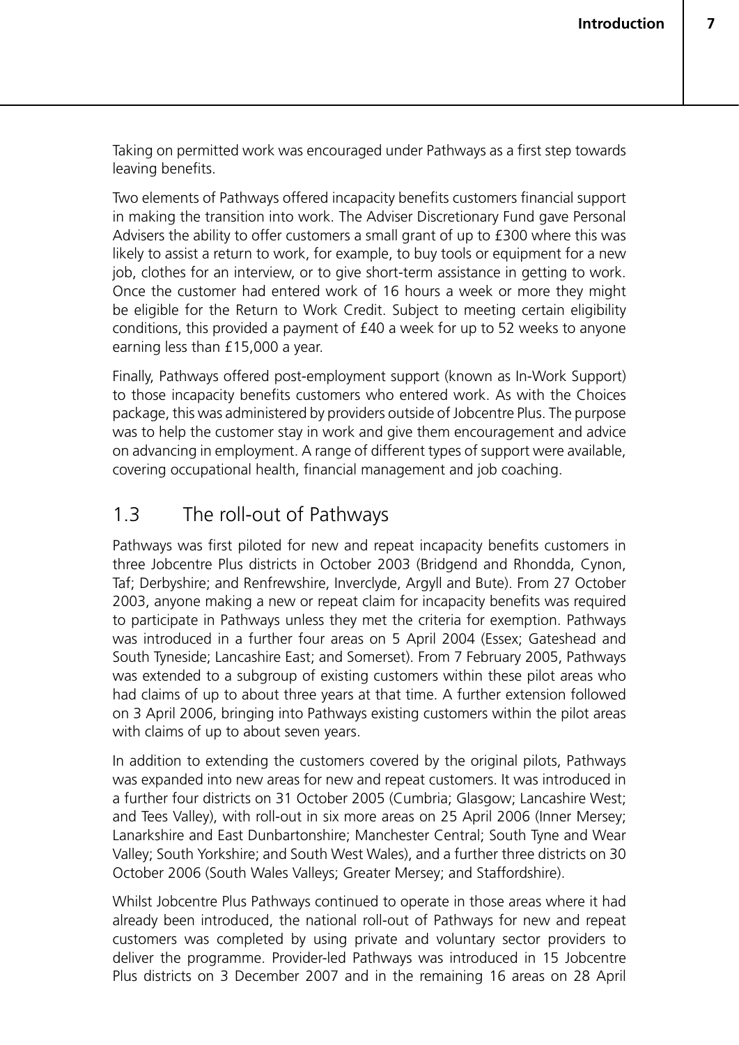Taking on permitted work was encouraged under Pathways as a first step towards leaving benefits.

Two elements of Pathways offered incapacity benefits customers financial support in making the transition into work. The Adviser Discretionary Fund gave Personal Advisers the ability to offer customers a small grant of up to £300 where this was likely to assist a return to work, for example, to buy tools or equipment for a new job, clothes for an interview, or to give short-term assistance in getting to work. Once the customer had entered work of 16 hours a week or more they might be eligible for the Return to Work Credit. Subject to meeting certain eligibility conditions, this provided a payment of £40 a week for up to 52 weeks to anyone earning less than £15,000 a year.

Finally, Pathways offered post-employment support (known as In-Work Support) to those incapacity benefits customers who entered work. As with the Choices package, this was administered by providers outside of Jobcentre Plus. The purpose was to help the customer stay in work and give them encouragement and advice on advancing in employment. A range of different types of support were available, covering occupational health, financial management and job coaching.

## 1.3 The roll-out of Pathways

Pathways was first piloted for new and repeat incapacity benefits customers in three Jobcentre Plus districts in October 2003 (Bridgend and Rhondda, Cynon, Taf; Derbyshire; and Renfrewshire, Inverclyde, Argyll and Bute). From 27 October 2003, anyone making a new or repeat claim for incapacity benefits was required to participate in Pathways unless they met the criteria for exemption. Pathways was introduced in a further four areas on 5 April 2004 (Essex; Gateshead and South Tyneside; Lancashire East; and Somerset). From 7 February 2005, Pathways was extended to a subgroup of existing customers within these pilot areas who had claims of up to about three years at that time. A further extension followed on 3 April 2006, bringing into Pathways existing customers within the pilot areas with claims of up to about seven years.

In addition to extending the customers covered by the original pilots, Pathways was expanded into new areas for new and repeat customers. It was introduced in a further four districts on 31 October 2005 (Cumbria; Glasgow; Lancashire West; and Tees Valley), with roll-out in six more areas on 25 April 2006 (Inner Mersey; Lanarkshire and East Dunbartonshire; Manchester Central; South Tyne and Wear Valley; South Yorkshire; and South West Wales), and a further three districts on 30 October 2006 (South Wales Valleys; Greater Mersey; and Staffordshire).

Whilst Jobcentre Plus Pathways continued to operate in those areas where it had already been introduced, the national roll-out of Pathways for new and repeat customers was completed by using private and voluntary sector providers to deliver the programme. Provider-led Pathways was introduced in 15 Jobcentre Plus districts on 3 December 2007 and in the remaining 16 areas on 28 April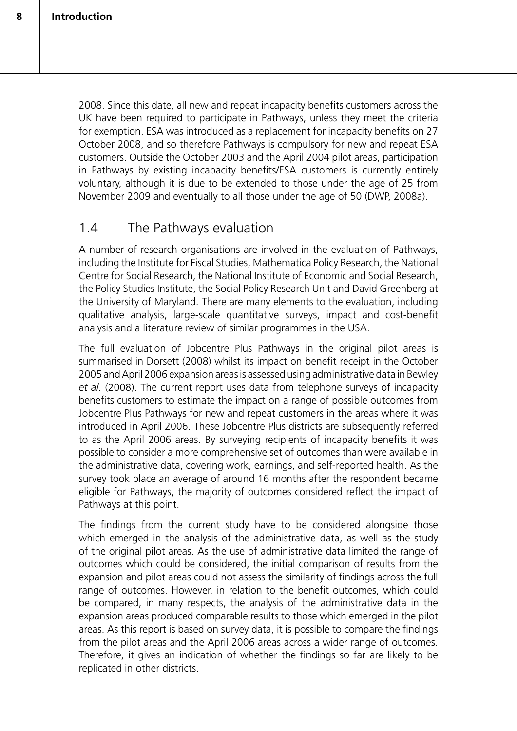2008. Since this date, all new and repeat incapacity benefits customers across the UK have been required to participate in Pathways, unless they meet the criteria for exemption. ESA was introduced as a replacement for incapacity benefits on 27 October 2008, and so therefore Pathways is compulsory for new and repeat ESA customers. Outside the October 2003 and the April 2004 pilot areas, participation in Pathways by existing incapacity benefits/ESA customers is currently entirely voluntary, although it is due to be extended to those under the age of 25 from November 2009 and eventually to all those under the age of 50 (DWP, 2008a).

## 1.4 The Pathways evaluation

A number of research organisations are involved in the evaluation of Pathways, including the Institute for Fiscal Studies, Mathematica Policy Research, the National Centre for Social Research, the National Institute of Economic and Social Research, the Policy Studies Institute, the Social Policy Research Unit and David Greenberg at the University of Maryland. There are many elements to the evaluation, including qualitative analysis, large-scale quantitative surveys, impact and cost-benefit analysis and a literature review of similar programmes in the USA.

The full evaluation of Jobcentre Plus Pathways in the original pilot areas is summarised in Dorsett (2008) whilst its impact on benefit receipt in the October 2005 and April 2006 expansion areas is assessed using administrative data in Bewley *et al.* (2008). The current report uses data from telephone surveys of incapacity benefits customers to estimate the impact on a range of possible outcomes from Jobcentre Plus Pathways for new and repeat customers in the areas where it was introduced in April 2006. These Jobcentre Plus districts are subsequently referred to as the April 2006 areas. By surveying recipients of incapacity benefits it was possible to consider a more comprehensive set of outcomes than were available in the administrative data, covering work, earnings, and self-reported health. As the survey took place an average of around 16 months after the respondent became eligible for Pathways, the majority of outcomes considered reflect the impact of Pathways at this point.

The findings from the current study have to be considered alongside those which emerged in the analysis of the administrative data, as well as the study of the original pilot areas. As the use of administrative data limited the range of outcomes which could be considered, the initial comparison of results from the expansion and pilot areas could not assess the similarity of findings across the full range of outcomes. However, in relation to the benefit outcomes, which could be compared, in many respects, the analysis of the administrative data in the expansion areas produced comparable results to those which emerged in the pilot areas. As this report is based on survey data, it is possible to compare the findings from the pilot areas and the April 2006 areas across a wider range of outcomes. Therefore, it gives an indication of whether the findings so far are likely to be replicated in other districts.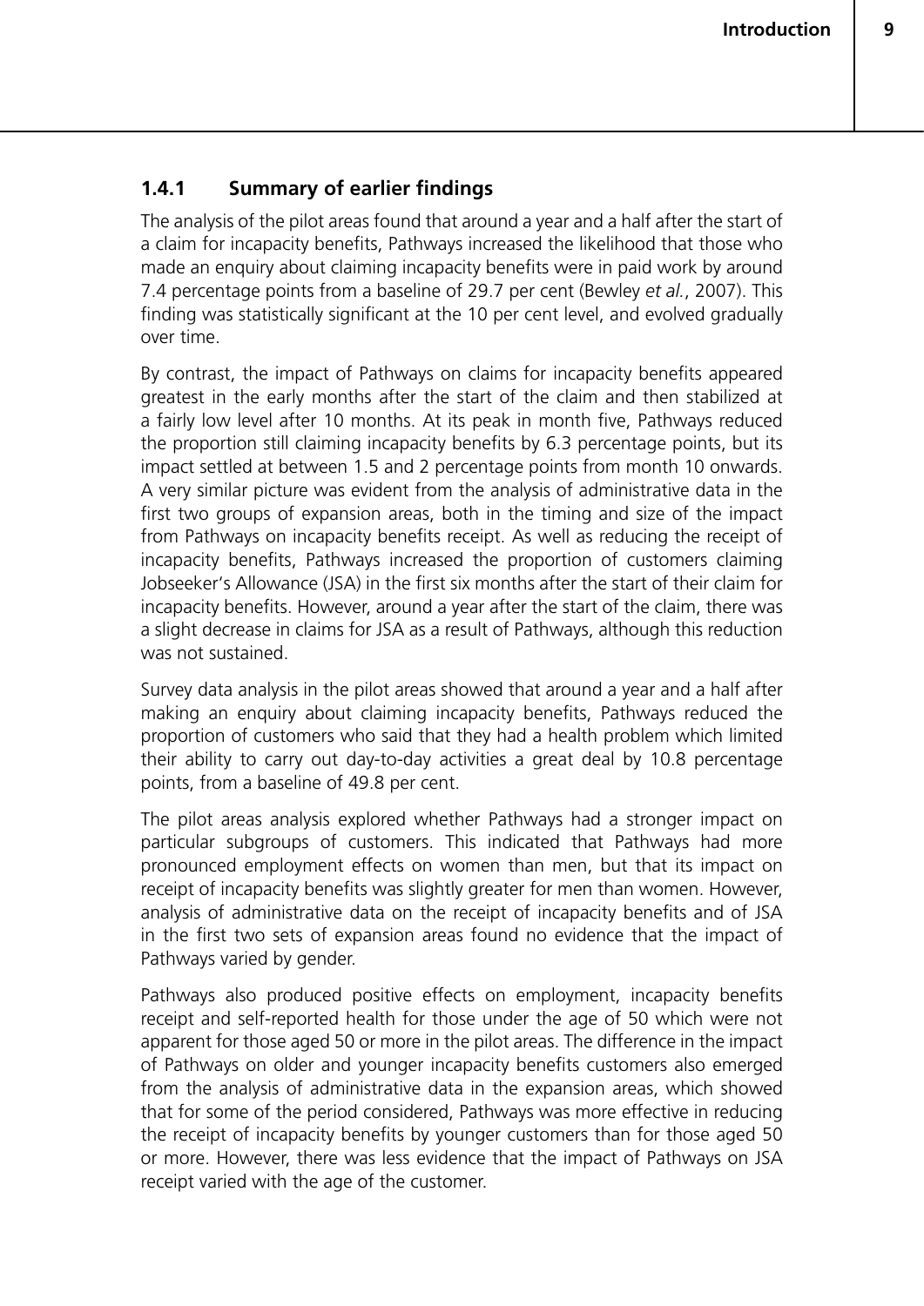### 1.4.1 Summary of earlier findings

The analysis of the pilot areas found that around a year and a half after the start of a claim for incapacity benefits, Pathways increased the likelihood that those who made an enquiry about claiming incapacity benefits were in paid work by around 7.4 percentage points from a baseline of 29.7 per cent (Bewley *et al.*, 2007). This finding was statistically significant at the 10 per cent level, and evolved gradually over time.

By contrast, the impact of Pathways on claims for incapacity benefits appeared greatest in the early months after the start of the claim and then stabilized at a fairly low level after 10 months. At its peak in month five, Pathways reduced the proportion still claiming incapacity benefits by 6.3 percentage points, but its impact settled at between 1.5 and 2 percentage points from month 10 onwards. A very similar picture was evident from the analysis of administrative data in the first two groups of expansion areas, both in the timing and size of the impact from Pathways on incapacity benefits receipt. As well as reducing the receipt of incapacity benefits, Pathways increased the proportion of customers claiming Jobseeker's Allowance (JSA) in the first six months after the start of their claim for incapacity benefits. However, around a year after the start of the claim, there was a slight decrease in claims for JSA as a result of Pathways, although this reduction was not sustained.

Survey data analysis in the pilot areas showed that around a year and a half after making an enquiry about claiming incapacity benefits, Pathways reduced the proportion of customers who said that they had a health problem which limited their ability to carry out day-to-day activities a great deal by 10.8 percentage points, from a baseline of 49.8 per cent.

The pilot areas analysis explored whether Pathways had a stronger impact on particular subgroups of customers. This indicated that Pathways had more pronounced employment effects on women than men, but that its impact on receipt of incapacity benefits was slightly greater for men than women. However, analysis of administrative data on the receipt of incapacity benefits and of JSA in the first two sets of expansion areas found no evidence that the impact of Pathways varied by gender.

Pathways also produced positive effects on employment, incapacity benefits receipt and self-reported health for those under the age of 50 which were not apparent for those aged 50 or more in the pilot areas. The difference in the impact of Pathways on older and younger incapacity benefits customers also emerged from the analysis of administrative data in the expansion areas, which showed that for some of the period considered, Pathways was more effective in reducing the receipt of incapacity benefits by younger customers than for those aged 50 or more. However, there was less evidence that the impact of Pathways on JSA receipt varied with the age of the customer.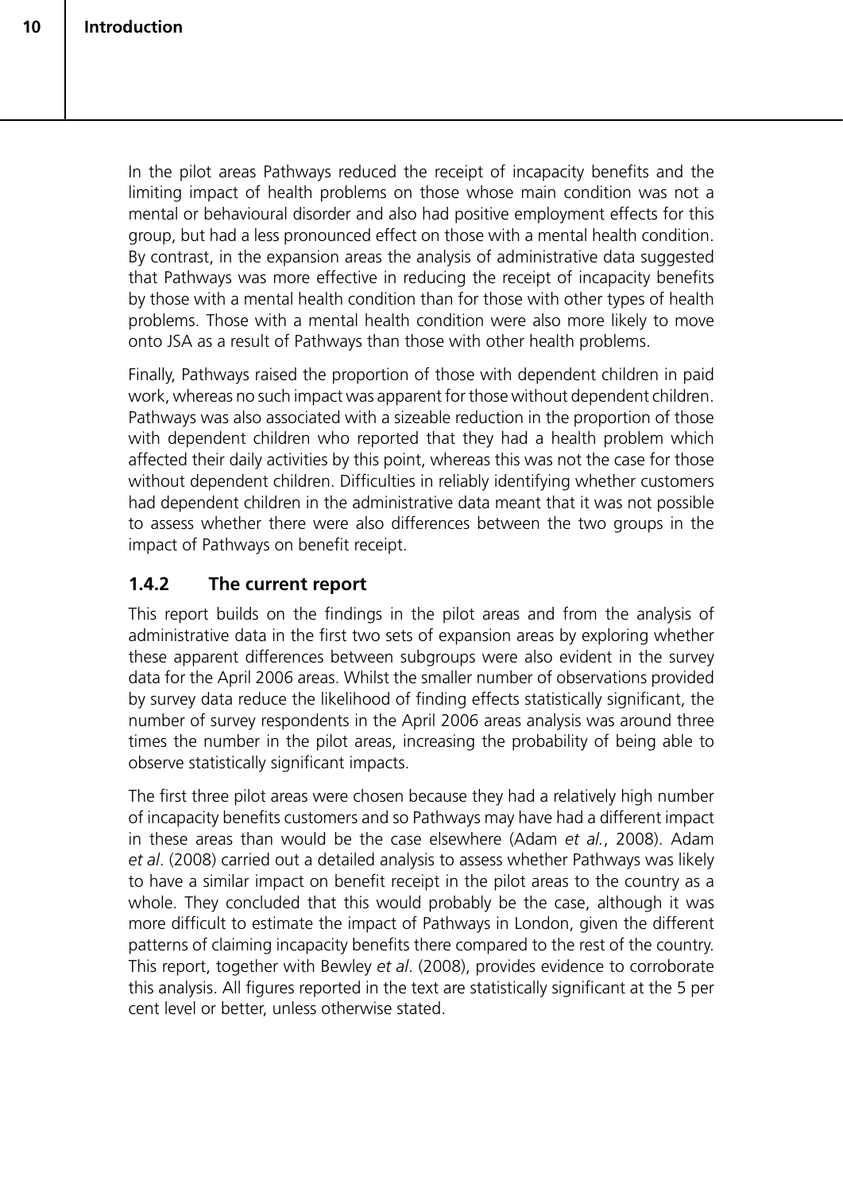In the pilot areas Pathways reduced the receipt of incapacity benefits and the limiting impact of health problems on those whose main condition was not a mental or behavioural disorder and also had positive employment effects for this group, but had a less pronounced effect on those with a mental health condition. By contrast, in the expansion areas the analysis of administrative data suggested that Pathways was more effective in reducing the receipt of incapacity benefits by those with a mental health condition than for those with other types of health problems. Those with a mental health condition were also more likely to move onto JSA as a result of Pathways than those with other health problems.

Finally, Pathways raised the proportion of those with dependent children in paid work, whereas no such impact was apparent for those without dependent children. Pathways was also associated with a sizeable reduction in the proportion of those with dependent children who reported that they had a health problem which affected their daily activities by this point, whereas this was not the case for those without dependent children. Difficulties in reliably identifying whether customers had dependent children in the administrative data meant that it was not possible to assess whether there were also differences between the two groups in the impact of Pathways on benefit receipt.

### 1.4.2 The current report

This report builds on the findings in the pilot areas and from the analysis of administrative data in the first two sets of expansion areas by exploring whether these apparent differences between subgroups were also evident in the survey data for the April 2006 areas. Whilst the smaller number of observations provided by survey data reduce the likelihood of finding effects statistically significant, the number of survey respondents in the April 2006 areas analysis was around three times the number in the pilot areas, increasing the probability of being able to observe statistically significant impacts.

The first three pilot areas were chosen because they had a relatively high number of incapacity benefits customers and so Pathways may have had a different impact in these areas than would be the case elsewhere (Adam *et al.*, 2008). Adam *et al*. (2008) carried out a detailed analysis to assess whether Pathways was likely to have a similar impact on benefit receipt in the pilot areas to the country as a whole. They concluded that this would probably be the case, although it was more difficult to estimate the impact of Pathways in London, given the different patterns of claiming incapacity benefits there compared to the rest of the country. This report, together with Bewley *et al*. (2008), provides evidence to corroborate this analysis. All figures reported in the text are statistically significant at the 5 per cent level or better, unless otherwise stated.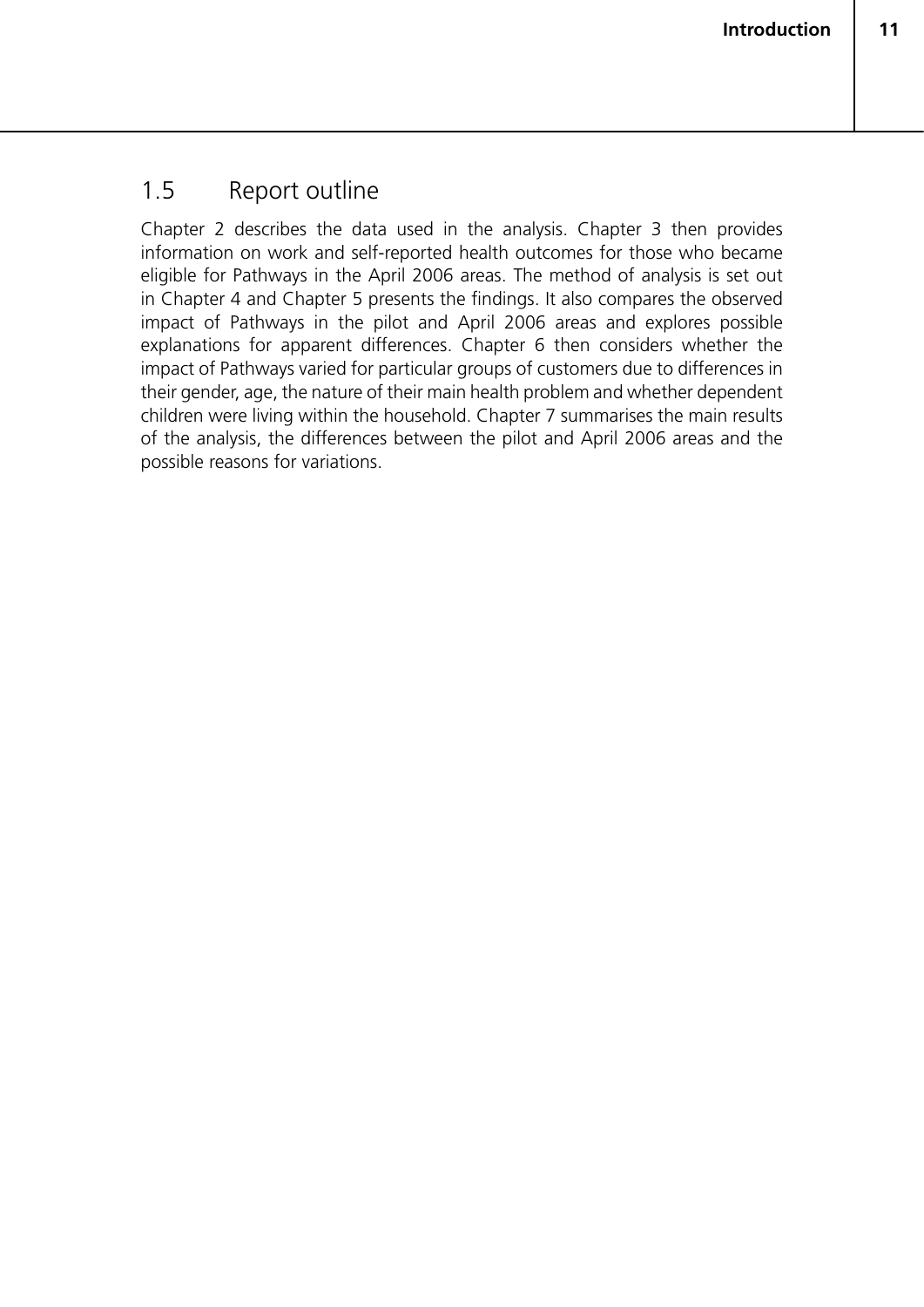## 1.5 Report outline

Chapter 2 describes the data used in the analysis. Chapter 3 then provides information on work and self-reported health outcomes for those who became eligible for Pathways in the April 2006 areas. The method of analysis is set out in Chapter 4 and Chapter 5 presents the findings. It also compares the observed impact of Pathways in the pilot and April 2006 areas and explores possible explanations for apparent differences. Chapter 6 then considers whether the impact of Pathways varied for particular groups of customers due to differences in their gender, age, the nature of their main health problem and whether dependent children were living within the household. Chapter 7 summarises the main results of the analysis, the differences between the pilot and April 2006 areas and the possible reasons for variations.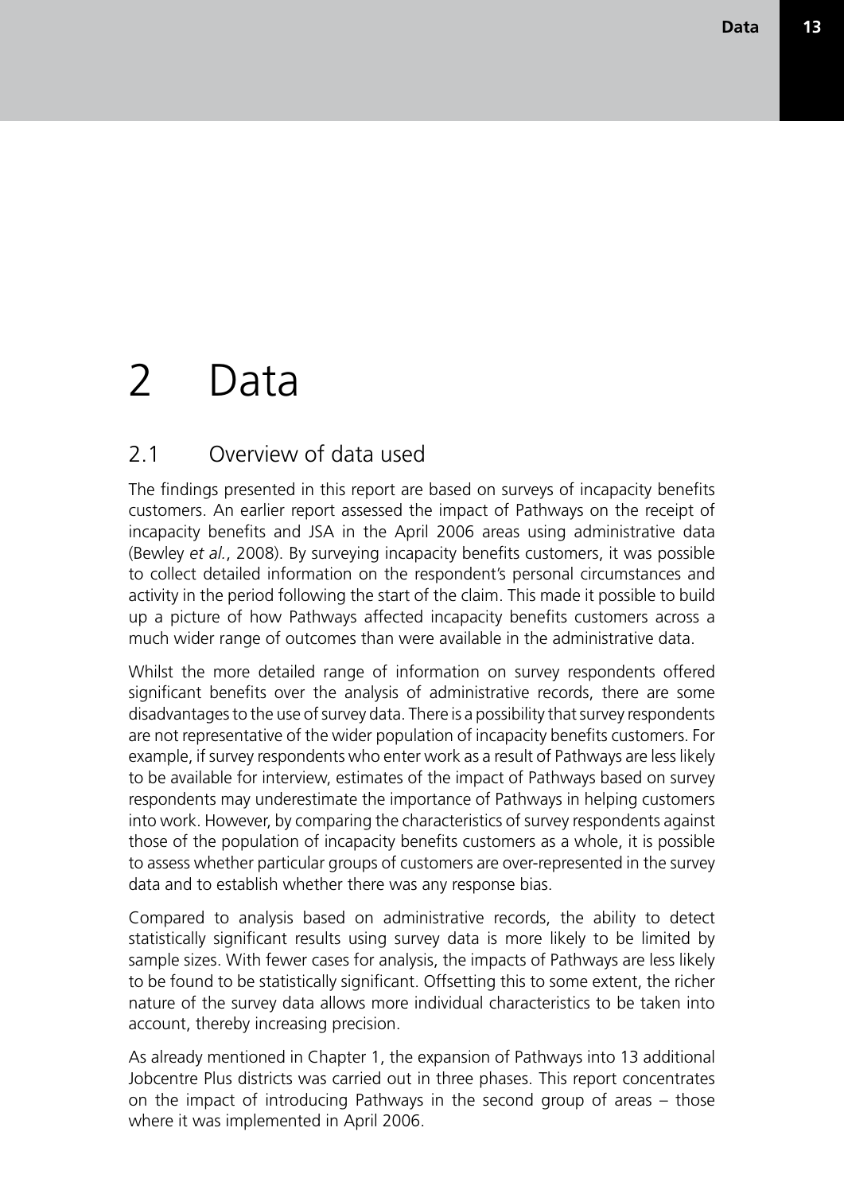# 2 Data

## 2.1 Overview of data used

The findings presented in this report are based on surveys of incapacity benefits customers. An earlier report assessed the impact of Pathways on the receipt of incapacity benefits and JSA in the April 2006 areas using administrative data (Bewley *et al.*, 2008). By surveying incapacity benefits customers, it was possible to collect detailed information on the respondent's personal circumstances and activity in the period following the start of the claim. This made it possible to build up a picture of how Pathways affected incapacity benefits customers across a much wider range of outcomes than were available in the administrative data.

Whilst the more detailed range of information on survey respondents offered significant benefits over the analysis of administrative records, there are some disadvantages to the use of survey data. There is a possibility that survey respondents are not representative of the wider population of incapacity benefits customers. For example, if survey respondents who enter work as a result of Pathways are less likely to be available for interview, estimates of the impact of Pathways based on survey respondents may underestimate the importance of Pathways in helping customers into work. However, by comparing the characteristics of survey respondents against those of the population of incapacity benefits customers as a whole, it is possible to assess whether particular groups of customers are over-represented in the survey data and to establish whether there was any response bias.

Compared to analysis based on administrative records, the ability to detect statistically significant results using survey data is more likely to be limited by sample sizes. With fewer cases for analysis, the impacts of Pathways are less likely to be found to be statistically significant. Offsetting this to some extent, the richer nature of the survey data allows more individual characteristics to be taken into account, thereby increasing precision.

As already mentioned in Chapter 1, the expansion of Pathways into 13 additional Jobcentre Plus districts was carried out in three phases. This report concentrates on the impact of introducing Pathways in the second group of areas – those where it was implemented in April 2006.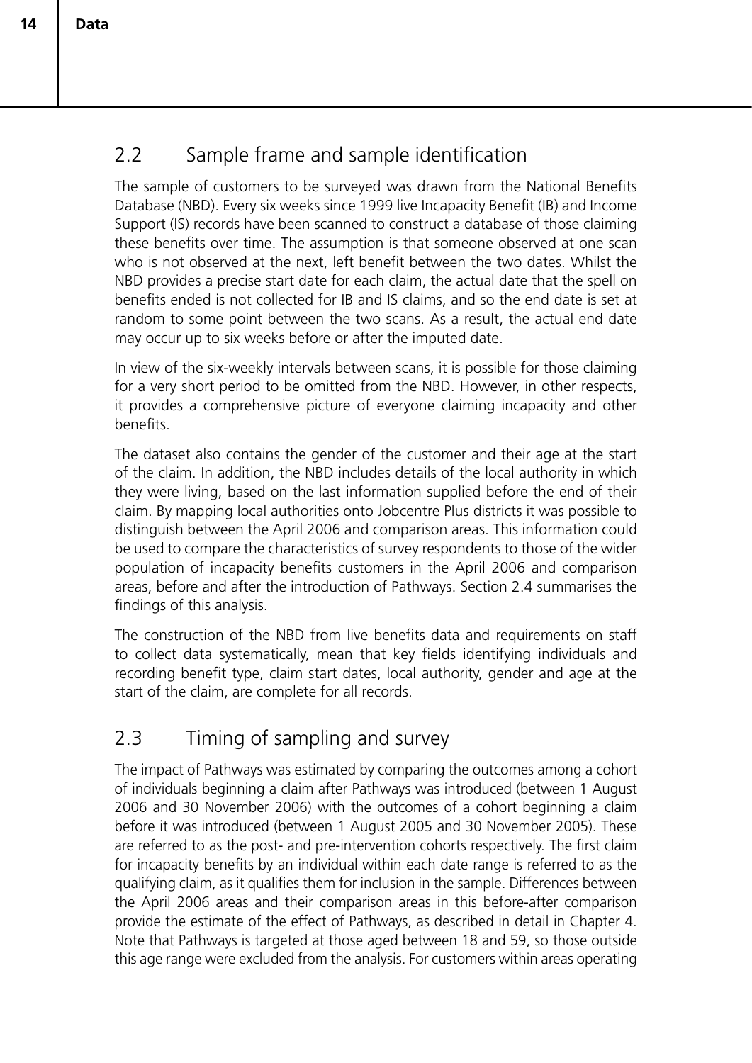## 2.2 Sample frame and sample identification

The sample of customers to be surveyed was drawn from the National Benefits Database (NBD). Every six weeks since 1999 live Incapacity Benefit (IB) and Income Support (IS) records have been scanned to construct a database of those claiming these benefits over time. The assumption is that someone observed at one scan who is not observed at the next, left benefit between the two dates. Whilst the NBD provides a precise start date for each claim, the actual date that the spell on benefits ended is not collected for IB and IS claims, and so the end date is set at random to some point between the two scans. As a result, the actual end date may occur up to six weeks before or after the imputed date.

In view of the six-weekly intervals between scans, it is possible for those claiming for a very short period to be omitted from the NBD. However, in other respects, it provides a comprehensive picture of everyone claiming incapacity and other benefits.

The dataset also contains the gender of the customer and their age at the start of the claim. In addition, the NBD includes details of the local authority in which they were living, based on the last information supplied before the end of their claim. By mapping local authorities onto Jobcentre Plus districts it was possible to distinguish between the April 2006 and comparison areas. This information could be used to compare the characteristics of survey respondents to those of the wider population of incapacity benefits customers in the April 2006 and comparison areas, before and after the introduction of Pathways. Section 2.4 summarises the findings of this analysis.

The construction of the NBD from live benefits data and requirements on staff to collect data systematically, mean that key fields identifying individuals and recording benefit type, claim start dates, local authority, gender and age at the start of the claim, are complete for all records.

## 2.3 Timing of sampling and survey

The impact of Pathways was estimated by comparing the outcomes among a cohort of individuals beginning a claim after Pathways was introduced (between 1 August 2006 and 30 November 2006) with the outcomes of a cohort beginning a claim before it was introduced (between 1 August 2005 and 30 November 2005). These are referred to as the post- and pre-intervention cohorts respectively. The first claim for incapacity benefits by an individual within each date range is referred to as the qualifying claim, as it qualifies them for inclusion in the sample. Differences between the April 2006 areas and their comparison areas in this before-after comparison provide the estimate of the effect of Pathways, as described in detail in Chapter 4. Note that Pathways is targeted at those aged between 18 and 59, so those outside this age range were excluded from the analysis. For customers within areas operating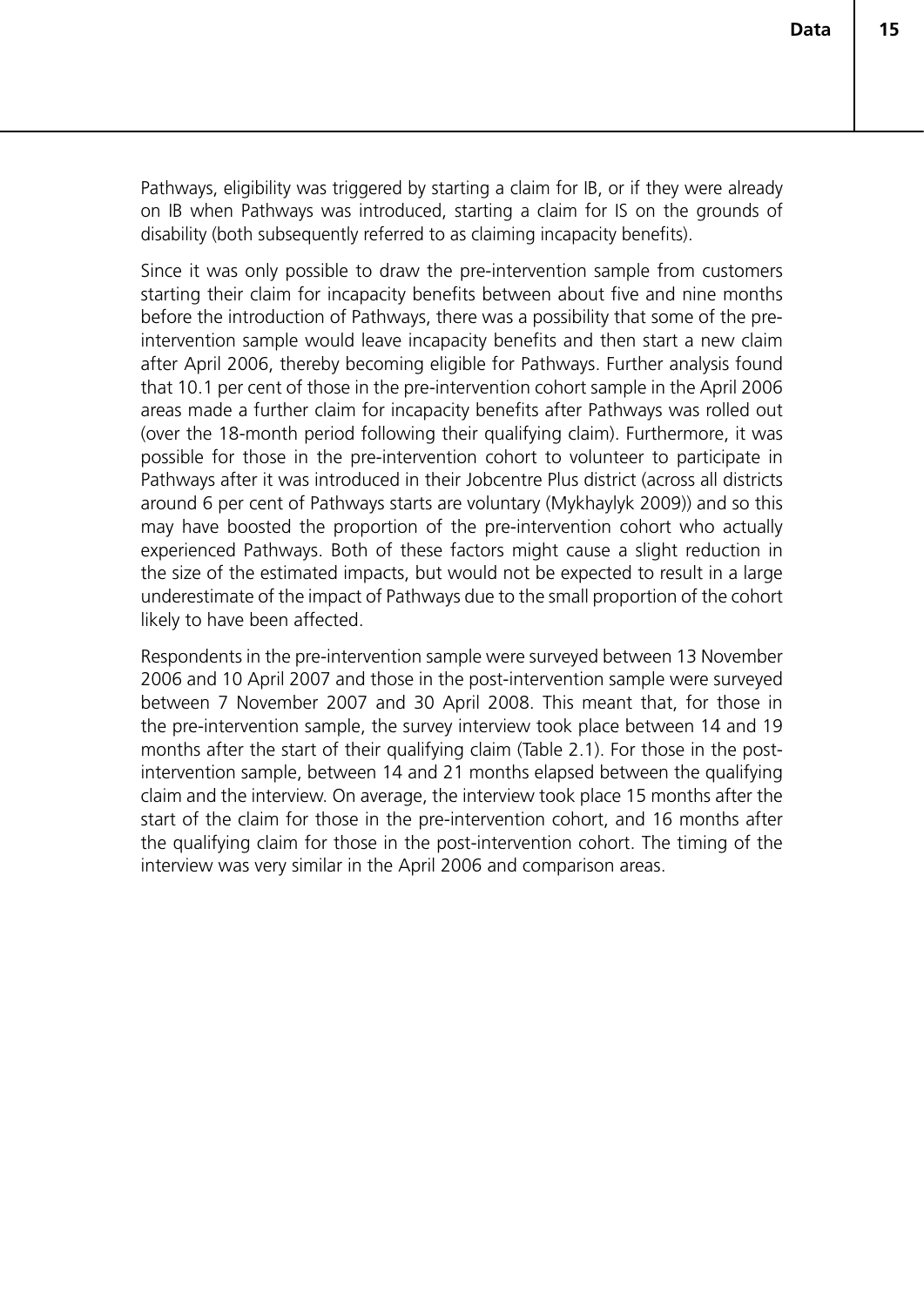Pathways, eligibility was triggered by starting a claim for IB, or if they were already on IB when Pathways was introduced, starting a claim for IS on the grounds of disability (both subsequently referred to as claiming incapacity benefits).

Since it was only possible to draw the pre-intervention sample from customers starting their claim for incapacity benefits between about five and nine months before the introduction of Pathways, there was a possibility that some of the pre-intervention sample would leave incapacity benefits and then start a new claim after April 2006, thereby becoming eligible for Pathways. Further analysis found that 10.1 per cent of those in the pre-intervention cohort sample in the April 2006 areas made a further claim for incapacity benefits after Pathways was rolled out (over the 18-month period following their qualifying claim). Furthermore, it was possible for those in the pre-intervention cohort to volunteer to participate in Pathways after it was introduced in their Jobcentre Plus district (across all districts around 6 per cent of Pathways starts are voluntary (Mykhaylyk 2009)) and so this may have boosted the proportion of the pre-intervention cohort who actually experienced Pathways. Both of these factors might cause a slight reduction in the size of the estimated impacts, but would not be expected to result in a large underestimate of the impact of Pathways due to the small proportion of the cohort likely to have been affected.

Respondents in the pre-intervention sample were surveyed between 13 November 2006 and 10 April 2007 and those in the post-intervention sample were surveyed between 7 November 2007 and 30 April 2008. This meant that, for those in the pre-intervention sample, the survey interview took place between 14 and 19 months after the start of their qualifying claim (Table 2.1). For those in the post-intervention sample, between 14 and 21 months elapsed between the qualifying claim and the interview. On average, the interview took place 15 months after the start of the claim for those in the pre-intervention cohort, and 16 months after the qualifying claim for those in the post-intervention cohort. The timing of the interview was very similar in the April 2006 and comparison areas.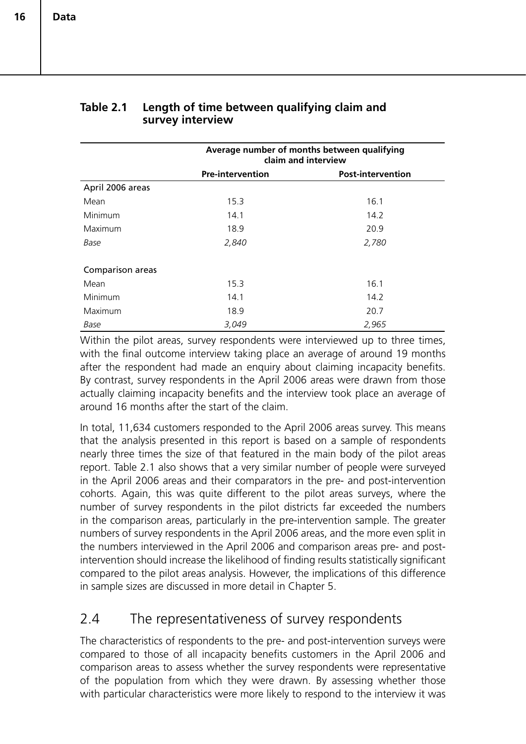**Table 2.1 Length of time between qualifying claim and survey interview**

| | Average number of months between qualifying claim and interview | |
|---|---|---|
| | **Pre-intervention** | **Post-intervention** |
| April 2006 areas | | |
| Mean | 15.3 | 16.1 |
| Minimum | 14.1 | 14.2 |
| Maximum | 18.9 | 20.9 |
| *Base* | *2,840* | *2,780* |
| | | |
| Comparison areas | | |
| Mean | 15.3 | 16.1 |
| Minimum | 14.1 | 14.2 |
| Maximum | 18.9 | 20.7 |
| *Base* | *3,049* | *2,965* |

Within the pilot areas, survey respondents were interviewed up to three times, with the final outcome interview taking place an average of around 19 months after the respondent had made an enquiry about claiming incapacity benefits. By contrast, survey respondents in the April 2006 areas were drawn from those actually claiming incapacity benefits and the interview took place an average of around 16 months after the start of the claim.

In total, 11,634 customers responded to the April 2006 areas survey. This means that the analysis presented in this report is based on a sample of respondents nearly three times the size of that featured in the main body of the pilot areas report. Table 2.1 also shows that a very similar number of people were surveyed in the April 2006 areas and their comparators in the pre- and post-intervention cohorts. Again, this was quite different to the pilot areas surveys, where the number of survey respondents in the pilot districts far exceeded the numbers in the comparison areas, particularly in the pre-intervention sample. The greater numbers of survey respondents in the April 2006 areas, and the more even split in the numbers interviewed in the April 2006 and comparison areas pre- and post-intervention should increase the likelihood of finding results statistically significant compared to the pilot areas analysis. However, the implications of this difference in sample sizes are discussed in more detail in Chapter 5.

## 2.4 The representativeness of survey respondents

The characteristics of respondents to the pre- and post-intervention surveys were compared to those of all incapacity benefits customers in the April 2006 and comparison areas to assess whether the survey respondents were representative of the population from which they were drawn. By assessing whether those with particular characteristics were more likely to respond to the interview it was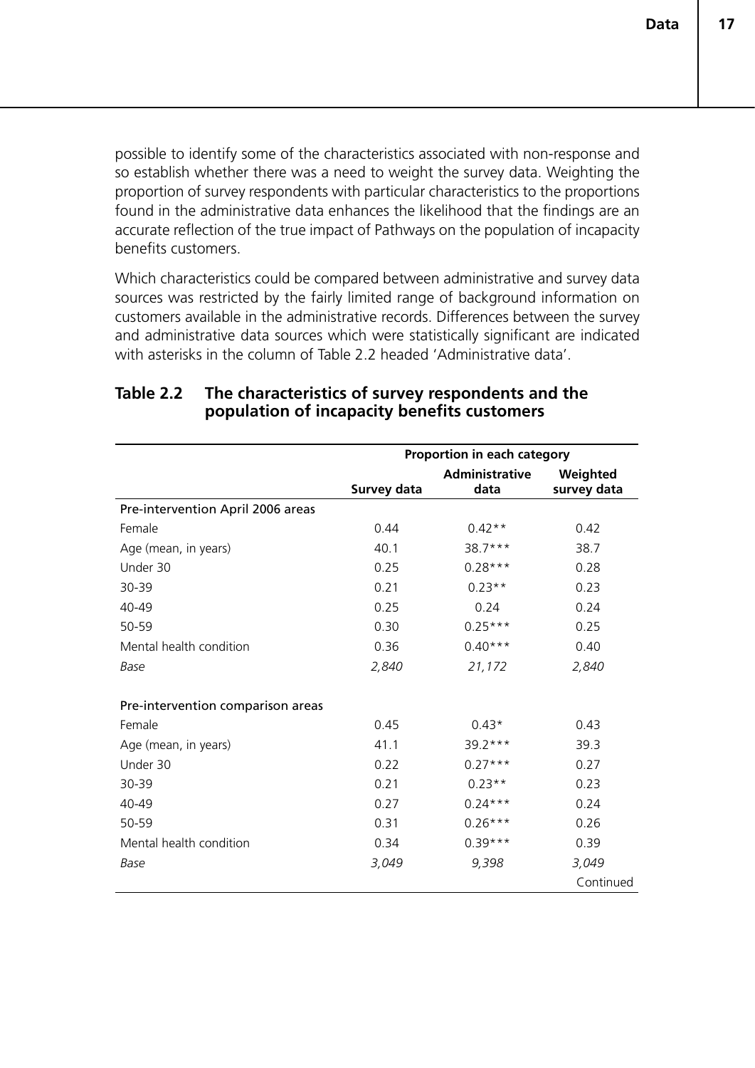possible to identify some of the characteristics associated with non-response and so establish whether there was a need to weight the survey data. Weighting the proportion of survey respondents with particular characteristics to the proportions found in the administrative data enhances the likelihood that the findings are an accurate reflection of the true impact of Pathways on the population of incapacity benefits customers.

Which characteristics could be compared between administrative and survey data sources was restricted by the fairly limited range of background information on customers available in the administrative records. Differences between the survey and administrative data sources which were statistically significant are indicated with asterisks in the column of Table 2.2 headed 'Administrative data'.

**Table 2.2 The characteristics of survey respondents and the population of incapacity benefits customers**

| | Proportion in each category | | |
|---|---|---|---|
| | Survey data | Administrative data | Weighted survey data |
| Pre-intervention April 2006 areas | | | |
| Female | 0.44 | 0.42** | 0.42 |
| Age (mean, in years) | 40.1 | 38.7*** | 38.7 |
| Under 30 | 0.25 | 0.28*** | 0.28 |
| 30-39 | 0.21 | 0.23** | 0.23 |
| 40-49 | 0.25 | 0.24 | 0.24 |
| 50-59 | 0.30 | 0.25*** | 0.25 |
| Mental health condition | 0.36 | 0.40*** | 0.40 |
| *Base* | *2,840* | *21,172* | *2,840* |
| | | | |
| Pre-intervention comparison areas | | | |
| Female | 0.45 | 0.43* | 0.43 |
| Age (mean, in years) | 41.1 | 39.2*** | 39.3 |
| Under 30 | 0.22 | 0.27*** | 0.27 |
| 30-39 | 0.21 | 0.23** | 0.23 |
| 40-49 | 0.27 | 0.24*** | 0.24 |
| 50-59 | 0.31 | 0.26*** | 0.26 |
| Mental health condition | 0.34 | 0.39*** | 0.39 |
| *Base* | *3,049* | *9,398* | *3,049* |

Continued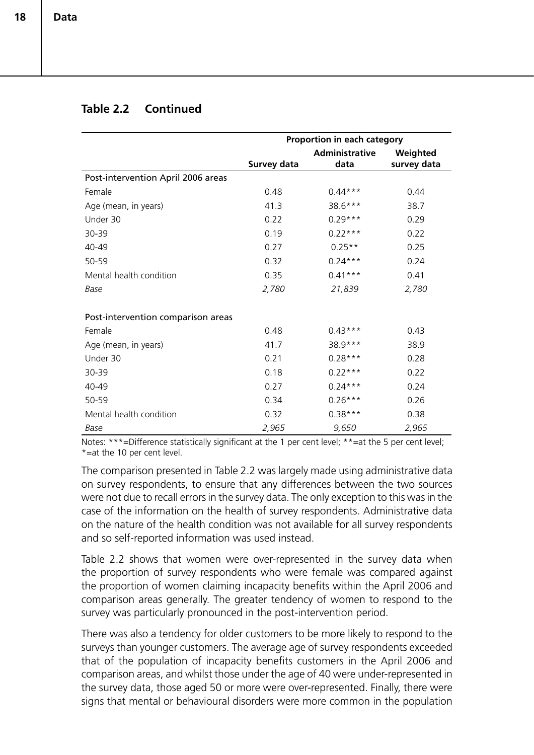**Table 2.2 Continued**

| | Proportion in each category | | |
|---|---|---|---|
| | Survey data | Administrative data | Weighted survey data |
| Post-intervention April 2006 areas | | | |
| Female | 0.48 | 0.44*** | 0.44 |
| Age (mean, in years) | 41.3 | 38.6*** | 38.7 |
| Under 30 | 0.22 | 0.29*** | 0.29 |
| 30-39 | 0.19 | 0.22*** | 0.22 |
| 40-49 | 0.27 | 0.25** | 0.25 |
| 50-59 | 0.32 | 0.24*** | 0.24 |
| Mental health condition | 0.35 | 0.41*** | 0.41 |
| *Base* | *2,780* | *21,839* | *2,780* |
| | | | |
| Post-intervention comparison areas | | | |
| Female | 0.48 | 0.43*** | 0.43 |
| Age (mean, in years) | 41.7 | 38.9*** | 38.9 |
| Under 30 | 0.21 | 0.28*** | 0.28 |
| 30-39 | 0.18 | 0.22*** | 0.22 |
| 40-49 | 0.27 | 0.24*** | 0.24 |
| 50-59 | 0.34 | 0.26*** | 0.26 |
| Mental health condition | 0.32 | 0.38*** | 0.38 |
| *Base* | *2,965* | *9,650* | *2,965* |

Notes: ***=Difference statistically significant at the 1 per cent level; **=at the 5 per cent level; *=at the 10 per cent level.

The comparison presented in Table 2.2 was largely made using administrative data on survey respondents, to ensure that any differences between the two sources were not due to recall errors in the survey data. The only exception to this was in the case of the information on the health of survey respondents. Administrative data on the nature of the health condition was not available for all survey respondents and so self-reported information was used instead.

Table 2.2 shows that women were over-represented in the survey data when the proportion of survey respondents who were female was compared against the proportion of women claiming incapacity benefits within the April 2006 and comparison areas generally. The greater tendency of women to respond to the survey was particularly pronounced in the post-intervention period.

There was also a tendency for older customers to be more likely to respond to the surveys than younger customers. The average age of survey respondents exceeded that of the population of incapacity benefits customers in the April 2006 and comparison areas, and whilst those under the age of 40 were under-represented in the survey data, those aged 50 or more were over-represented. Finally, there were signs that mental or behavioural disorders were more common in the population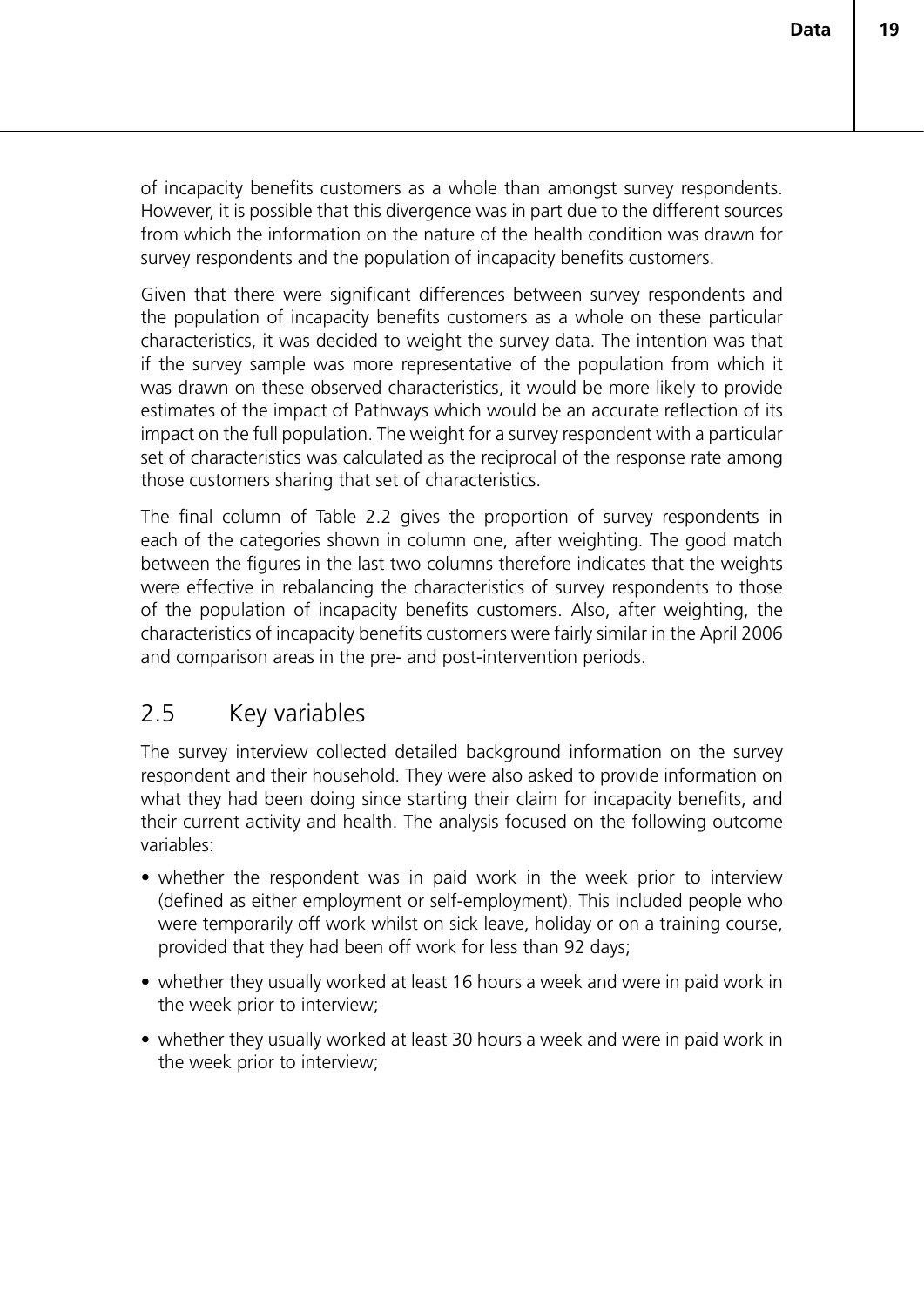of incapacity benefits customers as a whole than amongst survey respondents. However, it is possible that this divergence was in part due to the different sources from which the information on the nature of the health condition was drawn for survey respondents and the population of incapacity benefits customers.

Given that there were significant differences between survey respondents and the population of incapacity benefits customers as a whole on these particular characteristics, it was decided to weight the survey data. The intention was that if the survey sample was more representative of the population from which it was drawn on these observed characteristics, it would be more likely to provide estimates of the impact of Pathways which would be an accurate reflection of its impact on the full population. The weight for a survey respondent with a particular set of characteristics was calculated as the reciprocal of the response rate among those customers sharing that set of characteristics.

The final column of Table 2.2 gives the proportion of survey respondents in each of the categories shown in column one, after weighting. The good match between the figures in the last two columns therefore indicates that the weights were effective in rebalancing the characteristics of survey respondents to those of the population of incapacity benefits customers. Also, after weighting, the characteristics of incapacity benefits customers were fairly similar in the April 2006 and comparison areas in the pre- and post-intervention periods.

## 2.5 Key variables

The survey interview collected detailed background information on the survey respondent and their household. They were also asked to provide information on what they had been doing since starting their claim for incapacity benefits, and their current activity and health. The analysis focused on the following outcome variables:

- whether the respondent was in paid work in the week prior to interview (defined as either employment or self-employment). This included people who were temporarily off work whilst on sick leave, holiday or on a training course, provided that they had been off work for less than 92 days;
- whether they usually worked at least 16 hours a week and were in paid work in the week prior to interview;
- whether they usually worked at least 30 hours a week and were in paid work in the week prior to interview;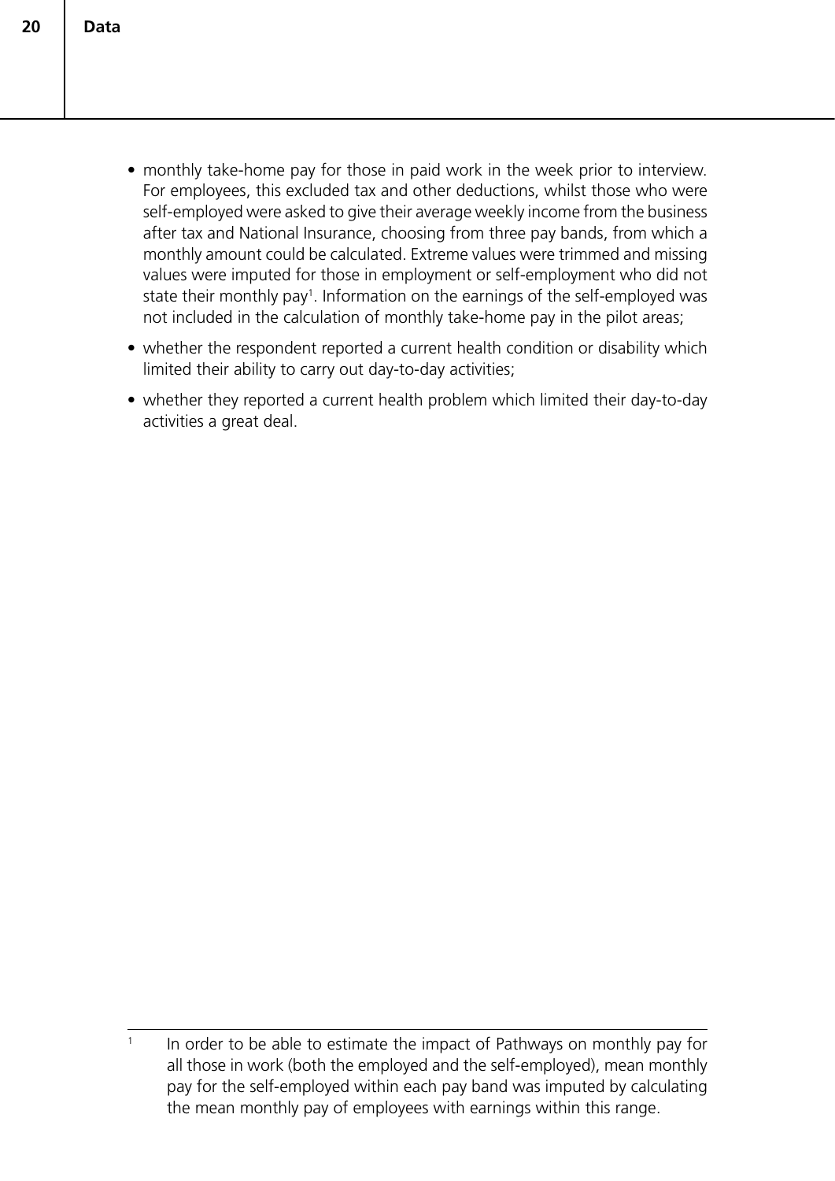- monthly take-home pay for those in paid work in the week prior to interview. For employees, this excluded tax and other deductions, whilst those who were self-employed were asked to give their average weekly income from the business after tax and National Insurance, choosing from three pay bands, from which a monthly amount could be calculated. Extreme values were trimmed and missing values were imputed for those in employment or self-employment who did not state their monthly pay[1]. Information on the earnings of the self-employed was not included in the calculation of monthly take-home pay in the pilot areas;
- whether the respondent reported a current health condition or disability which limited their ability to carry out day-to-day activities;
- whether they reported a current health problem which limited their day-to-day activities a great deal.

---

[1] In order to be able to estimate the impact of Pathways on monthly pay for all those in work (both the employed and the self-employed), mean monthly pay for the self-employed within each pay band was imputed by calculating the mean monthly pay of employees with earnings within this range.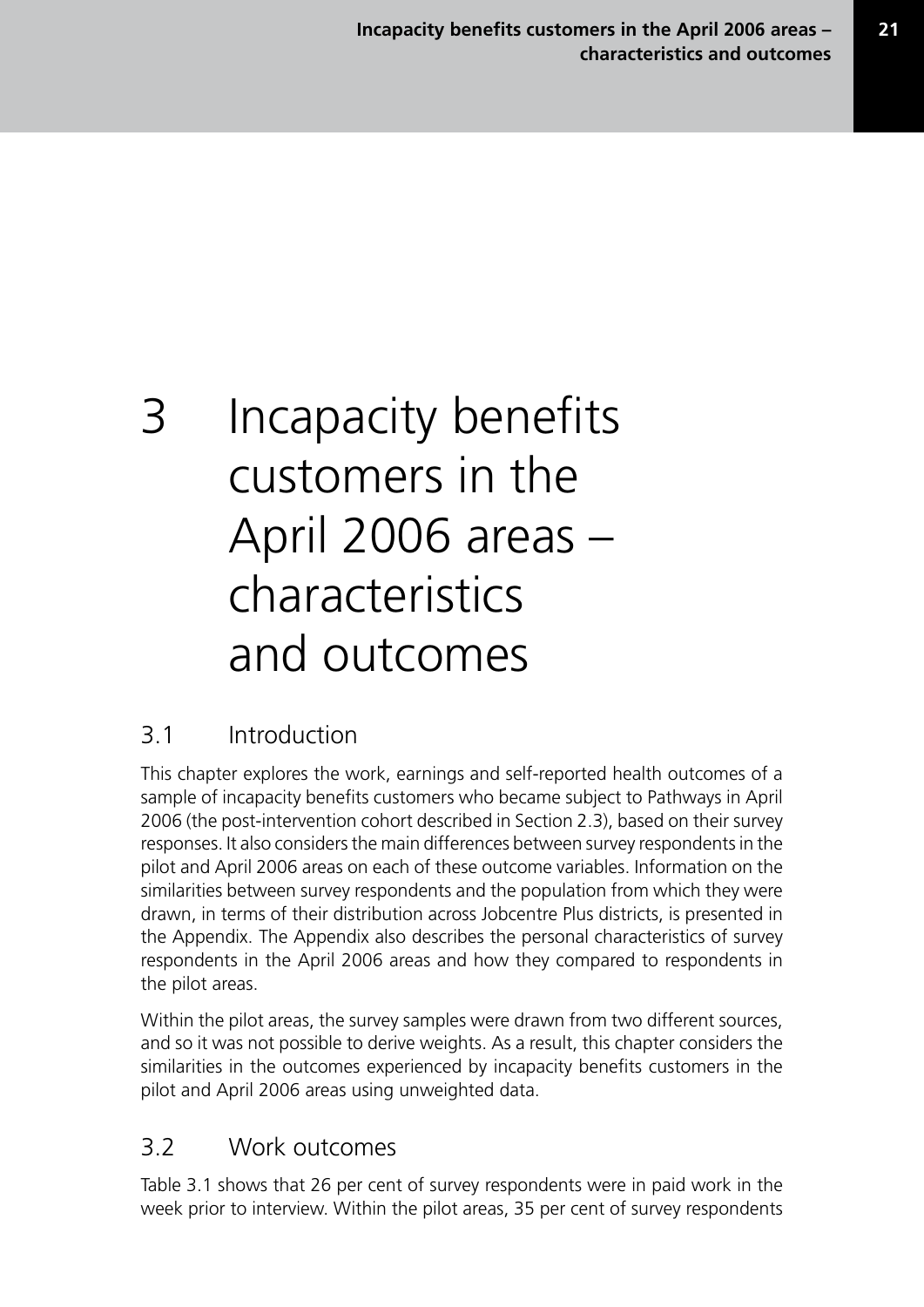# 3 Incapacity benefits customers in the April 2006 areas – characteristics and outcomes

## 3.1 Introduction

This chapter explores the work, earnings and self-reported health outcomes of a sample of incapacity benefits customers who became subject to Pathways in April 2006 (the post-intervention cohort described in Section 2.3), based on their survey responses. It also considers the main differences between survey respondents in the pilot and April 2006 areas on each of these outcome variables. Information on the similarities between survey respondents and the population from which they were drawn, in terms of their distribution across Jobcentre Plus districts, is presented in the Appendix. The Appendix also describes the personal characteristics of survey respondents in the April 2006 areas and how they compared to respondents in the pilot areas.

Within the pilot areas, the survey samples were drawn from two different sources, and so it was not possible to derive weights. As a result, this chapter considers the similarities in the outcomes experienced by incapacity benefits customers in the pilot and April 2006 areas using unweighted data.

## 3.2 Work outcomes

Table 3.1 shows that 26 per cent of survey respondents were in paid work in the week prior to interview. Within the pilot areas, 35 per cent of survey respondents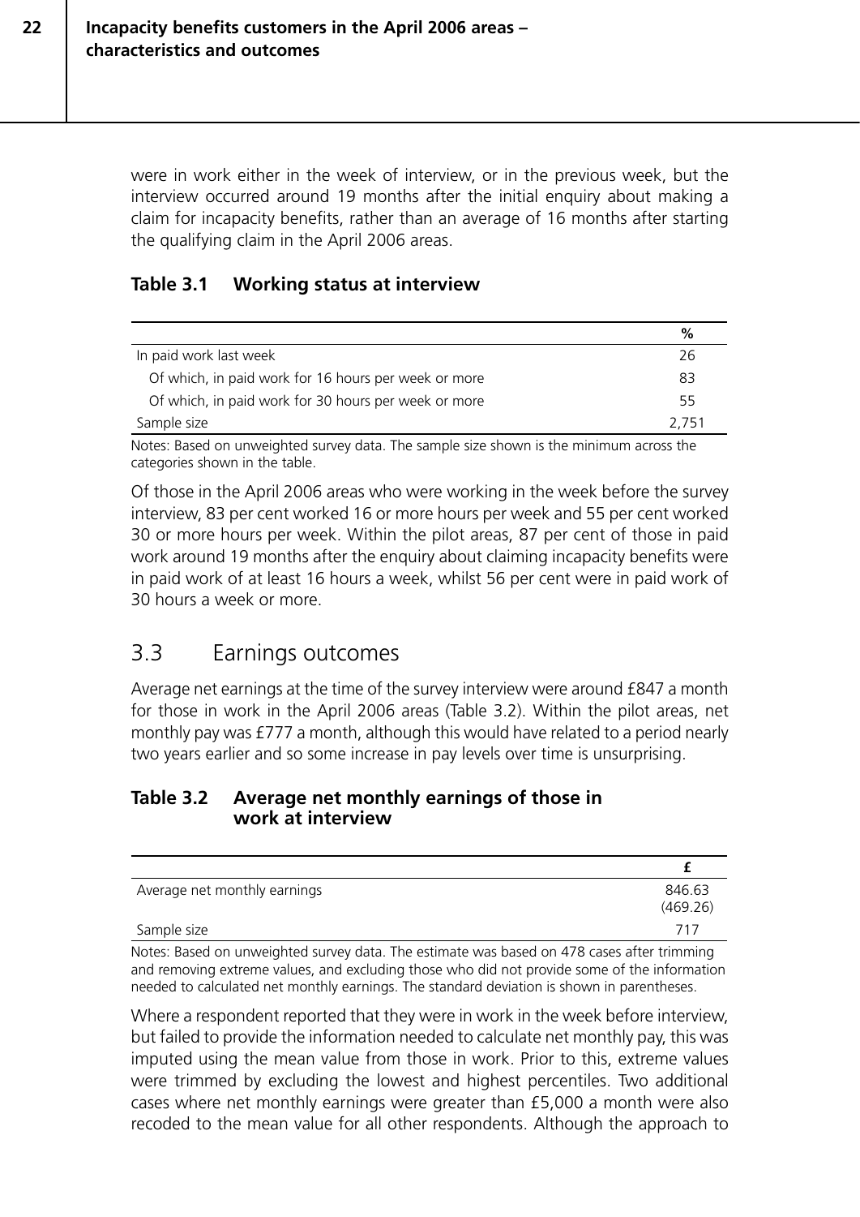were in work either in the week of interview, or in the previous week, but the interview occurred around 19 months after the initial enquiry about making a claim for incapacity benefits, rather than an average of 16 months after starting the qualifying claim in the April 2006 areas.

**Table 3.1 Working status at interview**

| | % |
|---|---|
| In paid work last week | 26 |
| Of which, in paid work for 16 hours per week or more | 83 |
| Of which, in paid work for 30 hours per week or more | 55 |
| Sample size | 2,751 |

Notes: Based on unweighted survey data. The sample size shown is the minimum across the categories shown in the table.

Of those in the April 2006 areas who were working in the week before the survey interview, 83 per cent worked 16 or more hours per week and 55 per cent worked 30 or more hours per week. Within the pilot areas, 87 per cent of those in paid work around 19 months after the enquiry about claiming incapacity benefits were in paid work of at least 16 hours a week, whilst 56 per cent were in paid work of 30 hours a week or more.

## 3.3 Earnings outcomes

Average net earnings at the time of the survey interview were around £847 a month for those in work in the April 2006 areas (Table 3.2). Within the pilot areas, net monthly pay was £777 a month, although this would have related to a period nearly two years earlier and so some increase in pay levels over time is unsurprising.

**Table 3.2 Average net monthly earnings of those in work at interview**

| | £ |
|---|---|
| Average net monthly earnings | 846.63 (469.26) |
| Sample size | 717 |

Notes: Based on unweighted survey data. The estimate was based on 478 cases after trimming and removing extreme values, and excluding those who did not provide some of the information needed to calculated net monthly earnings. The standard deviation is shown in parentheses.

Where a respondent reported that they were in work in the week before interview, but failed to provide the information needed to calculate net monthly pay, this was imputed using the mean value from those in work. Prior to this, extreme values were trimmed by excluding the lowest and highest percentiles. Two additional cases where net monthly earnings were greater than £5,000 a month were also recoded to the mean value for all other respondents. Although the approach to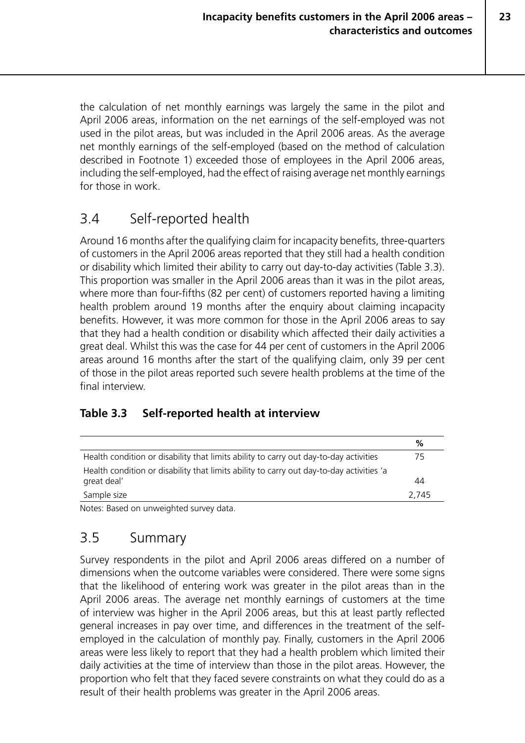the calculation of net monthly earnings was largely the same in the pilot and April 2006 areas, information on the net earnings of the self-employed was not used in the pilot areas, but was included in the April 2006 areas. As the average net monthly earnings of the self-employed (based on the method of calculation described in Footnote 1) exceeded those of employees in the April 2006 areas, including the self-employed, had the effect of raising average net monthly earnings for those in work.

## 3.4 Self-reported health

Around 16 months after the qualifying claim for incapacity benefits, three-quarters of customers in the April 2006 areas reported that they still had a health condition or disability which limited their ability to carry out day-to-day activities (Table 3.3). This proportion was smaller in the April 2006 areas than it was in the pilot areas, where more than four-fifths (82 per cent) of customers reported having a limiting health problem around 19 months after the enquiry about claiming incapacity benefits. However, it was more common for those in the April 2006 areas to say that they had a health condition or disability which affected their daily activities a great deal. Whilst this was the case for 44 per cent of customers in the April 2006 areas around 16 months after the start of the qualifying claim, only 39 per cent of those in the pilot areas reported such severe health problems at the time of the final interview.

**Table 3.3 Self-reported health at interview**

| | % |
|---|---|
| Health condition or disability that limits ability to carry out day-to-day activities | 75 |
| Health condition or disability that limits ability to carry out day-to-day activities 'a great deal' | 44 |
| Sample size | 2,745 |

Notes: Based on unweighted survey data.

## 3.5 Summary

Survey respondents in the pilot and April 2006 areas differed on a number of dimensions when the outcome variables were considered. There were some signs that the likelihood of entering work was greater in the pilot areas than in the April 2006 areas. The average net monthly earnings of customers at the time of interview was higher in the April 2006 areas, but this at least partly reflected general increases in pay over time, and differences in the treatment of the self-employed in the calculation of monthly pay. Finally, customers in the April 2006 areas were less likely to report that they had a health problem which limited their daily activities at the time of interview than those in the pilot areas. However, the proportion who felt that they faced severe constraints on what they could do as a result of their health problems was greater in the April 2006 areas.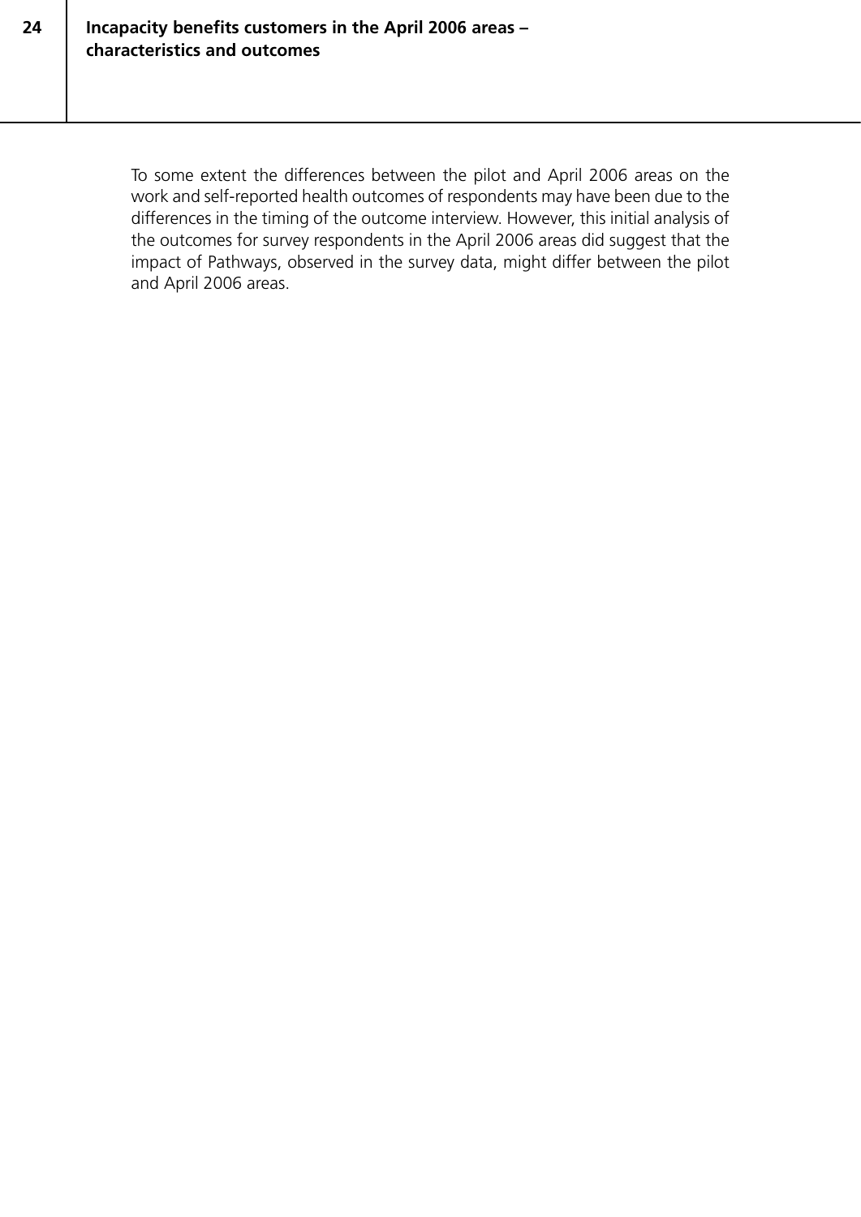To some extent the differences between the pilot and April 2006 areas on the work and self-reported health outcomes of respondents may have been due to the differences in the timing of the outcome interview. However, this initial analysis of the outcomes for survey respondents in the April 2006 areas did suggest that the impact of Pathways, observed in the survey data, might differ between the pilot and April 2006 areas.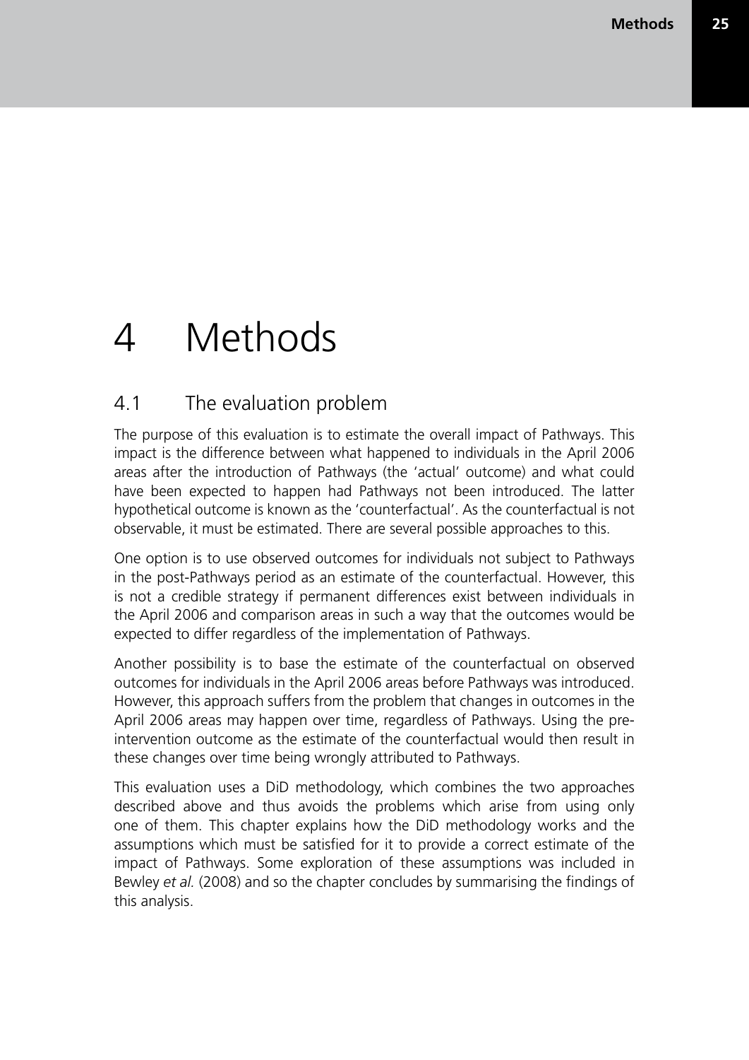# 4 Methods

## 4.1 The evaluation problem

The purpose of this evaluation is to estimate the overall impact of Pathways. This impact is the difference between what happened to individuals in the April 2006 areas after the introduction of Pathways (the 'actual' outcome) and what could have been expected to happen had Pathways not been introduced. The latter hypothetical outcome is known as the 'counterfactual'. As the counterfactual is not observable, it must be estimated. There are several possible approaches to this.

One option is to use observed outcomes for individuals not subject to Pathways in the post-Pathways period as an estimate of the counterfactual. However, this is not a credible strategy if permanent differences exist between individuals in the April 2006 and comparison areas in such a way that the outcomes would be expected to differ regardless of the implementation of Pathways.

Another possibility is to base the estimate of the counterfactual on observed outcomes for individuals in the April 2006 areas before Pathways was introduced. However, this approach suffers from the problem that changes in outcomes in the April 2006 areas may happen over time, regardless of Pathways. Using the pre-intervention outcome as the estimate of the counterfactual would then result in these changes over time being wrongly attributed to Pathways.

This evaluation uses a DiD methodology, which combines the two approaches described above and thus avoids the problems which arise from using only one of them. This chapter explains how the DiD methodology works and the assumptions which must be satisfied for it to provide a correct estimate of the impact of Pathways. Some exploration of these assumptions was included in Bewley *et al.* (2008) and so the chapter concludes by summarising the findings of this analysis.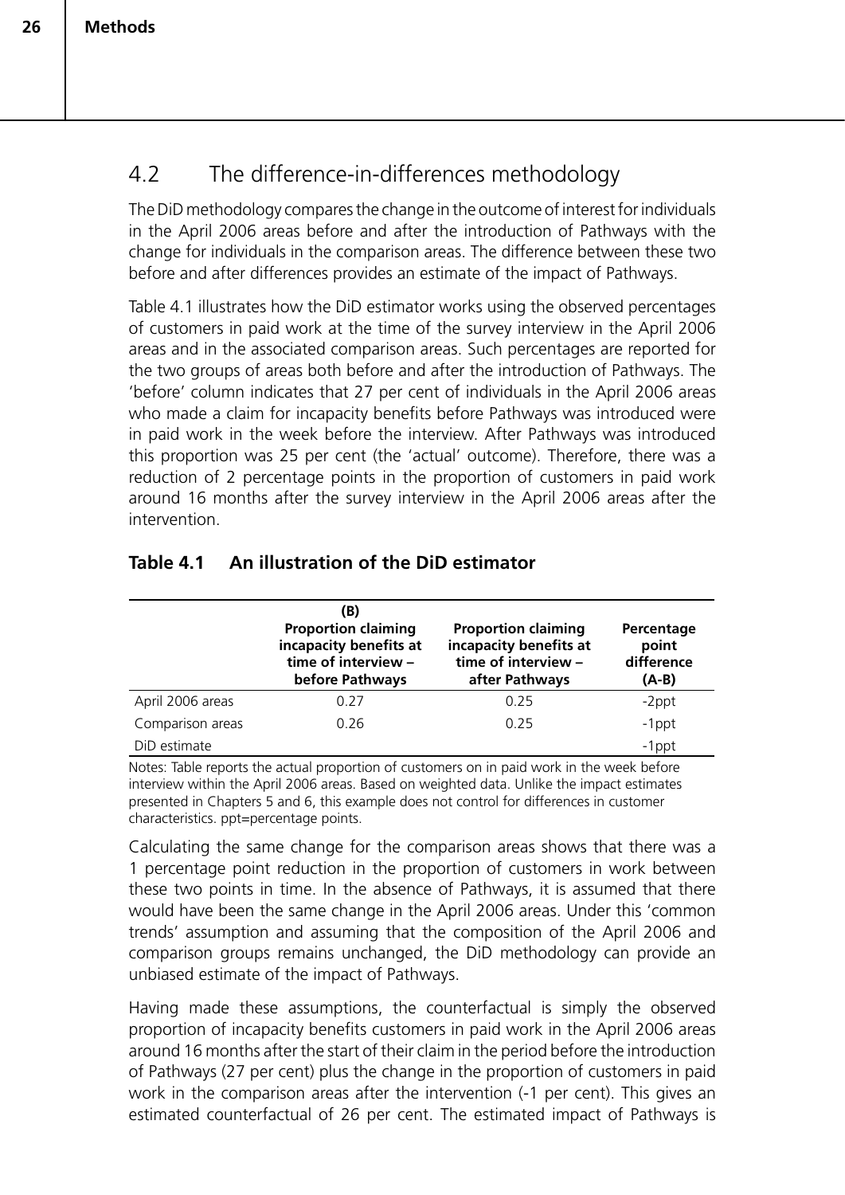## 4.2 The difference-in-differences methodology

The DiD methodology compares the change in the outcome of interest for individuals in the April 2006 areas before and after the introduction of Pathways with the change for individuals in the comparison areas. The difference between these two before and after differences provides an estimate of the impact of Pathways.

Table 4.1 illustrates how the DiD estimator works using the observed percentages of customers in paid work at the time of the survey interview in the April 2006 areas and in the associated comparison areas. Such percentages are reported for the two groups of areas both before and after the introduction of Pathways. The 'before' column indicates that 27 per cent of individuals in the April 2006 areas who made a claim for incapacity benefits before Pathways was introduced were in paid work in the week before the interview. After Pathways was introduced this proportion was 25 per cent (the 'actual' outcome). Therefore, there was a reduction of 2 percentage points in the proportion of customers in paid work around 16 months after the survey interview in the April 2006 areas after the intervention.

**Table 4.1 An illustration of the DiD estimator**

| | (B) Proportion claiming incapacity benefits at time of interview – before Pathways | Proportion claiming incapacity benefits at time of interview – after Pathways | Percentage point difference (A-B) |
|---|---|---|---|
| April 2006 areas | 0.27 | 0.25 | -2ppt |
| Comparison areas | 0.26 | 0.25 | -1ppt |
| DiD estimate | | | -1ppt |

Notes: Table reports the actual proportion of customers on in paid work in the week before interview within the April 2006 areas. Based on weighted data. Unlike the impact estimates presented in Chapters 5 and 6, this example does not control for differences in customer characteristics. ppt=percentage points.

Calculating the same change for the comparison areas shows that there was a 1 percentage point reduction in the proportion of customers in work between these two points in time. In the absence of Pathways, it is assumed that there would have been the same change in the April 2006 areas. Under this 'common trends' assumption and assuming that the composition of the April 2006 and comparison groups remains unchanged, the DiD methodology can provide an unbiased estimate of the impact of Pathways.

Having made these assumptions, the counterfactual is simply the observed proportion of incapacity benefits customers in paid work in the April 2006 areas around 16 months after the start of their claim in the period before the introduction of Pathways (27 per cent) plus the change in the proportion of customers in paid work in the comparison areas after the intervention (-1 per cent). This gives an estimated counterfactual of 26 per cent. The estimated impact of Pathways is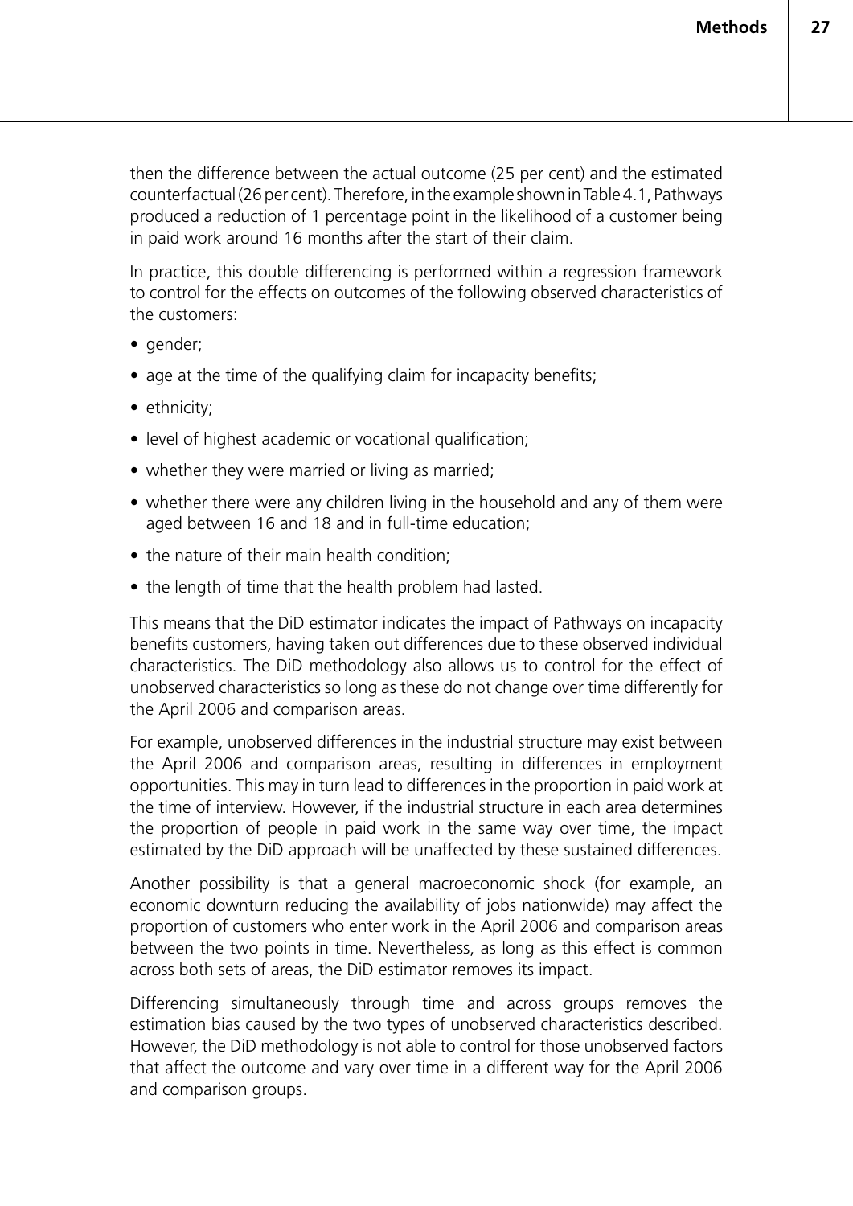then the difference between the actual outcome (25 per cent) and the estimated counterfactual (26 per cent). Therefore, in the example shown in Table 4.1, Pathways produced a reduction of 1 percentage point in the likelihood of a customer being in paid work around 16 months after the start of their claim.

In practice, this double differencing is performed within a regression framework to control for the effects on outcomes of the following observed characteristics of the customers:

- gender;
- age at the time of the qualifying claim for incapacity benefits;
- ethnicity;
- level of highest academic or vocational qualification;
- whether they were married or living as married;
- whether there were any children living in the household and any of them were aged between 16 and 18 and in full-time education;
- the nature of their main health condition;
- the length of time that the health problem had lasted.

This means that the DiD estimator indicates the impact of Pathways on incapacity benefits customers, having taken out differences due to these observed individual characteristics. The DiD methodology also allows us to control for the effect of unobserved characteristics so long as these do not change over time differently for the April 2006 and comparison areas.

For example, unobserved differences in the industrial structure may exist between the April 2006 and comparison areas, resulting in differences in employment opportunities. This may in turn lead to differences in the proportion in paid work at the time of interview. However, if the industrial structure in each area determines the proportion of people in paid work in the same way over time, the impact estimated by the DiD approach will be unaffected by these sustained differences.

Another possibility is that a general macroeconomic shock (for example, an economic downturn reducing the availability of jobs nationwide) may affect the proportion of customers who enter work in the April 2006 and comparison areas between the two points in time. Nevertheless, as long as this effect is common across both sets of areas, the DiD estimator removes its impact.

Differencing simultaneously through time and across groups removes the estimation bias caused by the two types of unobserved characteristics described. However, the DiD methodology is not able to control for those unobserved factors that affect the outcome and vary over time in a different way for the April 2006 and comparison groups.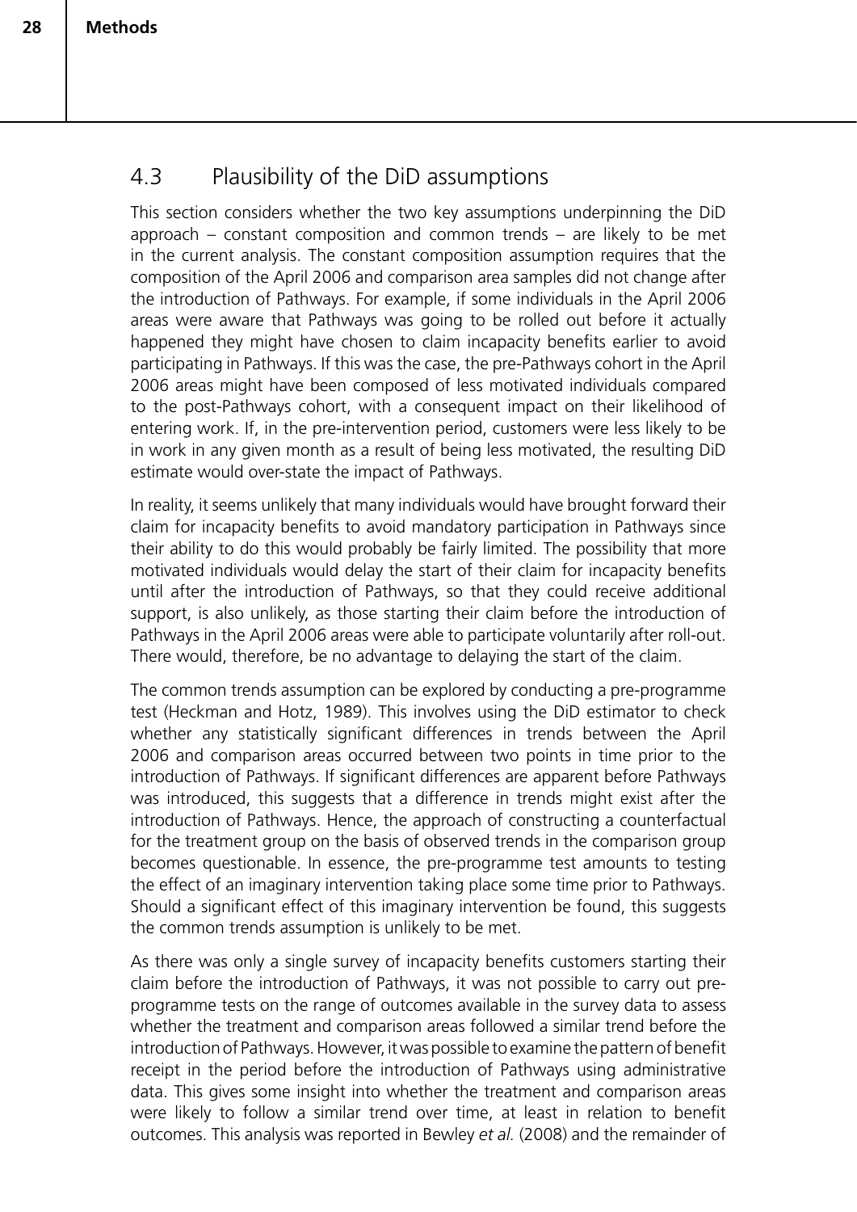## 4.3 Plausibility of the DiD assumptions

This section considers whether the two key assumptions underpinning the DiD approach – constant composition and common trends – are likely to be met in the current analysis. The constant composition assumption requires that the composition of the April 2006 and comparison area samples did not change after the introduction of Pathways. For example, if some individuals in the April 2006 areas were aware that Pathways was going to be rolled out before it actually happened they might have chosen to claim incapacity benefits earlier to avoid participating in Pathways. If this was the case, the pre-Pathways cohort in the April 2006 areas might have been composed of less motivated individuals compared to the post-Pathways cohort, with a consequent impact on their likelihood of entering work. If, in the pre-intervention period, customers were less likely to be in work in any given month as a result of being less motivated, the resulting DiD estimate would over-state the impact of Pathways.

In reality, it seems unlikely that many individuals would have brought forward their claim for incapacity benefits to avoid mandatory participation in Pathways since their ability to do this would probably be fairly limited. The possibility that more motivated individuals would delay the start of their claim for incapacity benefits until after the introduction of Pathways, so that they could receive additional support, is also unlikely, as those starting their claim before the introduction of Pathways in the April 2006 areas were able to participate voluntarily after roll-out. There would, therefore, be no advantage to delaying the start of the claim.

The common trends assumption can be explored by conducting a pre-programme test (Heckman and Hotz, 1989). This involves using the DiD estimator to check whether any statistically significant differences in trends between the April 2006 and comparison areas occurred between two points in time prior to the introduction of Pathways. If significant differences are apparent before Pathways was introduced, this suggests that a difference in trends might exist after the introduction of Pathways. Hence, the approach of constructing a counterfactual for the treatment group on the basis of observed trends in the comparison group becomes questionable. In essence, the pre-programme test amounts to testing the effect of an imaginary intervention taking place some time prior to Pathways. Should a significant effect of this imaginary intervention be found, this suggests the common trends assumption is unlikely to be met.

As there was only a single survey of incapacity benefits customers starting their claim before the introduction of Pathways, it was not possible to carry out pre-programme tests on the range of outcomes available in the survey data to assess whether the treatment and comparison areas followed a similar trend before the introduction of Pathways. However, it was possible to examine the pattern of benefit receipt in the period before the introduction of Pathways using administrative data. This gives some insight into whether the treatment and comparison areas were likely to follow a similar trend over time, at least in relation to benefit outcomes. This analysis was reported in Bewley *et al.* (2008) and the remainder of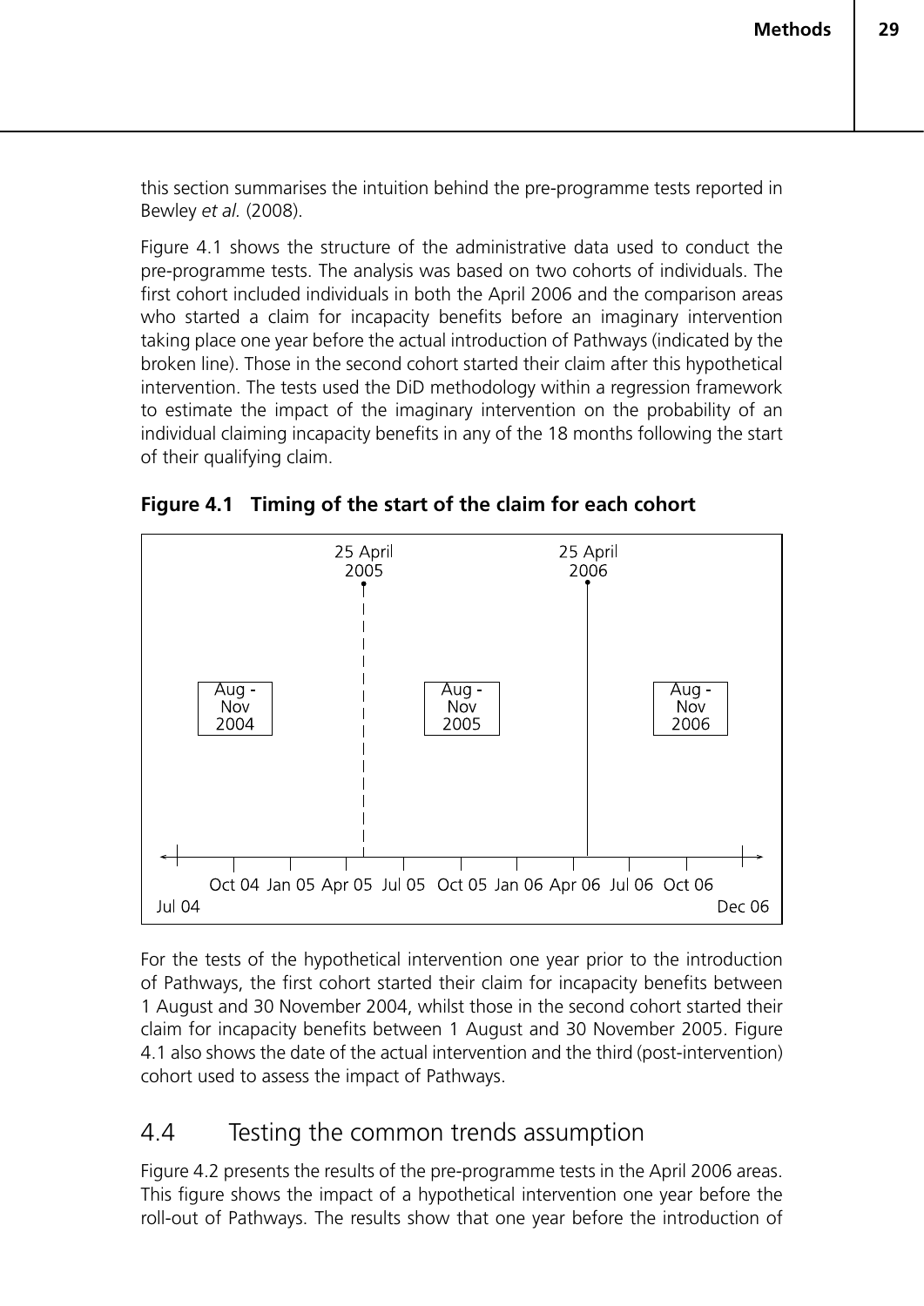this section summarises the intuition behind the pre-programme tests reported in Bewley *et al.* (2008).

Figure 4.1 shows the structure of the administrative data used to conduct the pre-programme tests. The analysis was based on two cohorts of individuals. The first cohort included individuals in both the April 2006 and the comparison areas who started a claim for incapacity benefits before an imaginary intervention taking place one year before the actual introduction of Pathways (indicated by the broken line). Those in the second cohort started their claim after this hypothetical intervention. The tests used the DiD methodology within a regression framework to estimate the impact of the imaginary intervention on the probability of an individual claiming incapacity benefits in any of the 18 months following the start of their qualifying claim.

**Figure 4.1 Timing of the start of the claim for each cohort**

25 April 2005 | 25 April 2006

Aug - Nov 2004 | Aug - Nov 2005 | Aug - Nov 2006

Jul 04 | Oct 04 | Jan 05 | Apr 05 | Jul 05 | Oct 05 | Jan 06 | Apr 06 | Jul 06 | Oct 06 | Dec 06

For the tests of the hypothetical intervention one year prior to the introduction of Pathways, the first cohort started their claim for incapacity benefits between 1 August and 30 November 2004, whilst those in the second cohort started their claim for incapacity benefits between 1 August and 30 November 2005. Figure 4.1 also shows the date of the actual intervention and the third (post-intervention) cohort used to assess the impact of Pathways.

## 4.4 Testing the common trends assumption

Figure 4.2 presents the results of the pre-programme tests in the April 2006 areas. This figure shows the impact of a hypothetical intervention one year before the roll-out of Pathways. The results show that one year before the introduction of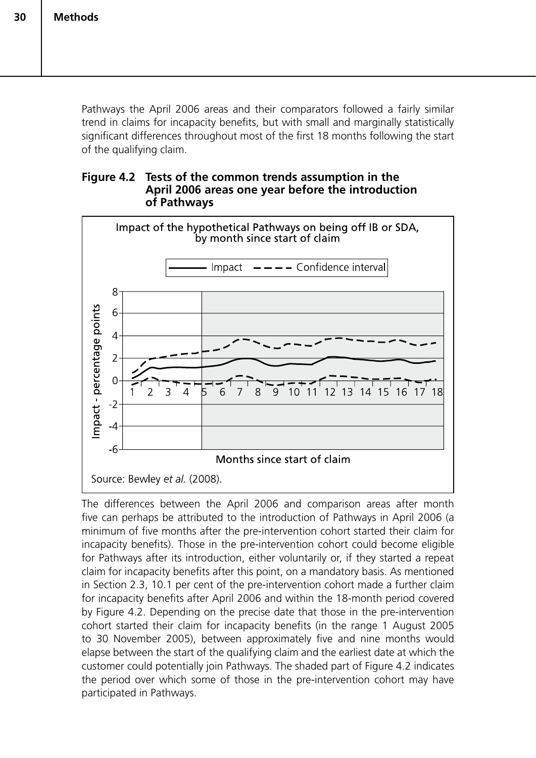Pathways the April 2006 areas and their comparators followed a fairly similar trend in claims for incapacity benefits, but with small and marginally statistically significant differences throughout most of the first 18 months following the start of the qualifying claim.

**Figure 4.2 Tests of the common trends assumption in the April 2006 areas one year before the introduction of Pathways**

Source: Bewley *et al.* (2008).

The differences between the April 2006 and comparison areas after month five can perhaps be attributed to the introduction of Pathways in April 2006 (a minimum of five months after the pre-intervention cohort started their claim for incapacity benefits). Those in the pre-intervention cohort could become eligible for Pathways after its introduction, either voluntarily or, if they started a repeat claim for incapacity benefits after this point, on a mandatory basis. As mentioned in Section 2.3, 10.1 per cent of the pre-intervention cohort made a further claim for incapacity benefits after April 2006 and within the 18-month period covered by Figure 4.2. Depending on the precise date that those in the pre-intervention cohort started their claim for incapacity benefits (in the range 1 August 2005 to 30 November 2005), between approximately five and nine months would elapse between the start of the qualifying claim and the earliest date at which the customer could potentially join Pathways. The shaded part of Figure 4.2 indicates the period over which some of those in the pre-intervention cohort may have participated in Pathways.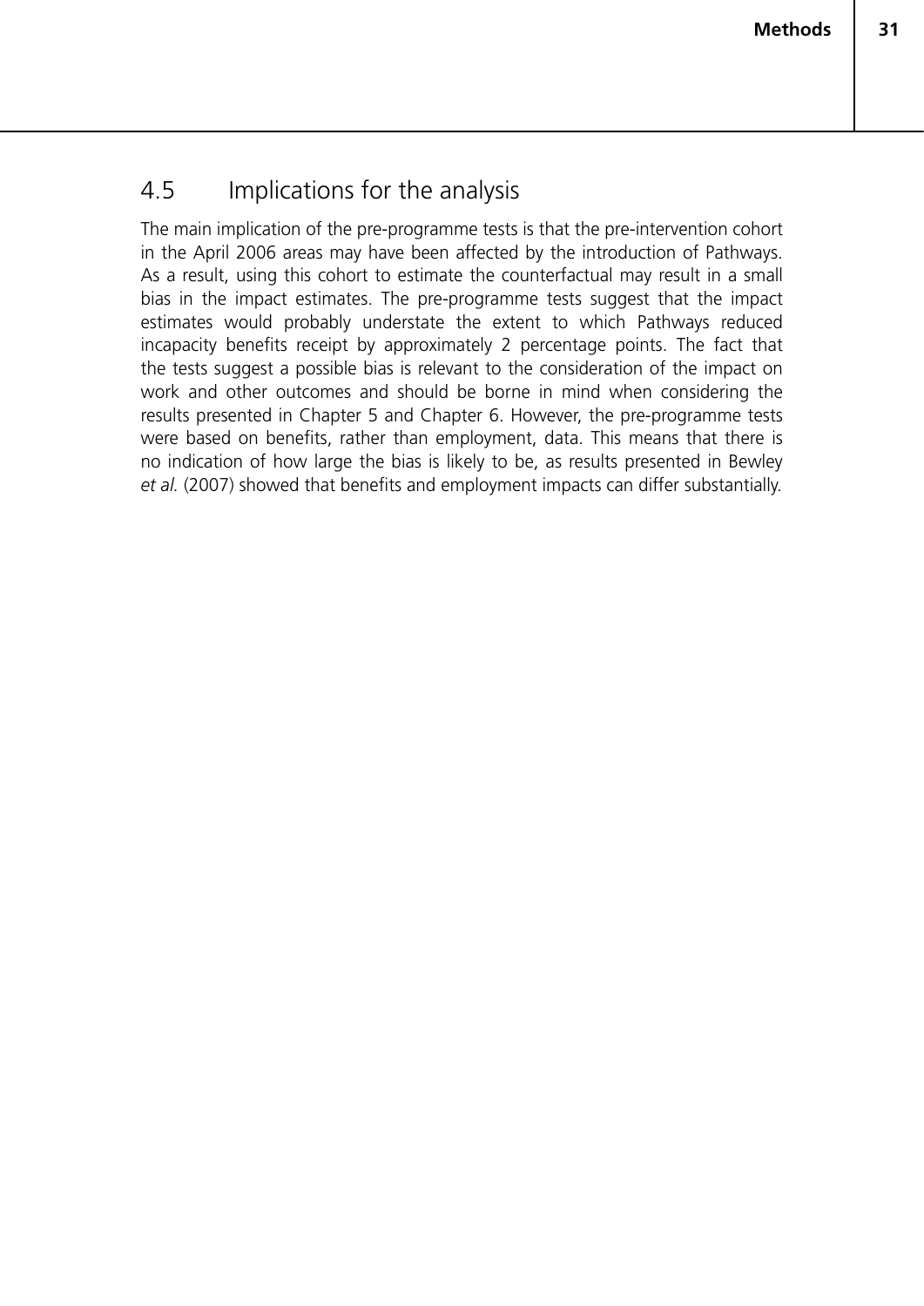## 4.5 Implications for the analysis

The main implication of the pre-programme tests is that the pre-intervention cohort in the April 2006 areas may have been affected by the introduction of Pathways. As a result, using this cohort to estimate the counterfactual may result in a small bias in the impact estimates. The pre-programme tests suggest that the impact estimates would probably understate the extent to which Pathways reduced incapacity benefits receipt by approximately 2 percentage points. The fact that the tests suggest a possible bias is relevant to the consideration of the impact on work and other outcomes and should be borne in mind when considering the results presented in Chapter 5 and Chapter 6. However, the pre-programme tests were based on benefits, rather than employment, data. This means that there is no indication of how large the bias is likely to be, as results presented in Bewley *et al.* (2007) showed that benefits and employment impacts can differ substantially.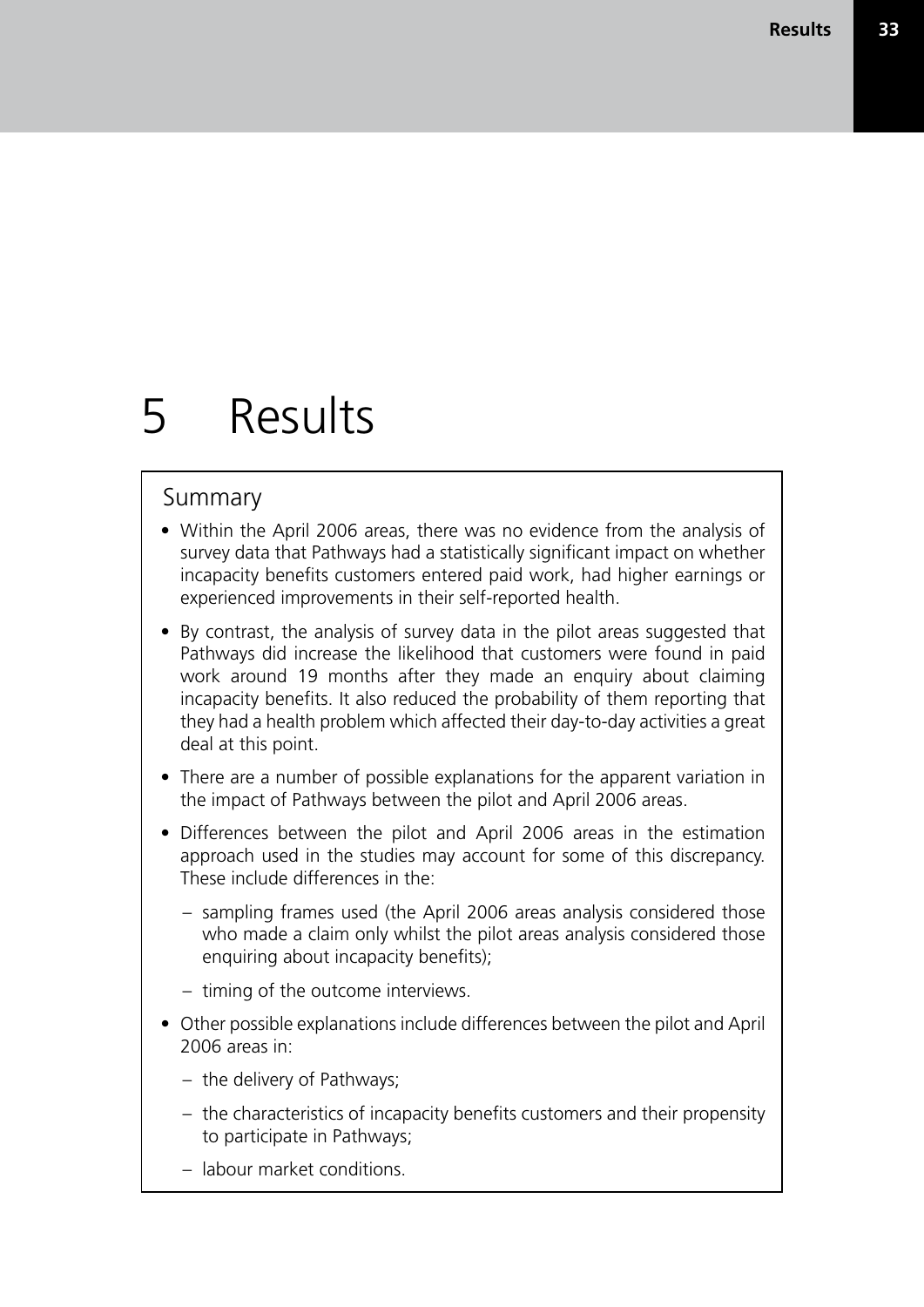# 5 Results

## Summary

- Within the April 2006 areas, there was no evidence from the analysis of survey data that Pathways had a statistically significant impact on whether incapacity benefits customers entered paid work, had higher earnings or experienced improvements in their self-reported health.
- By contrast, the analysis of survey data in the pilot areas suggested that Pathways did increase the likelihood that customers were found in paid work around 19 months after they made an enquiry about claiming incapacity benefits. It also reduced the probability of them reporting that they had a health problem which affected their day-to-day activities a great deal at this point.
- There are a number of possible explanations for the apparent variation in the impact of Pathways between the pilot and April 2006 areas.
- Differences between the pilot and April 2006 areas in the estimation approach used in the studies may account for some of this discrepancy. These include differences in the:
  - sampling frames used (the April 2006 areas analysis considered those who made a claim only whilst the pilot areas analysis considered those enquiring about incapacity benefits);
  - timing of the outcome interviews.
- Other possible explanations include differences between the pilot and April 2006 areas in:
  - the delivery of Pathways;
  - the characteristics of incapacity benefits customers and their propensity to participate in Pathways;
  - labour market conditions.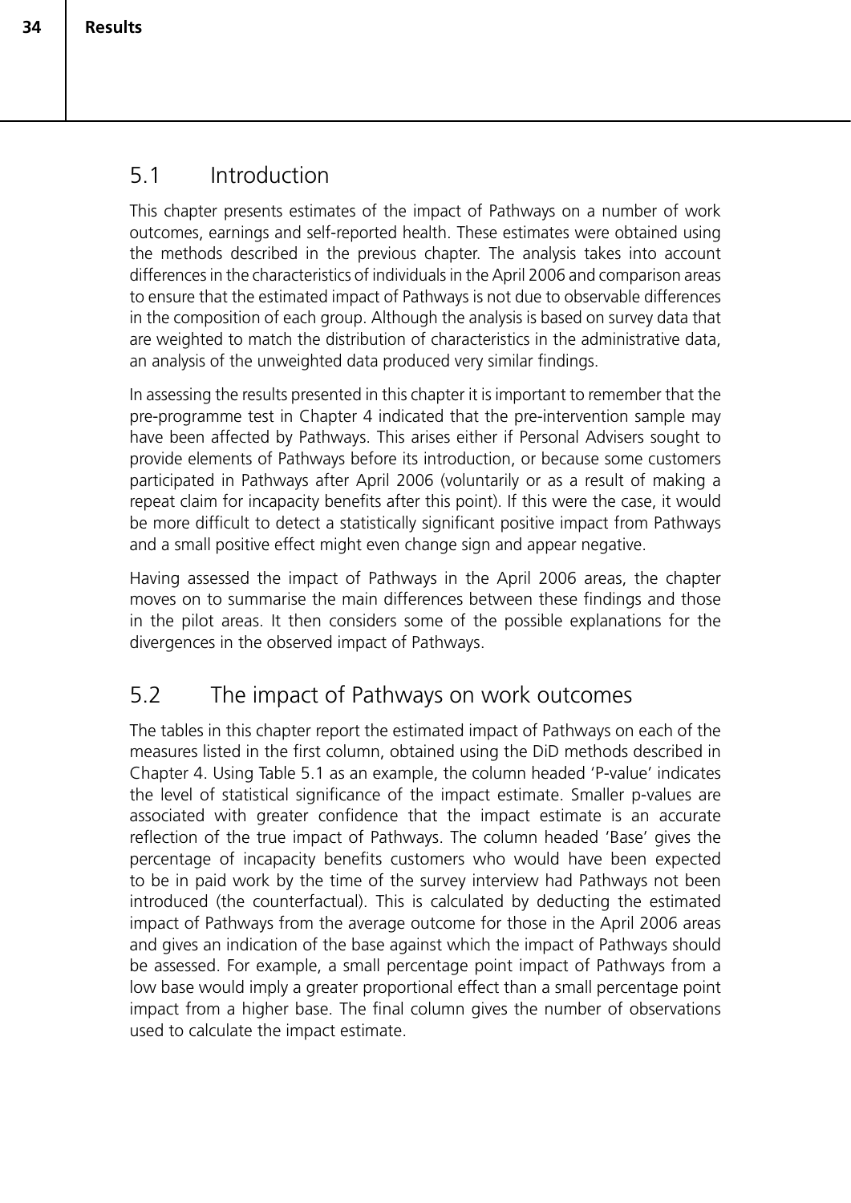## 5.1 Introduction

This chapter presents estimates of the impact of Pathways on a number of work outcomes, earnings and self-reported health. These estimates were obtained using the methods described in the previous chapter. The analysis takes into account differences in the characteristics of individuals in the April 2006 and comparison areas to ensure that the estimated impact of Pathways is not due to observable differences in the composition of each group. Although the analysis is based on survey data that are weighted to match the distribution of characteristics in the administrative data, an analysis of the unweighted data produced very similar findings.

In assessing the results presented in this chapter it is important to remember that the pre-programme test in Chapter 4 indicated that the pre-intervention sample may have been affected by Pathways. This arises either if Personal Advisers sought to provide elements of Pathways before its introduction, or because some customers participated in Pathways after April 2006 (voluntarily or as a result of making a repeat claim for incapacity benefits after this point). If this were the case, it would be more difficult to detect a statistically significant positive impact from Pathways and a small positive effect might even change sign and appear negative.

Having assessed the impact of Pathways in the April 2006 areas, the chapter moves on to summarise the main differences between these findings and those in the pilot areas. It then considers some of the possible explanations for the divergences in the observed impact of Pathways.

## 5.2 The impact of Pathways on work outcomes

The tables in this chapter report the estimated impact of Pathways on each of the measures listed in the first column, obtained using the DiD methods described in Chapter 4. Using Table 5.1 as an example, the column headed 'P-value' indicates the level of statistical significance of the impact estimate. Smaller p-values are associated with greater confidence that the impact estimate is an accurate reflection of the true impact of Pathways. The column headed 'Base' gives the percentage of incapacity benefits customers who would have been expected to be in paid work by the time of the survey interview had Pathways not been introduced (the counterfactual). This is calculated by deducting the estimated impact of Pathways from the average outcome for those in the April 2006 areas and gives an indication of the base against which the impact of Pathways should be assessed. For example, a small percentage point impact of Pathways from a low base would imply a greater proportional effect than a small percentage point impact from a higher base. The final column gives the number of observations used to calculate the impact estimate.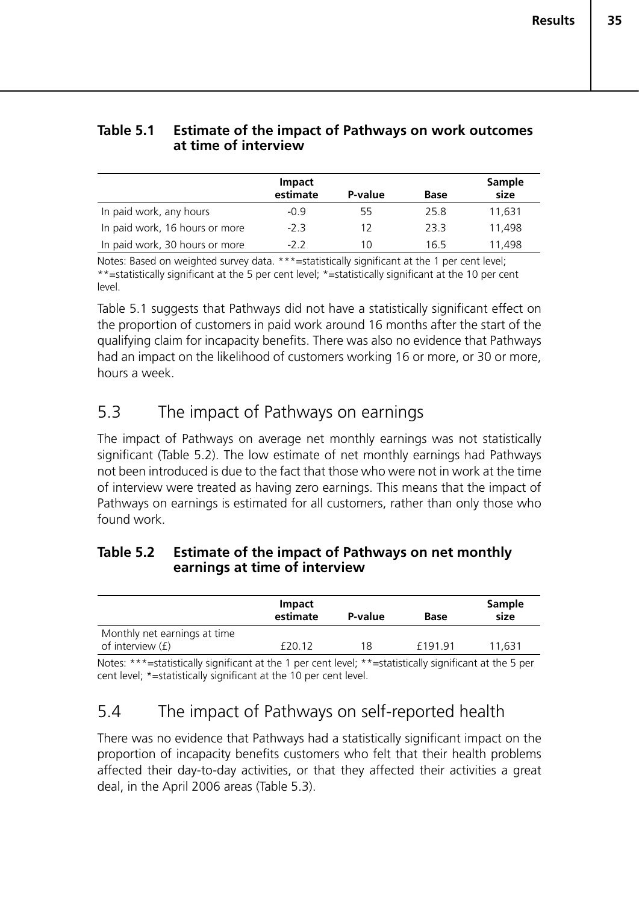**Table 5.1 Estimate of the impact of Pathways on work outcomes at time of interview**

| | Impact estimate | P-value | Base | Sample size |
|---|---|---|---|---|
| In paid work, any hours | -0.9 | 55 | 25.8 | 11,631 |
| In paid work, 16 hours or more | -2.3 | 12 | 23.3 | 11,498 |
| In paid work, 30 hours or more | -2.2 | 10 | 16.5 | 11,498 |

Notes: Based on weighted survey data. ***=statistically significant at the 1 per cent level; **=statistically significant at the 5 per cent level; *=statistically significant at the 10 per cent level.

Table 5.1 suggests that Pathways did not have a statistically significant effect on the proportion of customers in paid work around 16 months after the start of the qualifying claim for incapacity benefits. There was also no evidence that Pathways had an impact on the likelihood of customers working 16 or more, or 30 or more, hours a week.

## 5.3 The impact of Pathways on earnings

The impact of Pathways on average net monthly earnings was not statistically significant (Table 5.2). The low estimate of net monthly earnings had Pathways not been introduced is due to the fact that those who were not in work at the time of interview were treated as having zero earnings. This means that the impact of Pathways on earnings is estimated for all customers, rather than only those who found work.

**Table 5.2 Estimate of the impact of Pathways on net monthly earnings at time of interview**

| | Impact estimate | P-value | Base | Sample size |
|---|---|---|---|---|
| Monthly net earnings at time of interview (£) | £20.12 | 18 | £191.91 | 11,631 |

Notes: ***=statistically significant at the 1 per cent level; **=statistically significant at the 5 per cent level; *=statistically significant at the 10 per cent level.

## 5.4 The impact of Pathways on self-reported health

There was no evidence that Pathways had a statistically significant impact on the proportion of incapacity benefits customers who felt that their health problems affected their day-to-day activities, or that they affected their activities a great deal, in the April 2006 areas (Table 5.3).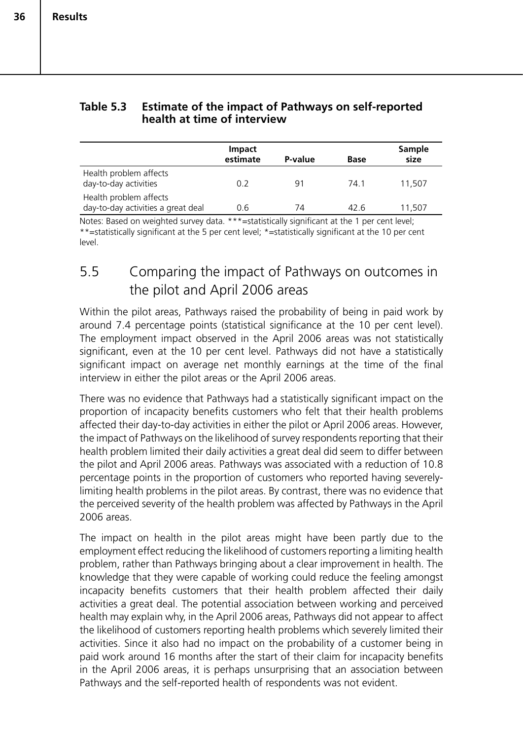**Table 5.3 Estimate of the impact of Pathways on self-reported health at time of interview**

| | Impact estimate | P-value | Base | Sample size |
|---|---|---|---|---|
| Health problem affects day-to-day activities | 0.2 | 91 | 74.1 | 11,507 |
| Health problem affects day-to-day activities a great deal | 0.6 | 74 | 42.6 | 11,507 |

Notes: Based on weighted survey data. ***=statistically significant at the 1 per cent level; **=statistically significant at the 5 per cent level; *=statistically significant at the 10 per cent level.

## 5.5 Comparing the impact of Pathways on outcomes in the pilot and April 2006 areas

Within the pilot areas, Pathways raised the probability of being in paid work by around 7.4 percentage points (statistical significance at the 10 per cent level). The employment impact observed in the April 2006 areas was not statistically significant, even at the 10 per cent level. Pathways did not have a statistically significant impact on average net monthly earnings at the time of the final interview in either the pilot areas or the April 2006 areas.

There was no evidence that Pathways had a statistically significant impact on the proportion of incapacity benefits customers who felt that their health problems affected their day-to-day activities in either the pilot or April 2006 areas. However, the impact of Pathways on the likelihood of survey respondents reporting that their health problem limited their daily activities a great deal did seem to differ between the pilot and April 2006 areas. Pathways was associated with a reduction of 10.8 percentage points in the proportion of customers who reported having severely-limiting health problems in the pilot areas. By contrast, there was no evidence that the perceived severity of the health problem was affected by Pathways in the April 2006 areas.

The impact on health in the pilot areas might have been partly due to the employment effect reducing the likelihood of customers reporting a limiting health problem, rather than Pathways bringing about a clear improvement in health. The knowledge that they were capable of working could reduce the feeling amongst incapacity benefits customers that their health problem affected their daily activities a great deal. The potential association between working and perceived health may explain why, in the April 2006 areas, Pathways did not appear to affect the likelihood of customers reporting health problems which severely limited their activities. Since it also had no impact on the probability of a customer being in paid work around 16 months after the start of their claim for incapacity benefits in the April 2006 areas, it is perhaps unsurprising that an association between Pathways and the self-reported health of respondents was not evident.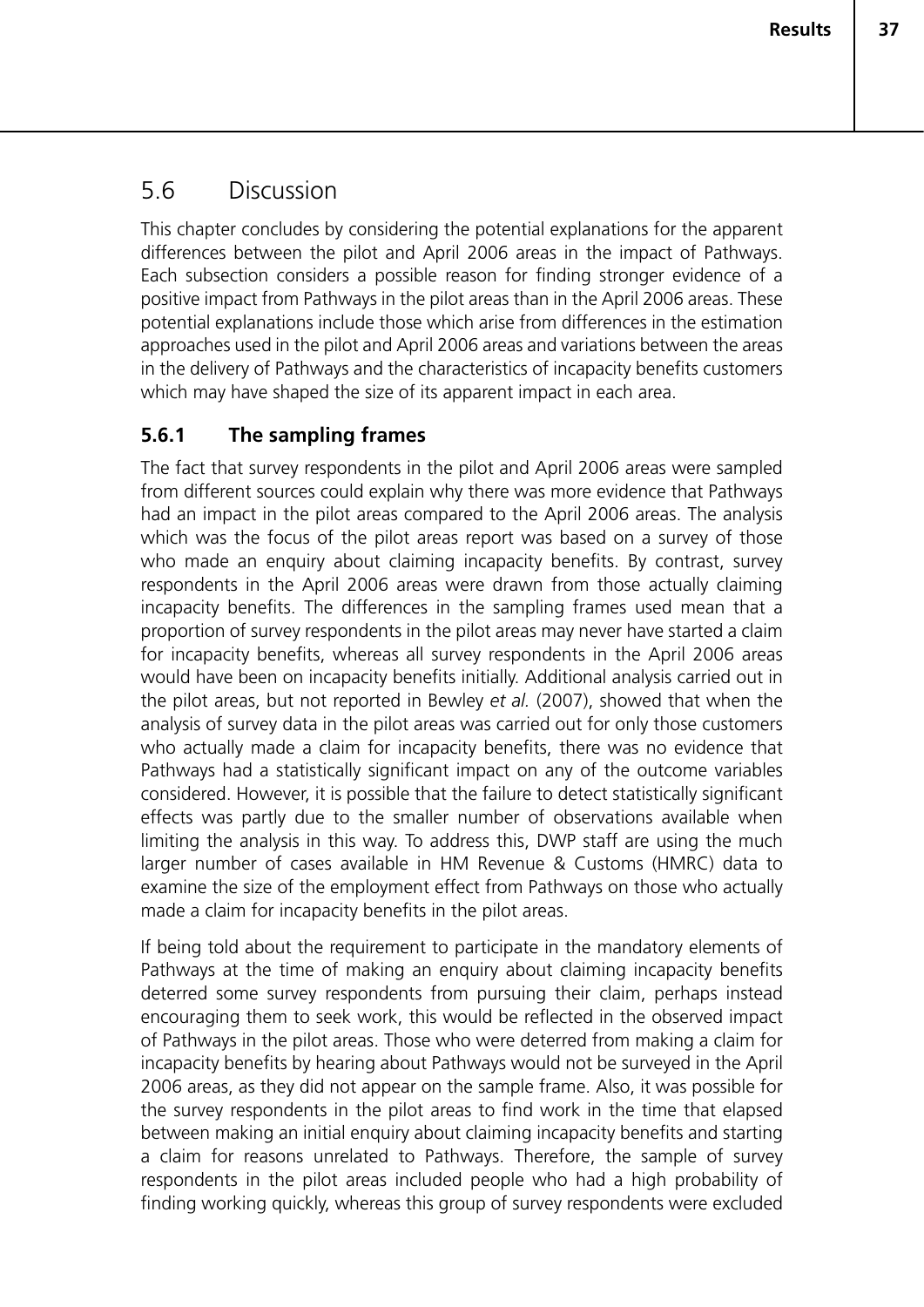## 5.6 Discussion

This chapter concludes by considering the potential explanations for the apparent differences between the pilot and April 2006 areas in the impact of Pathways. Each subsection considers a possible reason for finding stronger evidence of a positive impact from Pathways in the pilot areas than in the April 2006 areas. These potential explanations include those which arise from differences in the estimation approaches used in the pilot and April 2006 areas and variations between the areas in the delivery of Pathways and the characteristics of incapacity benefits customers which may have shaped the size of its apparent impact in each area.

### 5.6.1 The sampling frames

The fact that survey respondents in the pilot and April 2006 areas were sampled from different sources could explain why there was more evidence that Pathways had an impact in the pilot areas compared to the April 2006 areas. The analysis which was the focus of the pilot areas report was based on a survey of those who made an enquiry about claiming incapacity benefits. By contrast, survey respondents in the April 2006 areas were drawn from those actually claiming incapacity benefits. The differences in the sampling frames used mean that a proportion of survey respondents in the pilot areas may never have started a claim for incapacity benefits, whereas all survey respondents in the April 2006 areas would have been on incapacity benefits initially. Additional analysis carried out in the pilot areas, but not reported in Bewley *et al.* (2007), showed that when the analysis of survey data in the pilot areas was carried out for only those customers who actually made a claim for incapacity benefits, there was no evidence that Pathways had a statistically significant impact on any of the outcome variables considered. However, it is possible that the failure to detect statistically significant effects was partly due to the smaller number of observations available when limiting the analysis in this way. To address this, DWP staff are using the much larger number of cases available in HM Revenue & Customs (HMRC) data to examine the size of the employment effect from Pathways on those who actually made a claim for incapacity benefits in the pilot areas.

If being told about the requirement to participate in the mandatory elements of Pathways at the time of making an enquiry about claiming incapacity benefits deterred some survey respondents from pursuing their claim, perhaps instead encouraging them to seek work, this would be reflected in the observed impact of Pathways in the pilot areas. Those who were deterred from making a claim for incapacity benefits by hearing about Pathways would not be surveyed in the April 2006 areas, as they did not appear on the sample frame. Also, it was possible for the survey respondents in the pilot areas to find work in the time that elapsed between making an initial enquiry about claiming incapacity benefits and starting a claim for reasons unrelated to Pathways. Therefore, the sample of survey respondents in the pilot areas included people who had a high probability of finding working quickly, whereas this group of survey respondents were excluded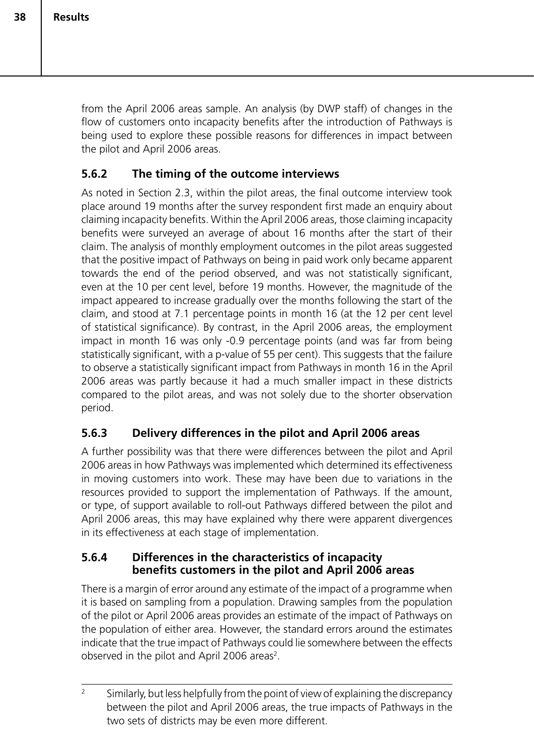from the April 2006 areas sample. An analysis (by DWP staff) of changes in the flow of customers onto incapacity benefits after the introduction of Pathways is being used to explore these possible reasons for differences in impact between the pilot and April 2006 areas.

### 5.6.2 The timing of the outcome interviews

As noted in Section 2.3, within the pilot areas, the final outcome interview took place around 19 months after the survey respondent first made an enquiry about claiming incapacity benefits. Within the April 2006 areas, those claiming incapacity benefits were surveyed an average of about 16 months after the start of their claim. The analysis of monthly employment outcomes in the pilot areas suggested that the positive impact of Pathways on being in paid work only became apparent towards the end of the period observed, and was not statistically significant, even at the 10 per cent level, before 19 months. However, the magnitude of the impact appeared to increase gradually over the months following the start of the claim, and stood at 7.1 percentage points in month 16 (at the 12 per cent level of statistical significance). By contrast, in the April 2006 areas, the employment impact in month 16 was only -0.9 percentage points (and was far from being statistically significant, with a p-value of 55 per cent). This suggests that the failure to observe a statistically significant impact from Pathways in month 16 in the April 2006 areas was partly because it had a much smaller impact in these districts compared to the pilot areas, and was not solely due to the shorter observation period.

### 5.6.3 Delivery differences in the pilot and April 2006 areas

A further possibility was that there were differences between the pilot and April 2006 areas in how Pathways was implemented which determined its effectiveness in moving customers into work. These may have been due to variations in the resources provided to support the implementation of Pathways. If the amount, or type, of support available to roll-out Pathways differed between the pilot and April 2006 areas, this may have explained why there were apparent divergences in its effectiveness at each stage of implementation.

### 5.6.4 Differences in the characteristics of incapacity benefits customers in the pilot and April 2006 areas

There is a margin of error around any estimate of the impact of a programme when it is based on sampling from a population. Drawing samples from the population of the pilot or April 2006 areas provides an estimate of the impact of Pathways on the population of either area. However, the standard errors around the estimates indicate that the true impact of Pathways could lie somewhere between the effects observed in the pilot and April 2006 areas[2].

---

[2] Similarly, but less helpfully from the point of view of explaining the discrepancy between the pilot and April 2006 areas, the true impacts of Pathways in the two sets of districts may be even more different.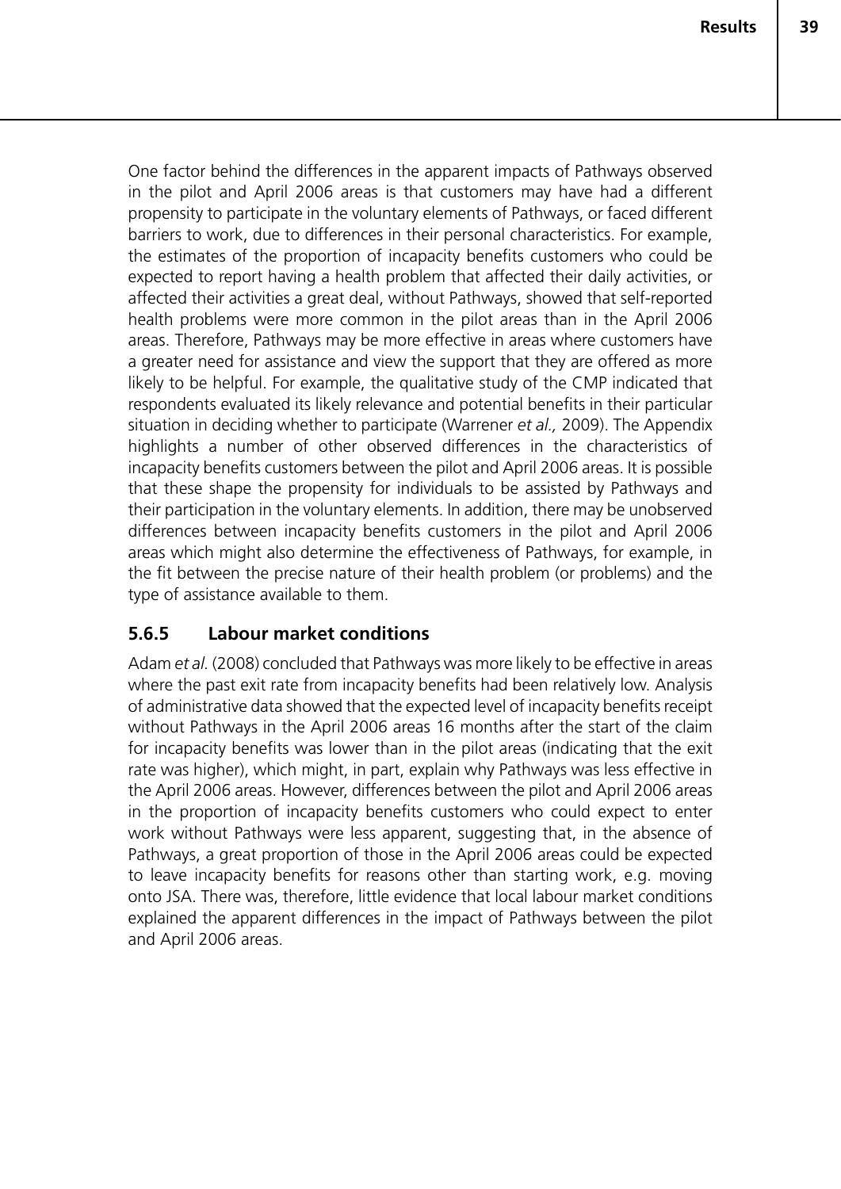One factor behind the differences in the apparent impacts of Pathways observed in the pilot and April 2006 areas is that customers may have had a different propensity to participate in the voluntary elements of Pathways, or faced different barriers to work, due to differences in their personal characteristics. For example, the estimates of the proportion of incapacity benefits customers who could be expected to report having a health problem that affected their daily activities, or affected their activities a great deal, without Pathways, showed that self-reported health problems were more common in the pilot areas than in the April 2006 areas. Therefore, Pathways may be more effective in areas where customers have a greater need for assistance and view the support that they are offered as more likely to be helpful. For example, the qualitative study of the CMP indicated that respondents evaluated its likely relevance and potential benefits in their particular situation in deciding whether to participate (Warrener *et al.,* 2009). The Appendix highlights a number of other observed differences in the characteristics of incapacity benefits customers between the pilot and April 2006 areas. It is possible that these shape the propensity for individuals to be assisted by Pathways and their participation in the voluntary elements. In addition, there may be unobserved differences between incapacity benefits customers in the pilot and April 2006 areas which might also determine the effectiveness of Pathways, for example, in the fit between the precise nature of their health problem (or problems) and the type of assistance available to them.

### 5.6.5 Labour market conditions

Adam *et al.* (2008) concluded that Pathways was more likely to be effective in areas where the past exit rate from incapacity benefits had been relatively low. Analysis of administrative data showed that the expected level of incapacity benefits receipt without Pathways in the April 2006 areas 16 months after the start of the claim for incapacity benefits was lower than in the pilot areas (indicating that the exit rate was higher), which might, in part, explain why Pathways was less effective in the April 2006 areas. However, differences between the pilot and April 2006 areas in the proportion of incapacity benefits customers who could expect to enter work without Pathways were less apparent, suggesting that, in the absence of Pathways, a great proportion of those in the April 2006 areas could be expected to leave incapacity benefits for reasons other than starting work, e.g. moving onto JSA. There was, therefore, little evidence that local labour market conditions explained the apparent differences in the impact of Pathways between the pilot and April 2006 areas.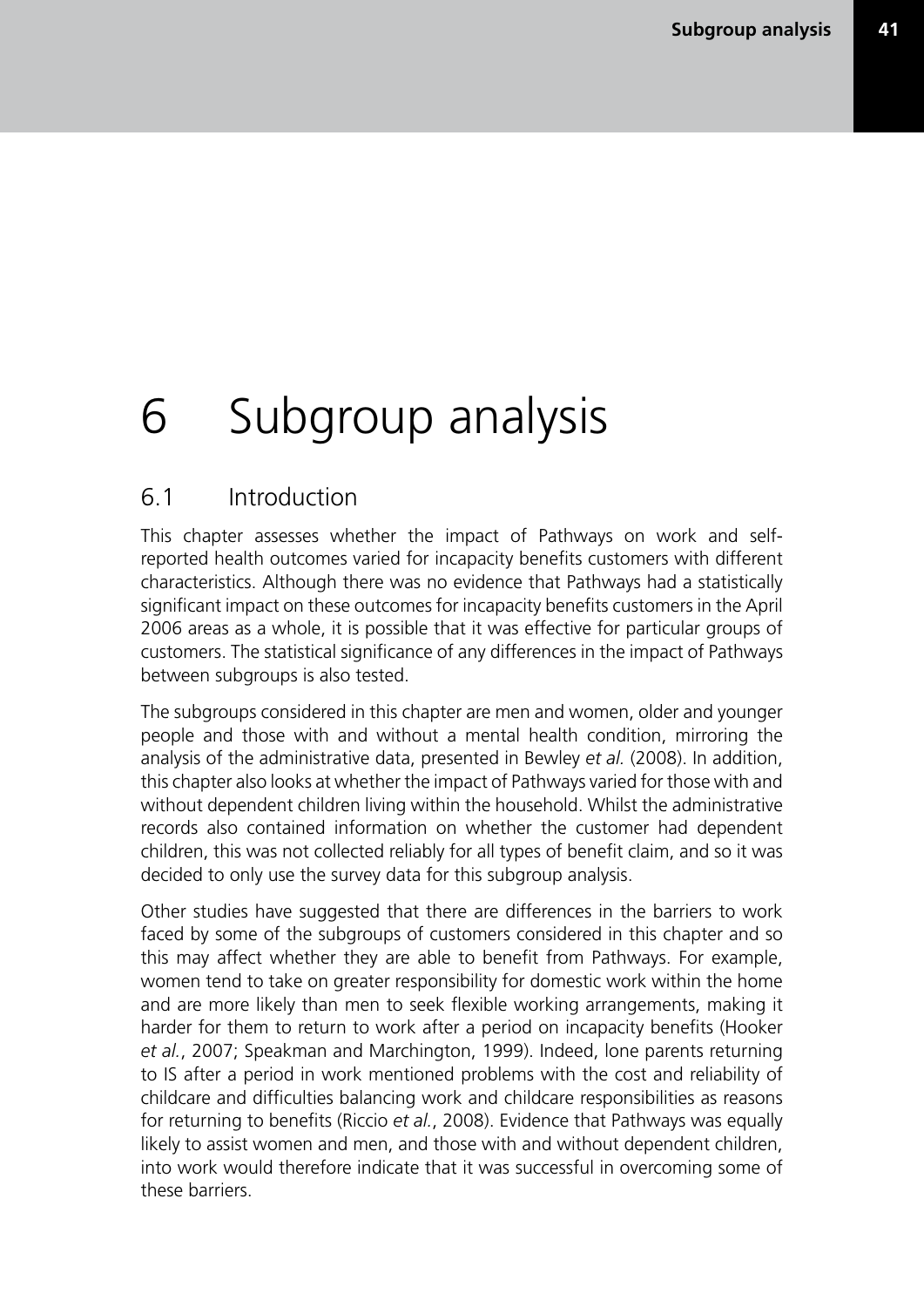# 6 Subgroup analysis

## 6.1 Introduction

This chapter assesses whether the impact of Pathways on work and self-reported health outcomes varied for incapacity benefits customers with different characteristics. Although there was no evidence that Pathways had a statistically significant impact on these outcomes for incapacity benefits customers in the April 2006 areas as a whole, it is possible that it was effective for particular groups of customers. The statistical significance of any differences in the impact of Pathways between subgroups is also tested.

The subgroups considered in this chapter are men and women, older and younger people and those with and without a mental health condition, mirroring the analysis of the administrative data, presented in Bewley *et al.* (2008). In addition, this chapter also looks at whether the impact of Pathways varied for those with and without dependent children living within the household. Whilst the administrative records also contained information on whether the customer had dependent children, this was not collected reliably for all types of benefit claim, and so it was decided to only use the survey data for this subgroup analysis.

Other studies have suggested that there are differences in the barriers to work faced by some of the subgroups of customers considered in this chapter and so this may affect whether they are able to benefit from Pathways. For example, women tend to take on greater responsibility for domestic work within the home and are more likely than men to seek flexible working arrangements, making it harder for them to return to work after a period on incapacity benefits (Hooker *et al.*, 2007; Speakman and Marchington, 1999). Indeed, lone parents returning to IS after a period in work mentioned problems with the cost and reliability of childcare and difficulties balancing work and childcare responsibilities as reasons for returning to benefits (Riccio *et al.*, 2008). Evidence that Pathways was equally likely to assist women and men, and those with and without dependent children, into work would therefore indicate that it was successful in overcoming some of these barriers.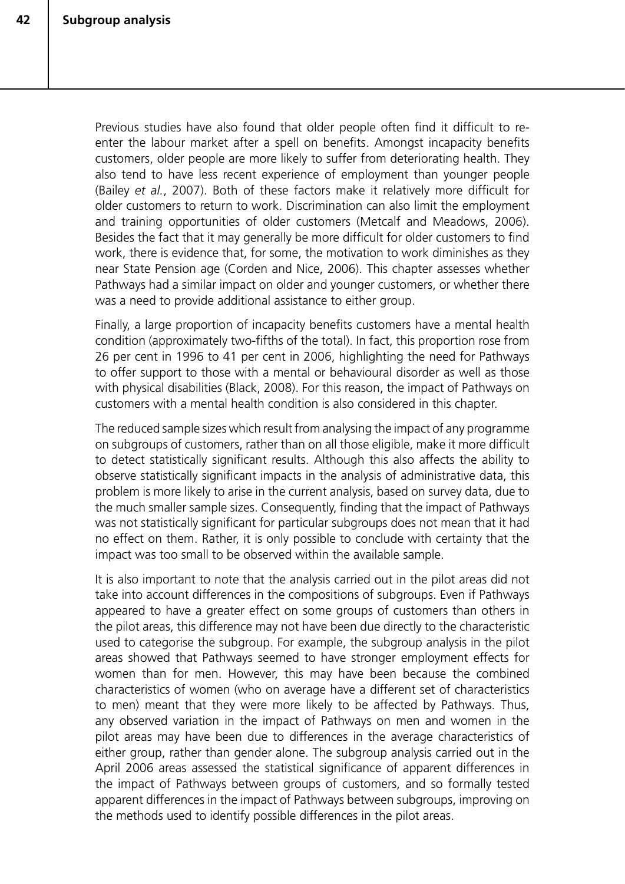Previous studies have also found that older people often find it difficult to re-enter the labour market after a spell on benefits. Amongst incapacity benefits customers, older people are more likely to suffer from deteriorating health. They also tend to have less recent experience of employment than younger people (Bailey *et al.*, 2007). Both of these factors make it relatively more difficult for older customers to return to work. Discrimination can also limit the employment and training opportunities of older customers (Metcalf and Meadows, 2006). Besides the fact that it may generally be more difficult for older customers to find work, there is evidence that, for some, the motivation to work diminishes as they near State Pension age (Corden and Nice, 2006). This chapter assesses whether Pathways had a similar impact on older and younger customers, or whether there was a need to provide additional assistance to either group.

Finally, a large proportion of incapacity benefits customers have a mental health condition (approximately two-fifths of the total). In fact, this proportion rose from 26 per cent in 1996 to 41 per cent in 2006, highlighting the need for Pathways to offer support to those with a mental or behavioural disorder as well as those with physical disabilities (Black, 2008). For this reason, the impact of Pathways on customers with a mental health condition is also considered in this chapter.

The reduced sample sizes which result from analysing the impact of any programme on subgroups of customers, rather than on all those eligible, make it more difficult to detect statistically significant results. Although this also affects the ability to observe statistically significant impacts in the analysis of administrative data, this problem is more likely to arise in the current analysis, based on survey data, due to the much smaller sample sizes. Consequently, finding that the impact of Pathways was not statistically significant for particular subgroups does not mean that it had no effect on them. Rather, it is only possible to conclude with certainty that the impact was too small to be observed within the available sample.

It is also important to note that the analysis carried out in the pilot areas did not take into account differences in the compositions of subgroups. Even if Pathways appeared to have a greater effect on some groups of customers than others in the pilot areas, this difference may not have been due directly to the characteristic used to categorise the subgroup. For example, the subgroup analysis in the pilot areas showed that Pathways seemed to have stronger employment effects for women than for men. However, this may have been because the combined characteristics of women (who on average have a different set of characteristics to men) meant that they were more likely to be affected by Pathways. Thus, any observed variation in the impact of Pathways on men and women in the pilot areas may have been due to differences in the average characteristics of either group, rather than gender alone. The subgroup analysis carried out in the April 2006 areas assessed the statistical significance of apparent differences in the impact of Pathways between groups of customers, and so formally tested apparent differences in the impact of Pathways between subgroups, improving on the methods used to identify possible differences in the pilot areas.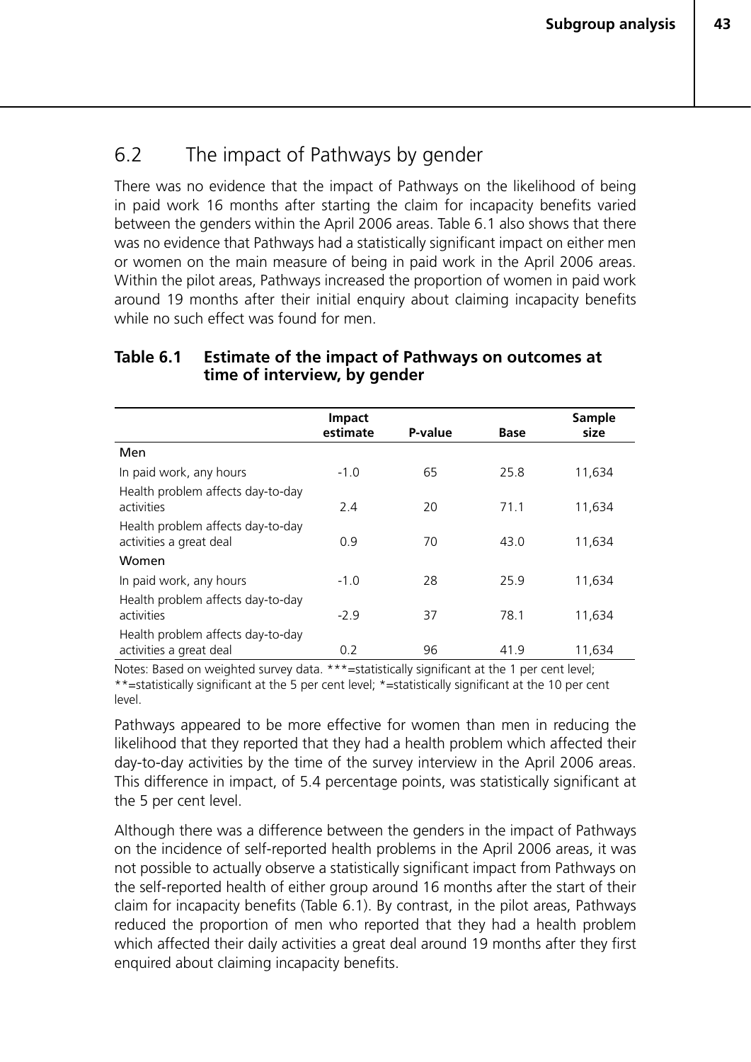## 6.2 The impact of Pathways by gender

There was no evidence that the impact of Pathways on the likelihood of being in paid work 16 months after starting the claim for incapacity benefits varied between the genders within the April 2006 areas. Table 6.1 also shows that there was no evidence that Pathways had a statistically significant impact on either men or women on the main measure of being in paid work in the April 2006 areas. Within the pilot areas, Pathways increased the proportion of women in paid work around 19 months after their initial enquiry about claiming incapacity benefits while no such effect was found for men.

**Table 6.1 Estimate of the impact of Pathways on outcomes at time of interview, by gender**

| | Impact estimate | P-value | Base | Sample size |
|---|---|---|---|---|
| Men | | | | |
| In paid work, any hours | -1.0 | 65 | 25.8 | 11,634 |
| Health problem affects day-to-day activities | 2.4 | 20 | 71.1 | 11,634 |
| Health problem affects day-to-day activities a great deal | 0.9 | 70 | 43.0 | 11,634 |
| Women | | | | |
| In paid work, any hours | -1.0 | 28 | 25.9 | 11,634 |
| Health problem affects day-to-day activities | -2.9 | 37 | 78.1 | 11,634 |
| Health problem affects day-to-day activities a great deal | 0.2 | 96 | 41.9 | 11,634 |

Notes: Based on weighted survey data. ***=statistically significant at the 1 per cent level; **=statistically significant at the 5 per cent level; *=statistically significant at the 10 per cent level.

Pathways appeared to be more effective for women than men in reducing the likelihood that they reported that they had a health problem which affected their day-to-day activities by the time of the survey interview in the April 2006 areas. This difference in impact, of 5.4 percentage points, was statistically significant at the 5 per cent level.

Although there was a difference between the genders in the impact of Pathways on the incidence of self-reported health problems in the April 2006 areas, it was not possible to actually observe a statistically significant impact from Pathways on the self-reported health of either group around 16 months after the start of their claim for incapacity benefits (Table 6.1). By contrast, in the pilot areas, Pathways reduced the proportion of men who reported that they had a health problem which affected their daily activities a great deal around 19 months after they first enquired about claiming incapacity benefits.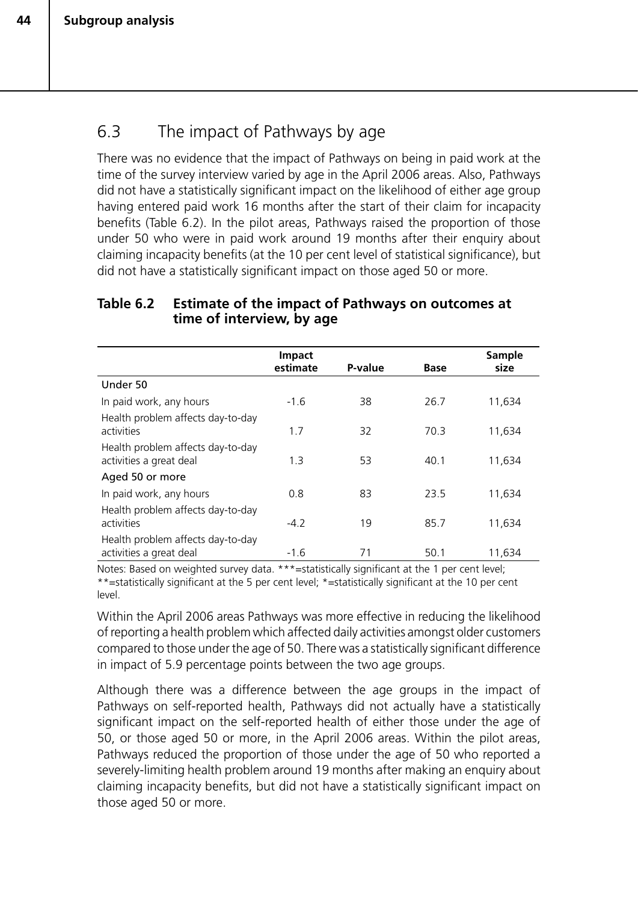## 6.3 The impact of Pathways by age

There was no evidence that the impact of Pathways on being in paid work at the time of the survey interview varied by age in the April 2006 areas. Also, Pathways did not have a statistically significant impact on the likelihood of either age group having entered paid work 16 months after the start of their claim for incapacity benefits (Table 6.2). In the pilot areas, Pathways raised the proportion of those under 50 who were in paid work around 19 months after their enquiry about claiming incapacity benefits (at the 10 per cent level of statistical significance), but did not have a statistically significant impact on those aged 50 or more.

**Table 6.2 Estimate of the impact of Pathways on outcomes at time of interview, by age**

| | Impact estimate | P-value | Base | Sample size |
|---|---|---|---|---|
| Under 50 | | | | |
| In paid work, any hours | -1.6 | 38 | 26.7 | 11,634 |
| Health problem affects day-to-day activities | 1.7 | 32 | 70.3 | 11,634 |
| Health problem affects day-to-day activities a great deal | 1.3 | 53 | 40.1 | 11,634 |
| Aged 50 or more | | | | |
| In paid work, any hours | 0.8 | 83 | 23.5 | 11,634 |
| Health problem affects day-to-day activities | -4.2 | 19 | 85.7 | 11,634 |
| Health problem affects day-to-day activities a great deal | -1.6 | 71 | 50.1 | 11,634 |

Notes: Based on weighted survey data. ***=statistically significant at the 1 per cent level; **=statistically significant at the 5 per cent level; *=statistically significant at the 10 per cent level.

Within the April 2006 areas Pathways was more effective in reducing the likelihood of reporting a health problem which affected daily activities amongst older customers compared to those under the age of 50. There was a statistically significant difference in impact of 5.9 percentage points between the two age groups.

Although there was a difference between the age groups in the impact of Pathways on self-reported health, Pathways did not actually have a statistically significant impact on the self-reported health of either those under the age of 50, or those aged 50 or more, in the April 2006 areas. Within the pilot areas, Pathways reduced the proportion of those under the age of 50 who reported a severely-limiting health problem around 19 months after making an enquiry about claiming incapacity benefits, but did not have a statistically significant impact on those aged 50 or more.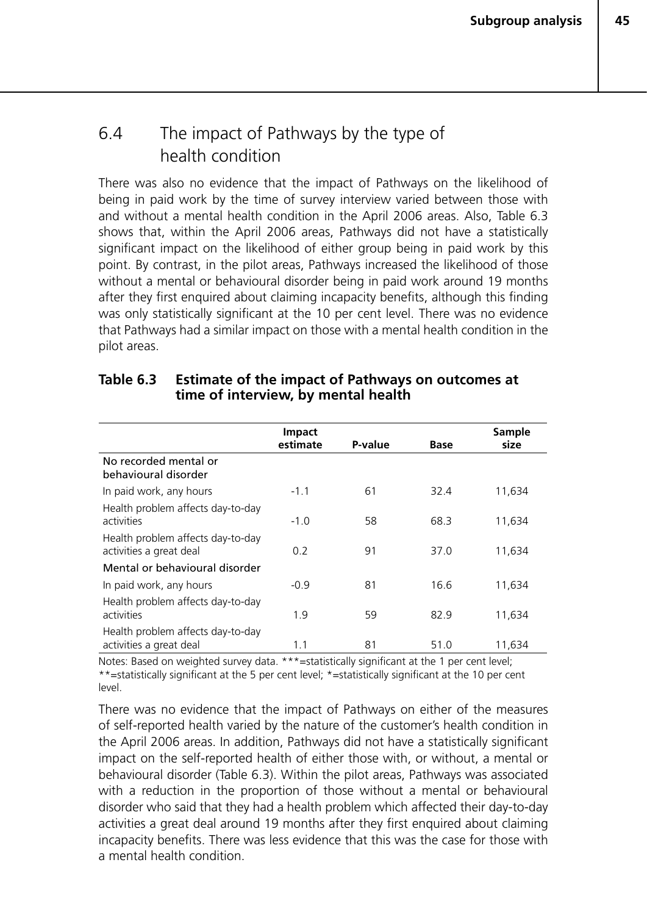## 6.4 The impact of Pathways by the type of health condition

There was also no evidence that the impact of Pathways on the likelihood of being in paid work by the time of survey interview varied between those with and without a mental health condition in the April 2006 areas. Also, Table 6.3 shows that, within the April 2006 areas, Pathways did not have a statistically significant impact on the likelihood of either group being in paid work by this point. By contrast, in the pilot areas, Pathways increased the likelihood of those without a mental or behavioural disorder being in paid work around 19 months after they first enquired about claiming incapacity benefits, although this finding was only statistically significant at the 10 per cent level. There was no evidence that Pathways had a similar impact on those with a mental health condition in the pilot areas.

**Table 6.3 Estimate of the impact of Pathways on outcomes at time of interview, by mental health**

| | Impact estimate | P-value | Base | Sample size |
|---|---|---|---|---|
| No recorded mental or behavioural disorder | | | | |
| In paid work, any hours | -1.1 | 61 | 32.4 | 11,634 |
| Health problem affects day-to-day activities | -1.0 | 58 | 68.3 | 11,634 |
| Health problem affects day-to-day activities a great deal | 0.2 | 91 | 37.0 | 11,634 |
| Mental or behavioural disorder | | | | |
| In paid work, any hours | -0.9 | 81 | 16.6 | 11,634 |
| Health problem affects day-to-day activities | 1.9 | 59 | 82.9 | 11,634 |
| Health problem affects day-to-day activities a great deal | 1.1 | 81 | 51.0 | 11,634 |

Notes: Based on weighted survey data. ***=statistically significant at the 1 per cent level; **=statistically significant at the 5 per cent level; *=statistically significant at the 10 per cent level.

There was no evidence that the impact of Pathways on either of the measures of self-reported health varied by the nature of the customer's health condition in the April 2006 areas. In addition, Pathways did not have a statistically significant impact on the self-reported health of either those with, or without, a mental or behavioural disorder (Table 6.3). Within the pilot areas, Pathways was associated with a reduction in the proportion of those without a mental or behavioural disorder who said that they had a health problem which affected their day-to-day activities a great deal around 19 months after they first enquired about claiming incapacity benefits. There was less evidence that this was the case for those with a mental health condition.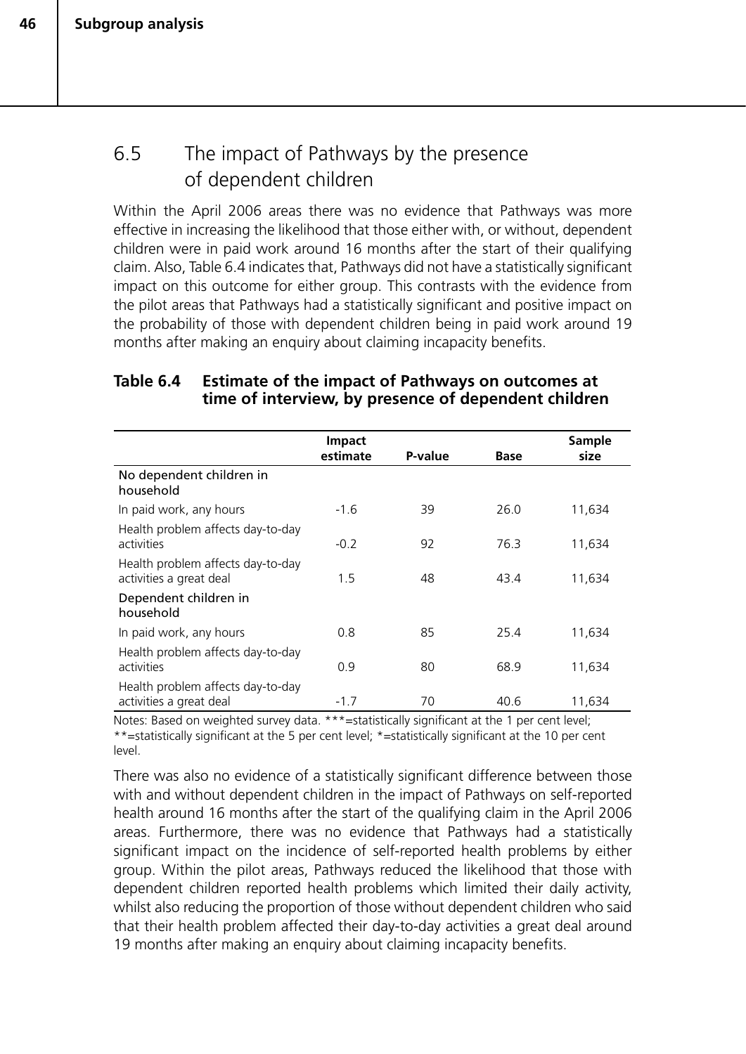## 6.5 The impact of Pathways by the presence of dependent children

Within the April 2006 areas there was no evidence that Pathways was more effective in increasing the likelihood that those either with, or without, dependent children were in paid work around 16 months after the start of their qualifying claim. Also, Table 6.4 indicates that, Pathways did not have a statistically significant impact on this outcome for either group. This contrasts with the evidence from the pilot areas that Pathways had a statistically significant and positive impact on the probability of those with dependent children being in paid work around 19 months after making an enquiry about claiming incapacity benefits.

**Table 6.4 Estimate of the impact of Pathways on outcomes at time of interview, by presence of dependent children**

| | Impact estimate | P-value | Base | Sample size |
|---|---|---|---|---|
| No dependent children in household | | | | |
| In paid work, any hours | -1.6 | 39 | 26.0 | 11,634 |
| Health problem affects day-to-day activities | -0.2 | 92 | 76.3 | 11,634 |
| Health problem affects day-to-day activities a great deal | 1.5 | 48 | 43.4 | 11,634 |
| Dependent children in household | | | | |
| In paid work, any hours | 0.8 | 85 | 25.4 | 11,634 |
| Health problem affects day-to-day activities | 0.9 | 80 | 68.9 | 11,634 |
| Health problem affects day-to-day activities a great deal | -1.7 | 70 | 40.6 | 11,634 |

Notes: Based on weighted survey data. ***=statistically significant at the 1 per cent level; **=statistically significant at the 5 per cent level; *=statistically significant at the 10 per cent level.

There was also no evidence of a statistically significant difference between those with and without dependent children in the impact of Pathways on self-reported health around 16 months after the start of the qualifying claim in the April 2006 areas. Furthermore, there was no evidence that Pathways had a statistically significant impact on the incidence of self-reported health problems by either group. Within the pilot areas, Pathways reduced the likelihood that those with dependent children reported health problems which limited their daily activity, whilst also reducing the proportion of those without dependent children who said that their health problem affected their day-to-day activities a great deal around 19 months after making an enquiry about claiming incapacity benefits.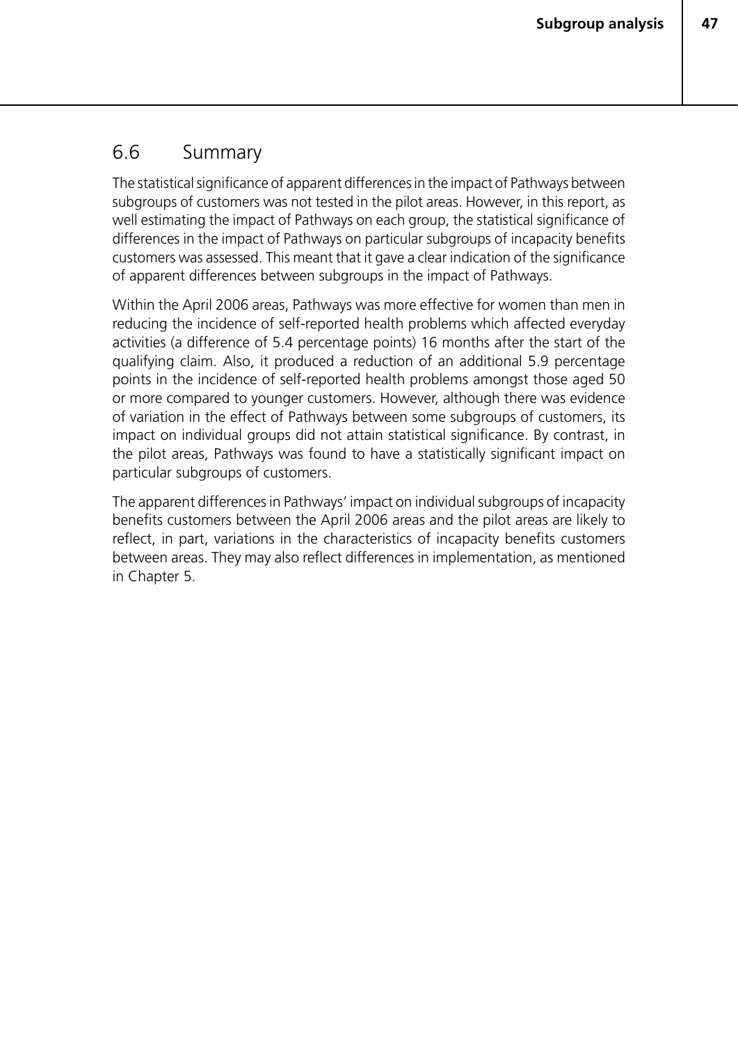## 6.6 Summary

The statistical significance of apparent differences in the impact of Pathways between subgroups of customers was not tested in the pilot areas. However, in this report, as well estimating the impact of Pathways on each group, the statistical significance of differences in the impact of Pathways on particular subgroups of incapacity benefits customers was assessed. This meant that it gave a clear indication of the significance of apparent differences between subgroups in the impact of Pathways.

Within the April 2006 areas, Pathways was more effective for women than men in reducing the incidence of self-reported health problems which affected everyday activities (a difference of 5.4 percentage points) 16 months after the start of the qualifying claim. Also, it produced a reduction of an additional 5.9 percentage points in the incidence of self-reported health problems amongst those aged 50 or more compared to younger customers. However, although there was evidence of variation in the effect of Pathways between some subgroups of customers, its impact on individual groups did not attain statistical significance. By contrast, in the pilot areas, Pathways was found to have a statistically significant impact on particular subgroups of customers.

The apparent differences in Pathways' impact on individual subgroups of incapacity benefits customers between the April 2006 areas and the pilot areas are likely to reflect, in part, variations in the characteristics of incapacity benefits customers between areas. They may also reflect differences in implementation, as mentioned in Chapter 5.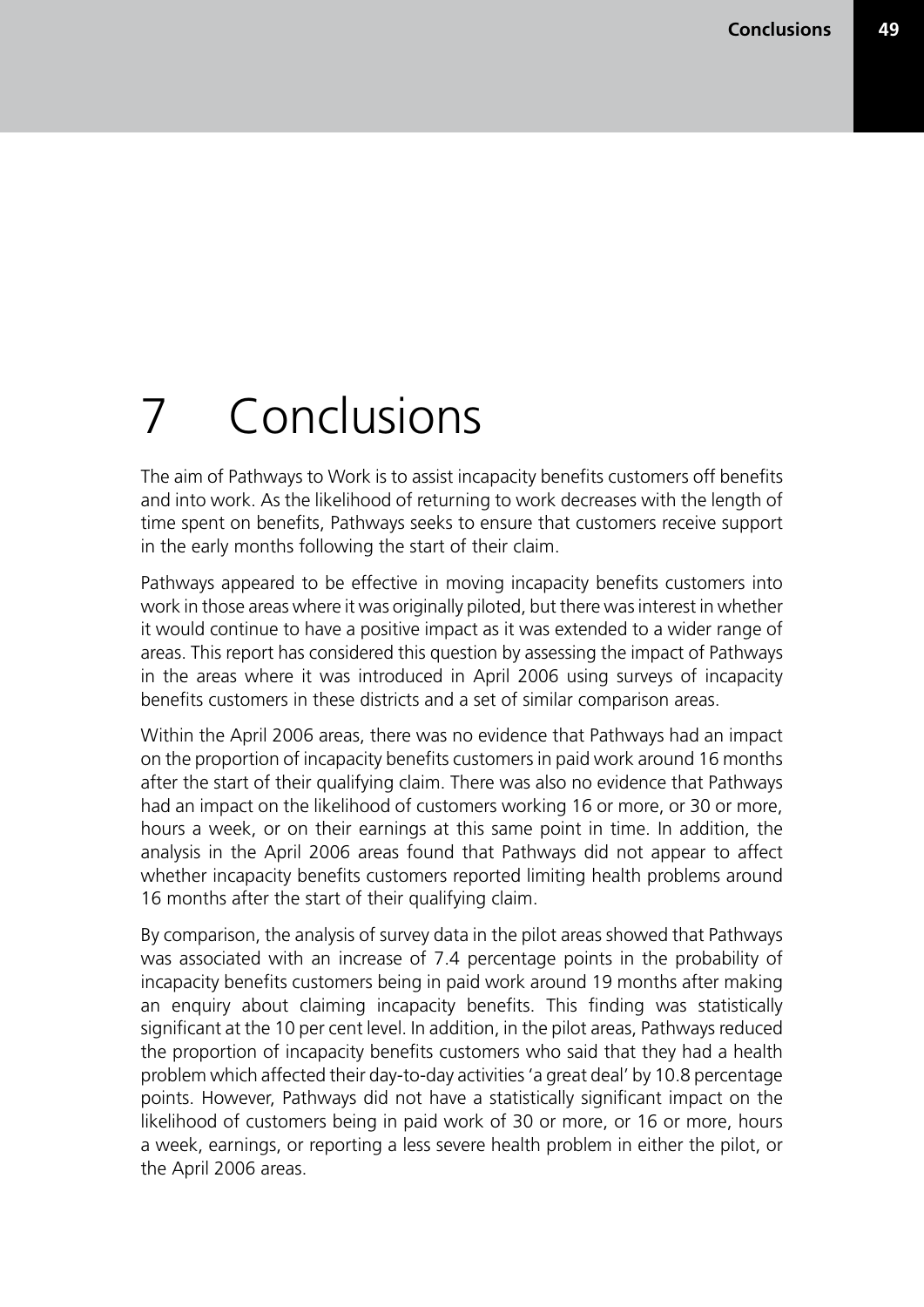# 7 Conclusions

The aim of Pathways to Work is to assist incapacity benefits customers off benefits and into work. As the likelihood of returning to work decreases with the length of time spent on benefits, Pathways seeks to ensure that customers receive support in the early months following the start of their claim.

Pathways appeared to be effective in moving incapacity benefits customers into work in those areas where it was originally piloted, but there was interest in whether it would continue to have a positive impact as it was extended to a wider range of areas. This report has considered this question by assessing the impact of Pathways in the areas where it was introduced in April 2006 using surveys of incapacity benefits customers in these districts and a set of similar comparison areas.

Within the April 2006 areas, there was no evidence that Pathways had an impact on the proportion of incapacity benefits customers in paid work around 16 months after the start of their qualifying claim. There was also no evidence that Pathways had an impact on the likelihood of customers working 16 or more, or 30 or more, hours a week, or on their earnings at this same point in time. In addition, the analysis in the April 2006 areas found that Pathways did not appear to affect whether incapacity benefits customers reported limiting health problems around 16 months after the start of their qualifying claim.

By comparison, the analysis of survey data in the pilot areas showed that Pathways was associated with an increase of 7.4 percentage points in the probability of incapacity benefits customers being in paid work around 19 months after making an enquiry about claiming incapacity benefits. This finding was statistically significant at the 10 per cent level. In addition, in the pilot areas, Pathways reduced the proportion of incapacity benefits customers who said that they had a health problem which affected their day-to-day activities 'a great deal' by 10.8 percentage points. However, Pathways did not have a statistically significant impact on the likelihood of customers being in paid work of 30 or more, or 16 or more, hours a week, earnings, or reporting a less severe health problem in either the pilot, or the April 2006 areas.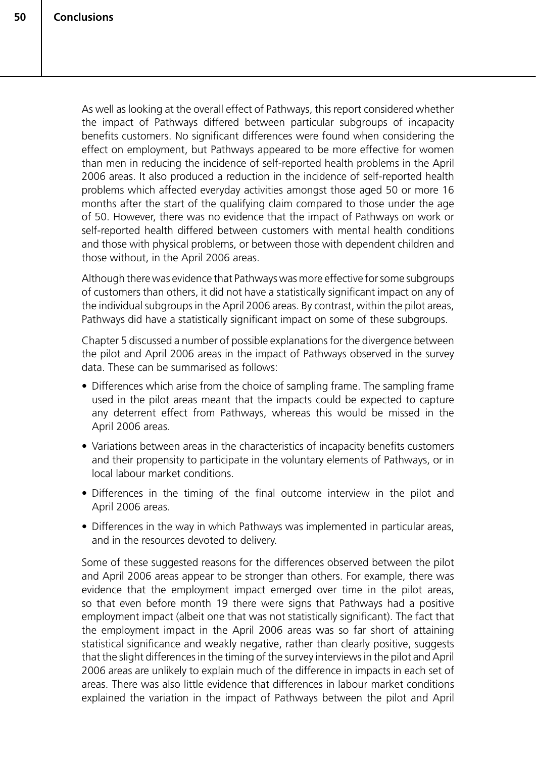As well as looking at the overall effect of Pathways, this report considered whether the impact of Pathways differed between particular subgroups of incapacity benefits customers. No significant differences were found when considering the effect on employment, but Pathways appeared to be more effective for women than men in reducing the incidence of self-reported health problems in the April 2006 areas. It also produced a reduction in the incidence of self-reported health problems which affected everyday activities amongst those aged 50 or more 16 months after the start of the qualifying claim compared to those under the age of 50. However, there was no evidence that the impact of Pathways on work or self-reported health differed between customers with mental health conditions and those with physical problems, or between those with dependent children and those without, in the April 2006 areas.

Although there was evidence that Pathways was more effective for some subgroups of customers than others, it did not have a statistically significant impact on any of the individual subgroups in the April 2006 areas. By contrast, within the pilot areas, Pathways did have a statistically significant impact on some of these subgroups.

Chapter 5 discussed a number of possible explanations for the divergence between the pilot and April 2006 areas in the impact of Pathways observed in the survey data. These can be summarised as follows:

- Differences which arise from the choice of sampling frame. The sampling frame used in the pilot areas meant that the impacts could be expected to capture any deterrent effect from Pathways, whereas this would be missed in the April 2006 areas.
- Variations between areas in the characteristics of incapacity benefits customers and their propensity to participate in the voluntary elements of Pathways, or in local labour market conditions.
- Differences in the timing of the final outcome interview in the pilot and April 2006 areas.
- Differences in the way in which Pathways was implemented in particular areas, and in the resources devoted to delivery.

Some of these suggested reasons for the differences observed between the pilot and April 2006 areas appear to be stronger than others. For example, there was evidence that the employment impact emerged over time in the pilot areas, so that even before month 19 there were signs that Pathways had a positive employment impact (albeit one that was not statistically significant). The fact that the employment impact in the April 2006 areas was so far short of attaining statistical significance and weakly negative, rather than clearly positive, suggests that the slight differences in the timing of the survey interviews in the pilot and April 2006 areas are unlikely to explain much of the difference in impacts in each set of areas. There was also little evidence that differences in labour market conditions explained the variation in the impact of Pathways between the pilot and April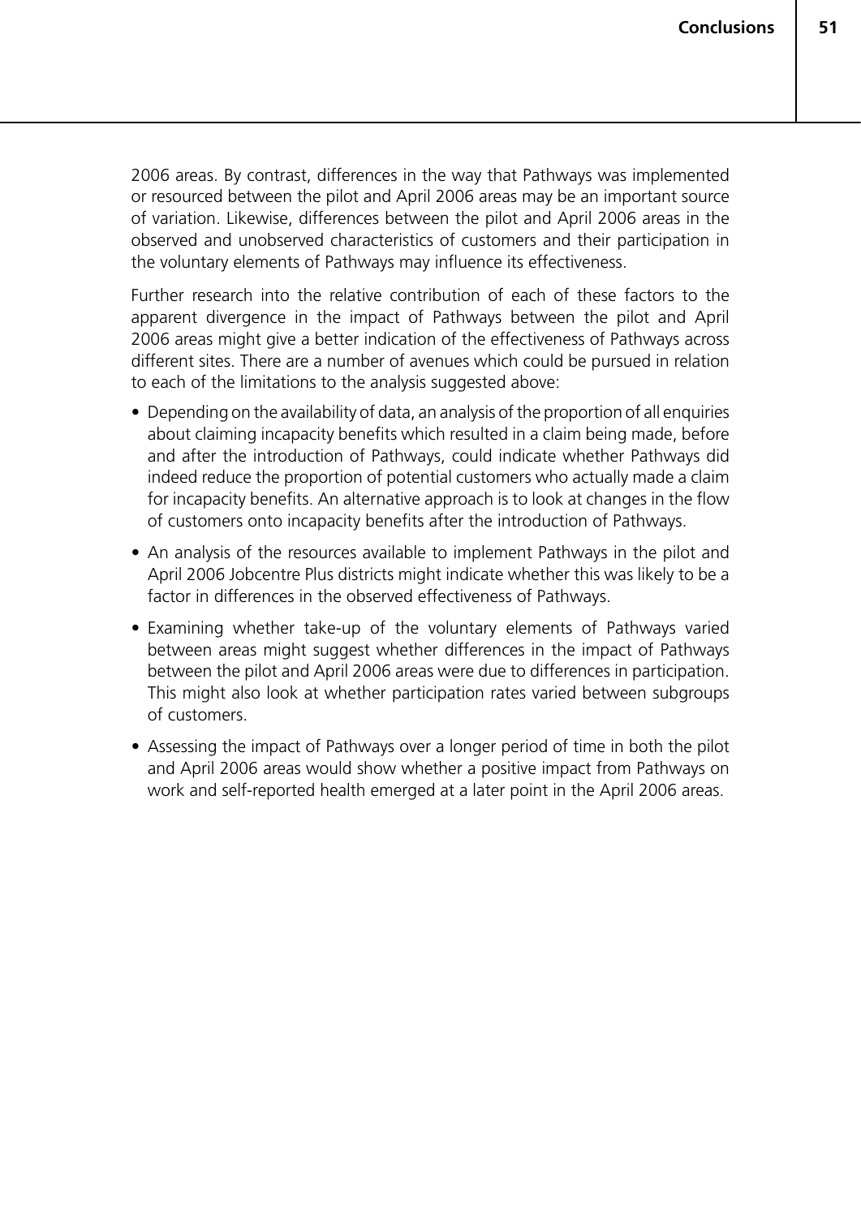2006 areas. By contrast, differences in the way that Pathways was implemented or resourced between the pilot and April 2006 areas may be an important source of variation. Likewise, differences between the pilot and April 2006 areas in the observed and unobserved characteristics of customers and their participation in the voluntary elements of Pathways may influence its effectiveness.

Further research into the relative contribution of each of these factors to the apparent divergence in the impact of Pathways between the pilot and April 2006 areas might give a better indication of the effectiveness of Pathways across different sites. There are a number of avenues which could be pursued in relation to each of the limitations to the analysis suggested above:

- Depending on the availability of data, an analysis of the proportion of all enquiries about claiming incapacity benefits which resulted in a claim being made, before and after the introduction of Pathways, could indicate whether Pathways did indeed reduce the proportion of potential customers who actually made a claim for incapacity benefits. An alternative approach is to look at changes in the flow of customers onto incapacity benefits after the introduction of Pathways.
- An analysis of the resources available to implement Pathways in the pilot and April 2006 Jobcentre Plus districts might indicate whether this was likely to be a factor in differences in the observed effectiveness of Pathways.
- Examining whether take-up of the voluntary elements of Pathways varied between areas might suggest whether differences in the impact of Pathways between the pilot and April 2006 areas were due to differences in participation. This might also look at whether participation rates varied between subgroups of customers.
- Assessing the impact of Pathways over a longer period of time in both the pilot and April 2006 areas would show whether a positive impact from Pathways on work and self-reported health emerged at a later point in the April 2006 areas.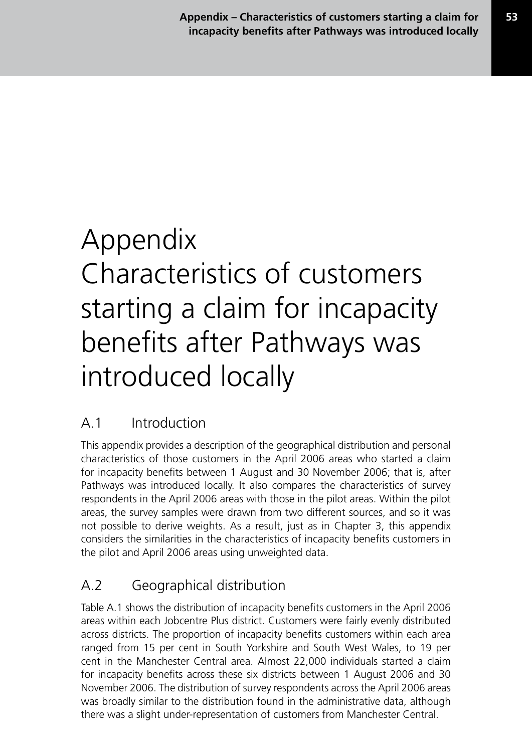# Appendix Characteristics of customers starting a claim for incapacity benefits after Pathways was introduced locally

## A.1 Introduction

This appendix provides a description of the geographical distribution and personal characteristics of those customers in the April 2006 areas who started a claim for incapacity benefits between 1 August and 30 November 2006; that is, after Pathways was introduced locally. It also compares the characteristics of survey respondents in the April 2006 areas with those in the pilot areas. Within the pilot areas, the survey samples were drawn from two different sources, and so it was not possible to derive weights. As a result, just as in Chapter 3, this appendix considers the similarities in the characteristics of incapacity benefits customers in the pilot and April 2006 areas using unweighted data.

## A.2 Geographical distribution

Table A.1 shows the distribution of incapacity benefits customers in the April 2006 areas within each Jobcentre Plus district. Customers were fairly evenly distributed across districts. The proportion of incapacity benefits customers within each area ranged from 15 per cent in South Yorkshire and South West Wales, to 19 per cent in the Manchester Central area. Almost 22,000 individuals started a claim for incapacity benefits across these six districts between 1 August 2006 and 30 November 2006. The distribution of survey respondents across the April 2006 areas was broadly similar to the distribution found in the administrative data, although there was a slight under-representation of customers from Manchester Central.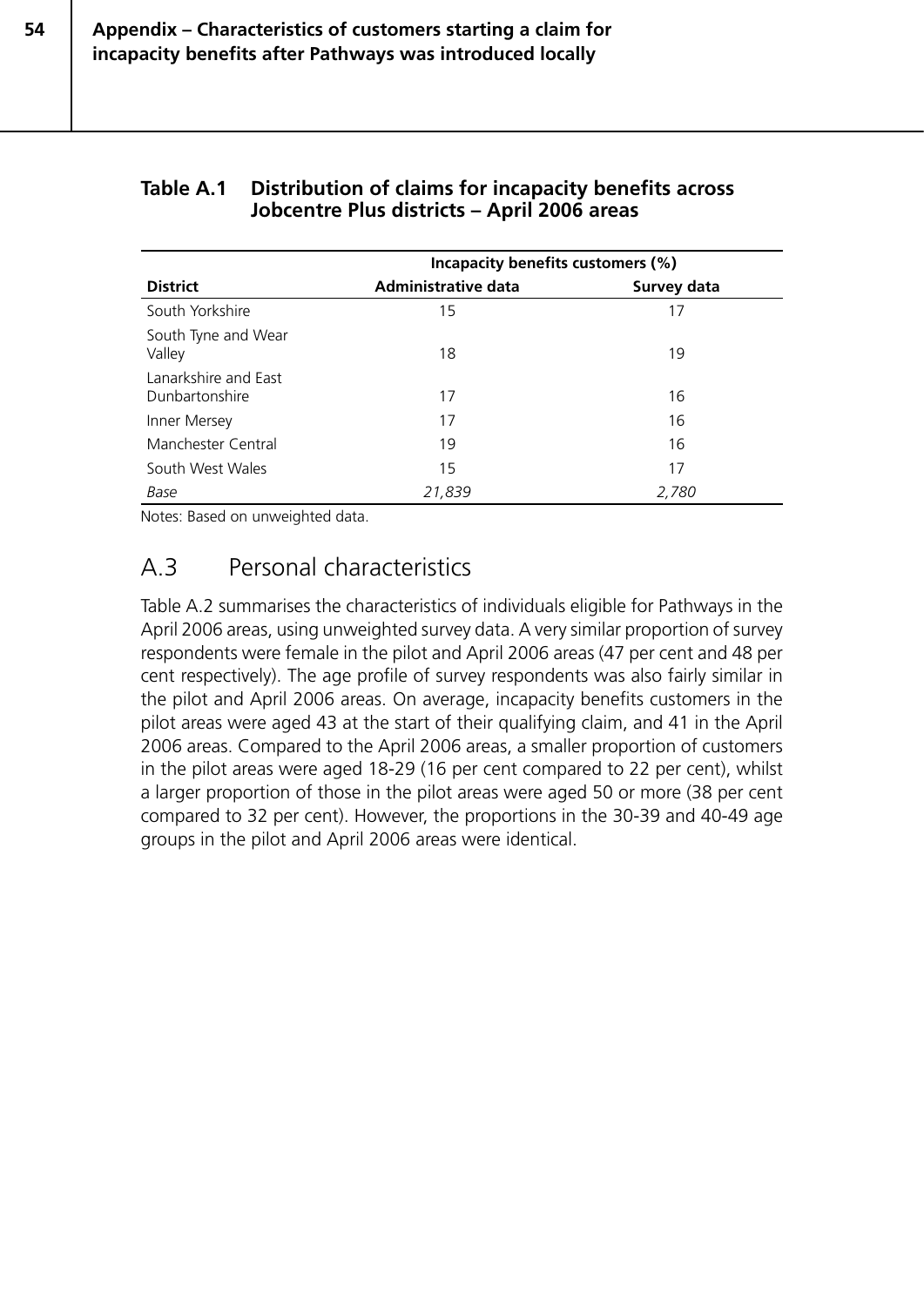**Table A.1 Distribution of claims for incapacity benefits across Jobcentre Plus districts – April 2006 areas**

| | Incapacity benefits customers (%) | |
|---|---|---|
| **District** | **Administrative data** | **Survey data** |
| South Yorkshire | 15 | 17 |
| South Tyne and Wear Valley | 18 | 19 |
| Lanarkshire and East Dunbartonshire | 17 | 16 |
| Inner Mersey | 17 | 16 |
| Manchester Central | 19 | 16 |
| South West Wales | 15 | 17 |
| *Base* | *21,839* | *2,780* |

Notes: Based on unweighted data.

## A.3 Personal characteristics

Table A.2 summarises the characteristics of individuals eligible for Pathways in the April 2006 areas, using unweighted survey data. A very similar proportion of survey respondents were female in the pilot and April 2006 areas (47 per cent and 48 per cent respectively). The age profile of survey respondents was also fairly similar in the pilot and April 2006 areas. On average, incapacity benefits customers in the pilot areas were aged 43 at the start of their qualifying claim, and 41 in the April 2006 areas. Compared to the April 2006 areas, a smaller proportion of customers in the pilot areas were aged 18-29 (16 per cent compared to 22 per cent), whilst a larger proportion of those in the pilot areas were aged 50 or more (38 per cent compared to 32 per cent). However, the proportions in the 30-39 and 40-49 age groups in the pilot and April 2006 areas were identical.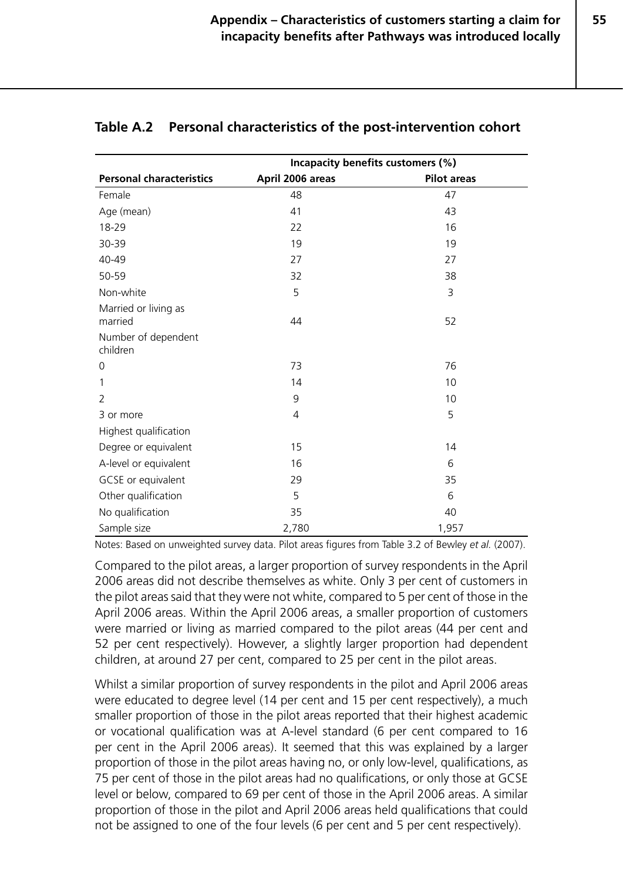### Table A.2 Personal characteristics of the post-intervention cohort

| | Incapacity benefits customers (%) | |
|---|---|---|
| **Personal characteristics** | **April 2006 areas** | **Pilot areas** |
| Female | 48 | 47 |
| Age (mean) | 41 | 43 |
| 18-29 | 22 | 16 |
| 30-39 | 19 | 19 |
| 40-49 | 27 | 27 |
| 50-59 | 32 | 38 |
| Non-white | 5 | 3 |
| Married or living as married | 44 | 52 |
| Number of dependent children | | |
| 0 | 73 | 76 |
| 1 | 14 | 10 |
| 2 | 9 | 10 |
| 3 or more | 4 | 5 |
| Highest qualification | | |
| Degree or equivalent | 15 | 14 |
| A-level or equivalent | 16 | 6 |
| GCSE or equivalent | 29 | 35 |
| Other qualification | 5 | 6 |
| No qualification | 35 | 40 |
| Sample size | 2,780 | 1,957 |

Notes: Based on unweighted survey data. Pilot areas figures from Table 3.2 of Bewley *et al.* (2007).

Compared to the pilot areas, a larger proportion of survey respondents in the April 2006 areas did not describe themselves as white. Only 3 per cent of customers in the pilot areas said that they were not white, compared to 5 per cent of those in the April 2006 areas. Within the April 2006 areas, a smaller proportion of customers were married or living as married compared to the pilot areas (44 per cent and 52 per cent respectively). However, a slightly larger proportion had dependent children, at around 27 per cent, compared to 25 per cent in the pilot areas.

Whilst a similar proportion of survey respondents in the pilot and April 2006 areas were educated to degree level (14 per cent and 15 per cent respectively), a much smaller proportion of those in the pilot areas reported that their highest academic or vocational qualification was at A-level standard (6 per cent compared to 16 per cent in the April 2006 areas). It seemed that this was explained by a larger proportion of those in the pilot areas having no, or only low-level, qualifications, as 75 per cent of those in the pilot areas had no qualifications, or only those at GCSE level or below, compared to 69 per cent of those in the April 2006 areas. A similar proportion of those in the pilot and April 2006 areas held qualifications that could not be assigned to one of the four levels (6 per cent and 5 per cent respectively).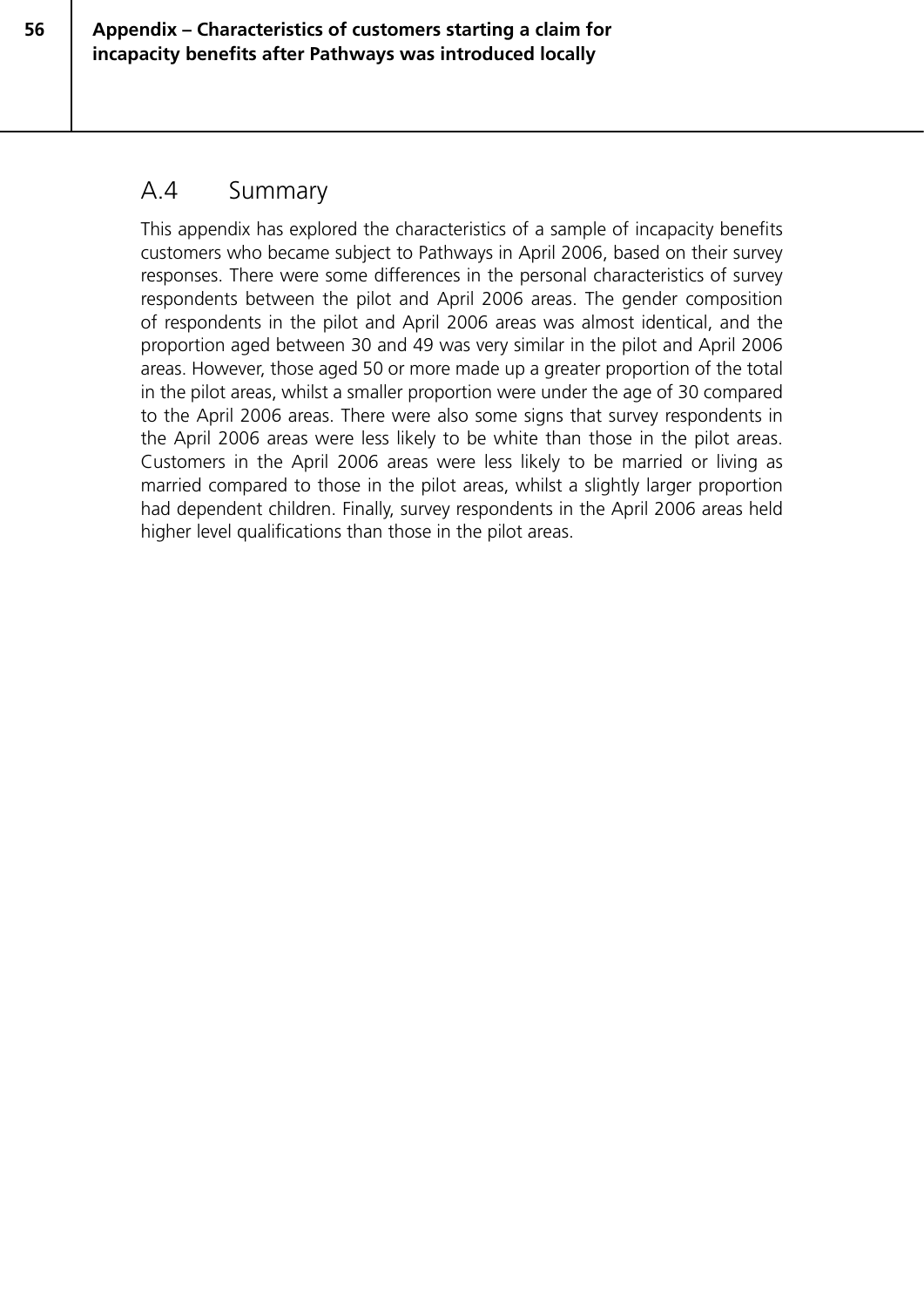## A.4 Summary

This appendix has explored the characteristics of a sample of incapacity benefits customers who became subject to Pathways in April 2006, based on their survey responses. There were some differences in the personal characteristics of survey respondents between the pilot and April 2006 areas. The gender composition of respondents in the pilot and April 2006 areas was almost identical, and the proportion aged between 30 and 49 was very similar in the pilot and April 2006 areas. However, those aged 50 or more made up a greater proportion of the total in the pilot areas, whilst a smaller proportion were under the age of 30 compared to the April 2006 areas. There were also some signs that survey respondents in the April 2006 areas were less likely to be white than those in the pilot areas. Customers in the April 2006 areas were less likely to be married or living as married compared to those in the pilot areas, whilst a slightly larger proportion had dependent children. Finally, survey respondents in the April 2006 areas held higher level qualifications than those in the pilot areas.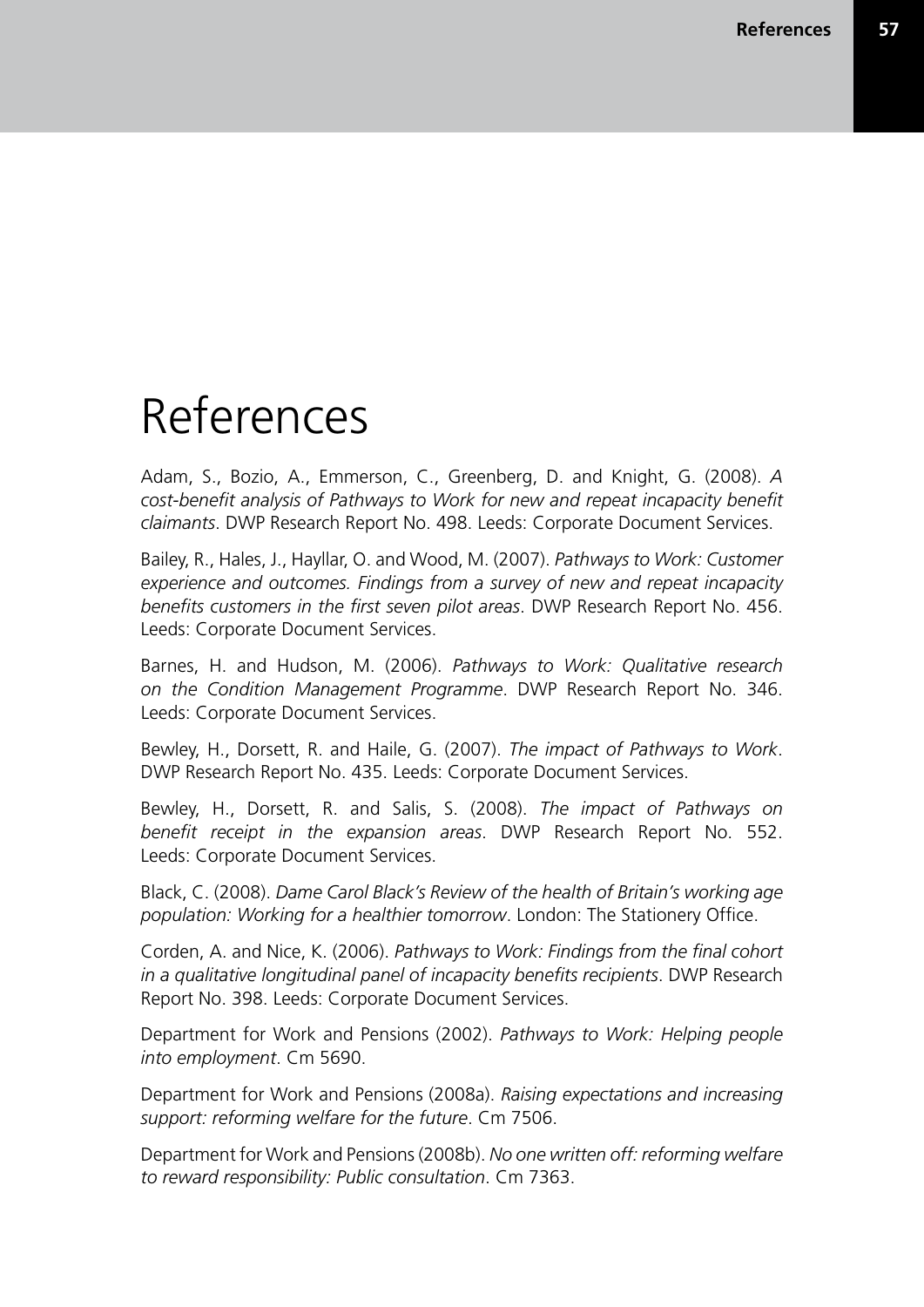# References

Adam, S., Bozio, A., Emmerson, C., Greenberg, D. and Knight, G. (2008). *A cost-benefit analysis of Pathways to Work for new and repeat incapacity benefit claimants*. DWP Research Report No. 498. Leeds: Corporate Document Services.

Bailey, R., Hales, J., Hayllar, O. and Wood, M. (2007). *Pathways to Work: Customer experience and outcomes. Findings from a survey of new and repeat incapacity benefits customers in the first seven pilot areas*. DWP Research Report No. 456. Leeds: Corporate Document Services.

Barnes, H. and Hudson, M. (2006). *Pathways to Work: Qualitative research on the Condition Management Programme*. DWP Research Report No. 346. Leeds: Corporate Document Services.

Bewley, H., Dorsett, R. and Haile, G. (2007). *The impact of Pathways to Work*. DWP Research Report No. 435. Leeds: Corporate Document Services.

Bewley, H., Dorsett, R. and Salis, S. (2008). *The impact of Pathways on benefit receipt in the expansion areas*. DWP Research Report No. 552. Leeds: Corporate Document Services.

Black, C. (2008). *Dame Carol Black's Review of the health of Britain's working age population: Working for a healthier tomorrow*. London: The Stationery Office.

Corden, A. and Nice, K. (2006). *Pathways to Work: Findings from the final cohort in a qualitative longitudinal panel of incapacity benefits recipients*. DWP Research Report No. 398. Leeds: Corporate Document Services.

Department for Work and Pensions (2002). *Pathways to Work: Helping people into employment*. Cm 5690.

Department for Work and Pensions (2008a). *Raising expectations and increasing support: reforming welfare for the future*. Cm 7506.

Department for Work and Pensions (2008b). *No one written off: reforming welfare to reward responsibility: Public consultation*. Cm 7363.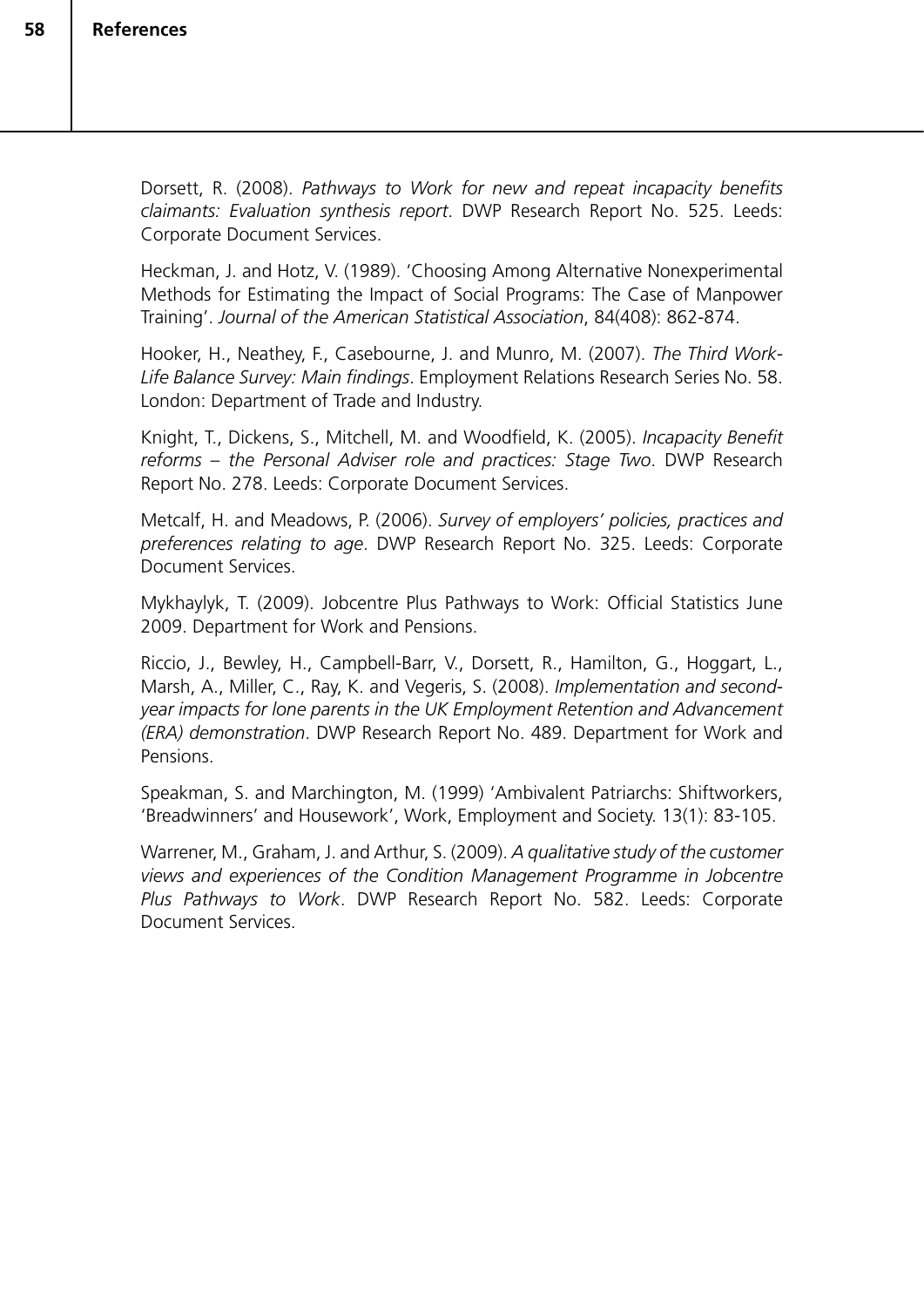Dorsett, R. (2008). *Pathways to Work for new and repeat incapacity benefits claimants: Evaluation synthesis report*. DWP Research Report No. 525. Leeds: Corporate Document Services.

Heckman, J. and Hotz, V. (1989). 'Choosing Among Alternative Nonexperimental Methods for Estimating the Impact of Social Programs: The Case of Manpower Training'. *Journal of the American Statistical Association*, 84(408): 862-874.

Hooker, H., Neathey, F., Casebourne, J. and Munro, M. (2007). *The Third Work-Life Balance Survey: Main findings*. Employment Relations Research Series No. 58. London: Department of Trade and Industry.

Knight, T., Dickens, S., Mitchell, M. and Woodfield, K. (2005). *Incapacity Benefit reforms – the Personal Adviser role and practices: Stage Two*. DWP Research Report No. 278. Leeds: Corporate Document Services.

Metcalf, H. and Meadows, P. (2006). *Survey of employers' policies, practices and preferences relating to age*. DWP Research Report No. 325. Leeds: Corporate Document Services.

Mykhaylyk, T. (2009). Jobcentre Plus Pathways to Work: Official Statistics June 2009. Department for Work and Pensions.

Riccio, J., Bewley, H., Campbell-Barr, V., Dorsett, R., Hamilton, G., Hoggart, L., Marsh, A., Miller, C., Ray, K. and Vegeris, S. (2008). *Implementation and second-year impacts for lone parents in the UK Employment Retention and Advancement (ERA) demonstration*. DWP Research Report No. 489. Department for Work and Pensions.

Speakman, S. and Marchington, M. (1999) 'Ambivalent Patriarchs: Shiftworkers, 'Breadwinners' and Housework', Work, Employment and Society. 13(1): 83-105.

Warrener, M., Graham, J. and Arthur, S. (2009). *A qualitative study of the customer views and experiences of the Condition Management Programme in Jobcentre Plus Pathways to Work*. DWP Research Report No. 582. Leeds: Corporate Document Services.